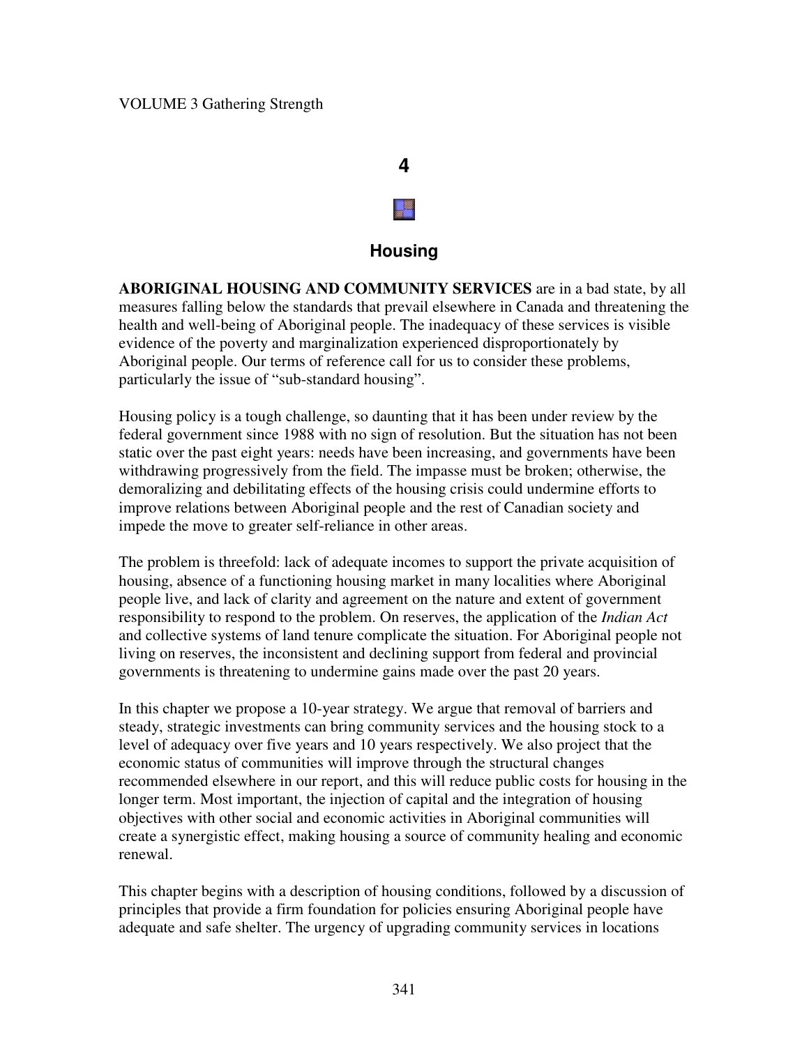VOLUME 3 Gathering Strength

# 4

## Housing

**ABORIGINAL HOUSING AND COMMUNITY SERVICES** are in a bad state, by all measures falling below the standards that prevail elsewhere in Canada and threatening the health and well-being of Aboriginal people. The inadequacy of these services is visible evidence of the poverty and marginalization experienced disproportionately by Aboriginal people. Our terms of reference call for us to consider these problems, particularly the issue of "sub-standard housing".

Housing policy is a tough challenge, so daunting that it has been under review by the federal government since 1988 with no sign of resolution. But the situation has not been static over the past eight years: needs have been increasing, and governments have been withdrawing progressively from the field. The impasse must be broken; otherwise, the demoralizing and debilitating effects of the housing crisis could undermine efforts to improve relations between Aboriginal people and the rest of Canadian society and impede the move to greater self-reliance in other areas.

The problem is threefold: lack of adequate incomes to support the private acquisition of housing, absence of a functioning housing market in many localities where Aboriginal people live, and lack of clarity and agreement on the nature and extent of government responsibility to respond to the problem. On reserves, the application of the *Indian Act* and collective systems of land tenure complicate the situation. For Aboriginal people not living on reserves, the inconsistent and declining support from federal and provincial governments is threatening to undermine gains made over the past 20 years.

In this chapter we propose a 10-year strategy. We argue that removal of barriers and steady, strategic investments can bring community services and the housing stock to a level of adequacy over five years and 10 years respectively. We also project that the economic status of communities will improve through the structural changes recommended elsewhere in our report, and this will reduce public costs for housing in the longer term. Most important, the injection of capital and the integration of housing objectives with other social and economic activities in Aboriginal communities will create a synergistic effect, making housing a source of community healing and economic renewal.

This chapter begins with a description of housing conditions, followed by a discussion of principles that provide a firm foundation for policies ensuring Aboriginal people have adequate and safe shelter. The urgency of upgrading community services in locations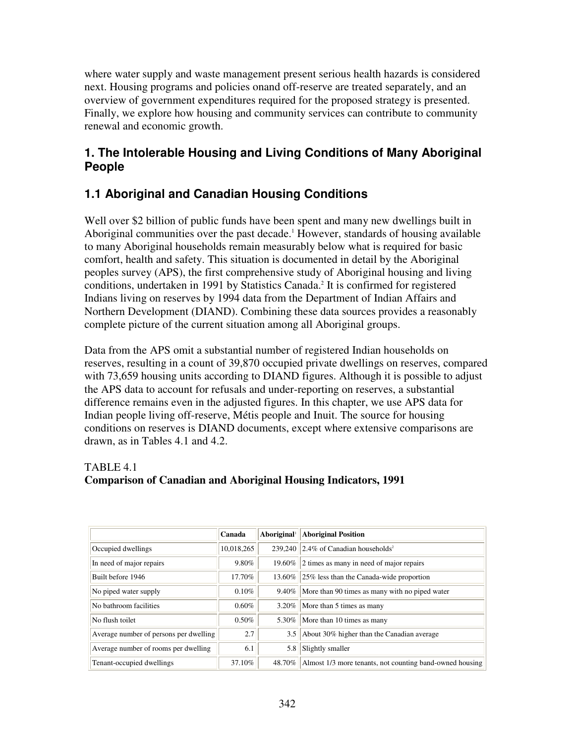where water supply and waste management present serious health hazards is considered next. Housing programs and policies onand off-reserve are treated separately, and an overview of government expenditures required for the proposed strategy is presented. Finally, we explore how housing and community services can contribute to community renewal and economic growth.

## 1. The Intolerable Housing and Living Conditions of Many Aboriginal People

## 1.1 Aboriginal and Canadian Housing Conditions

Well over $2 billion of public funds have been spent and many new dwellings built in Aboriginal communities over the past decade.[1] However, standards of housing available to many Aboriginal households remain measurably below what is required for basic comfort, health and safety. This situation is documented in detail by the Aboriginal peoples survey (APS), the first comprehensive study of Aboriginal housing and living conditions, undertaken in 1991 by Statistics Canada.[2] It is confirmed for registered Indians living on reserves by 1994 data from the Department of Indian Affairs and Northern Development (DIAND). Combining these data sources provides a reasonably complete picture of the current situation among all Aboriginal groups.

Data from the APS omit a substantial number of registered Indian households on reserves, resulting in a count of 39,870 occupied private dwellings on reserves, compared with 73,659 housing units according to DIAND figures. Although it is possible to adjust the APS data to account for refusals and under-reporting on reserves, a substantial difference remains even in the adjusted figures. In this chapter, we use APS data for Indian people living off-reserve, Métis people and Inuit. The source for housing conditions on reserves is DIAND documents, except where extensive comparisons are drawn, as in Tables 4.1 and 4.2.

TABLE 4.1
**Comparison of Canadian and Aboriginal Housing Indicators, 1991**

| | Canada | Aboriginal[1] | Aboriginal Position |
|---|---|---|---|
| Occupied dwellings | 10,018,265 | 239,240 | 2.4% of Canadian households[2] |
| In need of major repairs | 9.80% | 19.60% | 2 times as many in need of major repairs |
| Built before 1946 | 17.70% | 13.60% | 25% less than the Canada-wide proportion |
| No piped water supply | 0.10% | 9.40% | More than 90 times as many with no piped water |
| No bathroom facilities | 0.60% | 3.20% | More than 5 times as many |
| No flush toilet | 0.50% | 5.30% | More than 10 times as many |
| Average number of persons per dwelling | 2.7 | 3.5 | About 30% higher than the Canadian average |
| Average number of rooms per dwelling | 6.1 | 5.8 | Slightly smaller |
| Tenant-occupied dwellings | 37.10% | 48.70% | Almost 1/3 more tenants, not counting band-owned housing |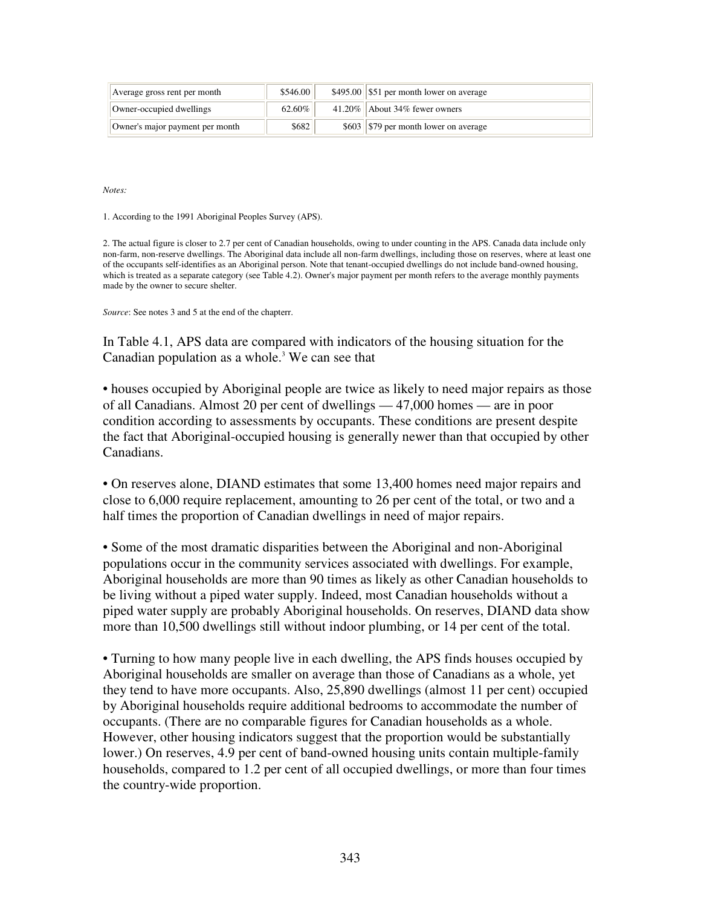| | | | |
|---|---|---|---|
| Average gross rent per month | $546.00 | $495.00 | $51 per month lower on average |
| Owner-occupied dwellings | 62.60% | 41.20% | About 34% fewer owners |
| Owner's major payment per month | $682 | $603 | $79 per month lower on average |

*Notes:*

1. According to the 1991 Aboriginal Peoples Survey (APS).

2. The actual figure is closer to 2.7 per cent of Canadian households, owing to under counting in the APS. Canada data include only non-farm, non-reserve dwellings. The Aboriginal data include all non-farm dwellings, including those on reserves, where at least one of the occupants self-identifies as an Aboriginal person. Note that tenant-occupied dwellings do not include band-owned housing, which is treated as a separate category (see Table 4.2). Owner's major payment per month refers to the average monthly payments made by the owner to secure shelter.

*Source*: See notes 3 and 5 at the end of the chapterr.

In Table 4.1, APS data are compared with indicators of the housing situation for the Canadian population as a whole.[3] We can see that

• houses occupied by Aboriginal people are twice as likely to need major repairs as those of all Canadians. Almost 20 per cent of dwellings — 47,000 homes — are in poor condition according to assessments by occupants. These conditions are present despite the fact that Aboriginal-occupied housing is generally newer than that occupied by other Canadians.

• On reserves alone, DIAND estimates that some 13,400 homes need major repairs and close to 6,000 require replacement, amounting to 26 per cent of the total, or two and a half times the proportion of Canadian dwellings in need of major repairs.

• Some of the most dramatic disparities between the Aboriginal and non-Aboriginal populations occur in the community services associated with dwellings. For example, Aboriginal households are more than 90 times as likely as other Canadian households to be living without a piped water supply. Indeed, most Canadian households without a piped water supply are probably Aboriginal households. On reserves, DIAND data show more than 10,500 dwellings still without indoor plumbing, or 14 per cent of the total.

• Turning to how many people live in each dwelling, the APS finds houses occupied by Aboriginal households are smaller on average than those of Canadians as a whole, yet they tend to have more occupants. Also, 25,890 dwellings (almost 11 per cent) occupied by Aboriginal households require additional bedrooms to accommodate the number of occupants. (There are no comparable figures for Canadian households as a whole. However, other housing indicators suggest that the proportion would be substantially lower.) On reserves, 4.9 per cent of band-owned housing units contain multiple-family households, compared to 1.2 per cent of all occupied dwellings, or more than four times the country-wide proportion.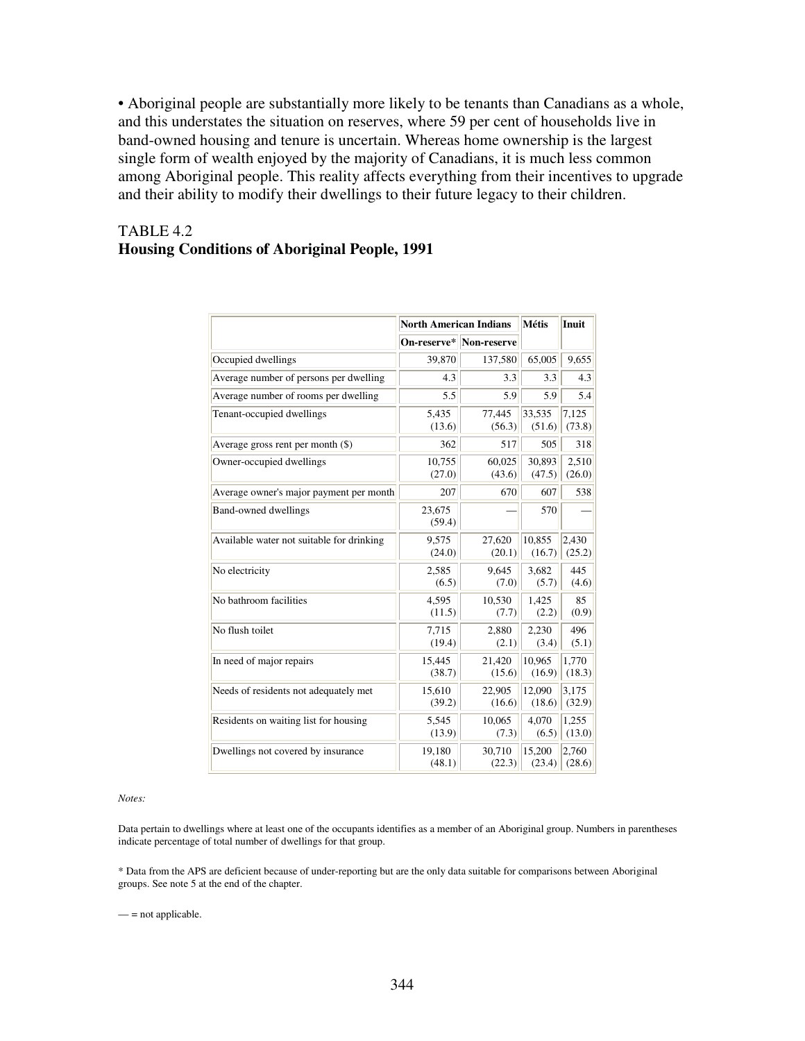• Aboriginal people are substantially more likely to be tenants than Canadians as a whole, and this understates the situation on reserves, where 59 per cent of households live in band-owned housing and tenure is uncertain. Whereas home ownership is the largest single form of wealth enjoyed by the majority of Canadians, it is much less common among Aboriginal people. This reality affects everything from their incentives to upgrade and their ability to modify their dwellings to their future legacy to their children.

## TABLE 4.2
**Housing Conditions of Aboriginal People, 1991**

| | North American Indians | | Métis | Inuit |
|---|---|---|---|---|
| | On-reserve* | Non-reserve | | |
| Occupied dwellings | 39,870 | 137,580 | 65,005 | 9,655 |
| Average number of persons per dwelling | 4.3 | 3.3 | 3.3 | 4.3 |
| Average number of rooms per dwelling | 5.5 | 5.9 | 5.9 | 5.4 |
| Tenant-occupied dwellings | 5,435 (13.6) | 77,445 (56.3) | 33,535 (51.6) | 7,125 (73.8) |
| Average gross rent per month ($) | 362 | 517 | 505 | 318 |
| Owner-occupied dwellings | 10,755 (27.0) | 60,025 (43.6) | 30,893 (47.5) | 2,510 (26.0) |
| Average owner's major payment per month | 207 | 670 | 607 | 538 |
| Band-owned dwellings | 23,675 (59.4) | — | 570 | — |
| Available water not suitable for drinking | 9,575 (24.0) | 27,620 (20.1) | 10,855 (16.7) | 2,430 (25.2) |
| No electricity | 2,585 (6.5) | 9,645 (7.0) | 3,682 (5.7) | 445 (4.6) |
| No bathroom facilities | 4,595 (11.5) | 10,530 (7.7) | 1,425 (2.2) | 85 (0.9) |
| No flush toilet | 7,715 (19.4) | 2,880 (2.1) | 2,230 (3.4) | 496 (5.1) |
| In need of major repairs | 15,445 (38.7) | 21,420 (15.6) | 10,965 (16.9) | 1,770 (18.3) |
| Needs of residents not adequately met | 15,610 (39.2) | 22,905 (16.6) | 12,090 (18.6) | 3,175 (32.9) |
| Residents on waiting list for housing | 5,545 (13.9) | 10,065 (7.3) | 4,070 (6.5) | 1,255 (13.0) |
| Dwellings not covered by insurance | 19,180 (48.1) | 30,710 (22.3) | 15,200 (23.4) | 2,760 (28.6) |

*Notes:*

Data pertain to dwellings where at least one of the occupants identifies as a member of an Aboriginal group. Numbers in parentheses indicate percentage of total number of dwellings for that group.

* Data from the APS are deficient because of under-reporting but are the only data suitable for comparisons between Aboriginal groups. See note 5 at the end of the chapter.

— = not applicable.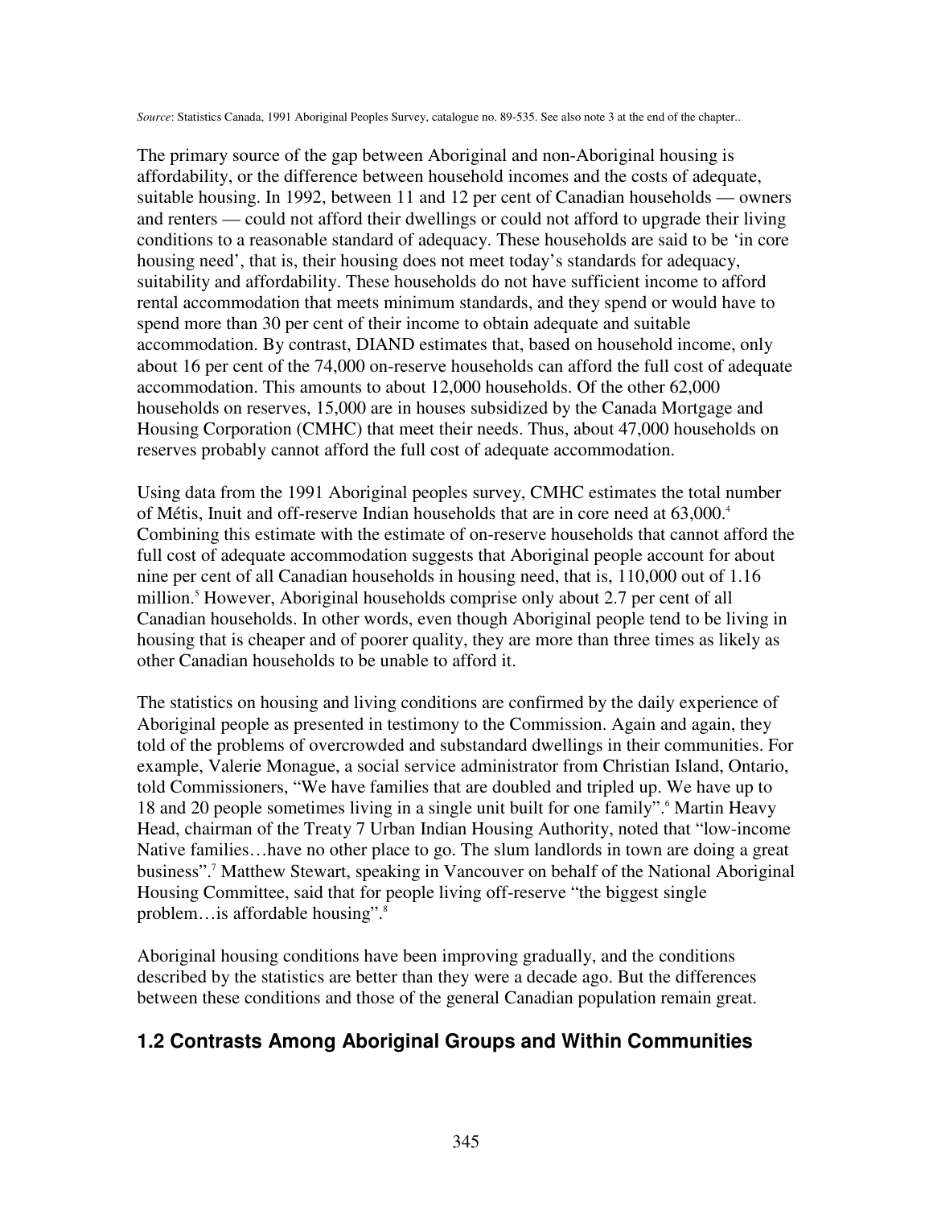*Source*: Statistics Canada, 1991 Aboriginal Peoples Survey, catalogue no. 89-535. See also note 3 at the end of the chapter..

The primary source of the gap between Aboriginal and non-Aboriginal housing is affordability, or the difference between household incomes and the costs of adequate, suitable housing. In 1992, between 11 and 12 per cent of Canadian households — owners and renters — could not afford their dwellings or could not afford to upgrade their living conditions to a reasonable standard of adequacy. These households are said to be 'in core housing need', that is, their housing does not meet today's standards for adequacy, suitability and affordability. These households do not have sufficient income to afford rental accommodation that meets minimum standards, and they spend or would have to spend more than 30 per cent of their income to obtain adequate and suitable accommodation. By contrast, DIAND estimates that, based on household income, only about 16 per cent of the 74,000 on-reserve households can afford the full cost of adequate accommodation. This amounts to about 12,000 households. Of the other 62,000 households on reserves, 15,000 are in houses subsidized by the Canada Mortgage and Housing Corporation (CMHC) that meet their needs. Thus, about 47,000 households on reserves probably cannot afford the full cost of adequate accommodation.

Using data from the 1991 Aboriginal peoples survey, CMHC estimates the total number of Métis, Inuit and off-reserve Indian households that are in core need at 63,000.[4] Combining this estimate with the estimate of on-reserve households that cannot afford the full cost of adequate accommodation suggests that Aboriginal people account for about nine per cent of all Canadian households in housing need, that is, 110,000 out of 1.16 million.[5] However, Aboriginal households comprise only about 2.7 per cent of all Canadian households. In other words, even though Aboriginal people tend to be living in housing that is cheaper and of poorer quality, they are more than three times as likely as other Canadian households to be unable to afford it.

The statistics on housing and living conditions are confirmed by the daily experience of Aboriginal people as presented in testimony to the Commission. Again and again, they told of the problems of overcrowded and substandard dwellings in their communities. For example, Valerie Monague, a social service administrator from Christian Island, Ontario, told Commissioners, "We have families that are doubled and tripled up. We have up to 18 and 20 people sometimes living in a single unit built for one family".[6] Martin Heavy Head, chairman of the Treaty 7 Urban Indian Housing Authority, noted that "low-income Native families…have no other place to go. The slum landlords in town are doing a great business".[7] Matthew Stewart, speaking in Vancouver on behalf of the National Aboriginal Housing Committee, said that for people living off-reserve "the biggest single problem…is affordable housing".[8]

Aboriginal housing conditions have been improving gradually, and the conditions described by the statistics are better than they were a decade ago. But the differences between these conditions and those of the general Canadian population remain great.

## 1.2 Contrasts Among Aboriginal Groups and Within Communities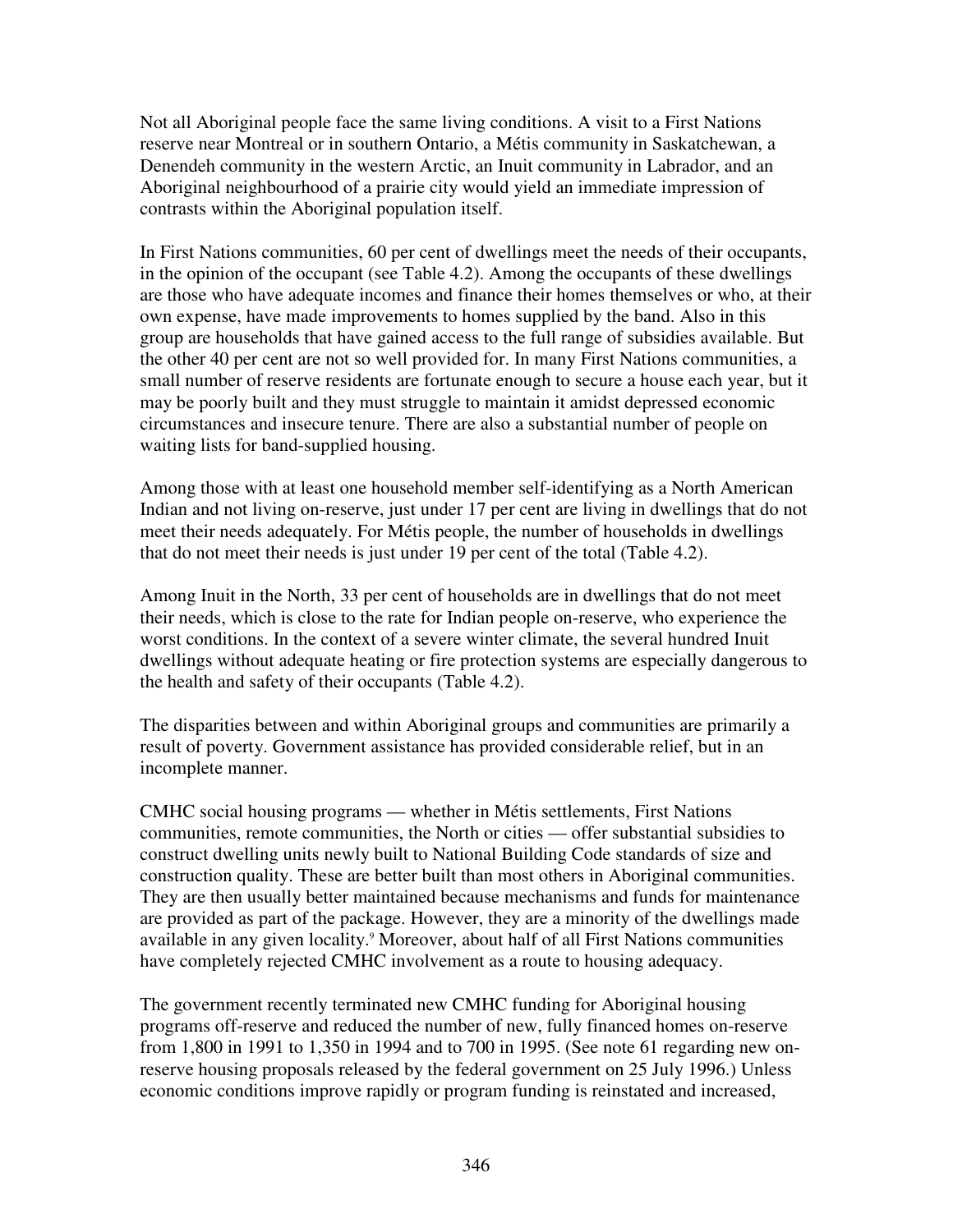Not all Aboriginal people face the same living conditions. A visit to a First Nations reserve near Montreal or in southern Ontario, a Métis community in Saskatchewan, a Denendeh community in the western Arctic, an Inuit community in Labrador, and an Aboriginal neighbourhood of a prairie city would yield an immediate impression of contrasts within the Aboriginal population itself.

In First Nations communities, 60 per cent of dwellings meet the needs of their occupants, in the opinion of the occupant (see Table 4.2). Among the occupants of these dwellings are those who have adequate incomes and finance their homes themselves or who, at their own expense, have made improvements to homes supplied by the band. Also in this group are households that have gained access to the full range of subsidies available. But the other 40 per cent are not so well provided for. In many First Nations communities, a small number of reserve residents are fortunate enough to secure a house each year, but it may be poorly built and they must struggle to maintain it amidst depressed economic circumstances and insecure tenure. There are also a substantial number of people on waiting lists for band-supplied housing.

Among those with at least one household member self-identifying as a North American Indian and not living on-reserve, just under 17 per cent are living in dwellings that do not meet their needs adequately. For Métis people, the number of households in dwellings that do not meet their needs is just under 19 per cent of the total (Table 4.2).

Among Inuit in the North, 33 per cent of households are in dwellings that do not meet their needs, which is close to the rate for Indian people on-reserve, who experience the worst conditions. In the context of a severe winter climate, the several hundred Inuit dwellings without adequate heating or fire protection systems are especially dangerous to the health and safety of their occupants (Table 4.2).

The disparities between and within Aboriginal groups and communities are primarily a result of poverty. Government assistance has provided considerable relief, but in an incomplete manner.

CMHC social housing programs — whether in Métis settlements, First Nations communities, remote communities, the North or cities — offer substantial subsidies to construct dwelling units newly built to National Building Code standards of size and construction quality. These are better built than most others in Aboriginal communities. They are then usually better maintained because mechanisms and funds for maintenance are provided as part of the package. However, they are a minority of the dwellings made available in any given locality.[9] Moreover, about half of all First Nations communities have completely rejected CMHC involvement as a route to housing adequacy.

The government recently terminated new CMHC funding for Aboriginal housing programs off-reserve and reduced the number of new, fully financed homes on-reserve from 1,800 in 1991 to 1,350 in 1994 and to 700 in 1995. (See note 61 regarding new on-reserve housing proposals released by the federal government on 25 July 1996.) Unless economic conditions improve rapidly or program funding is reinstated and increased,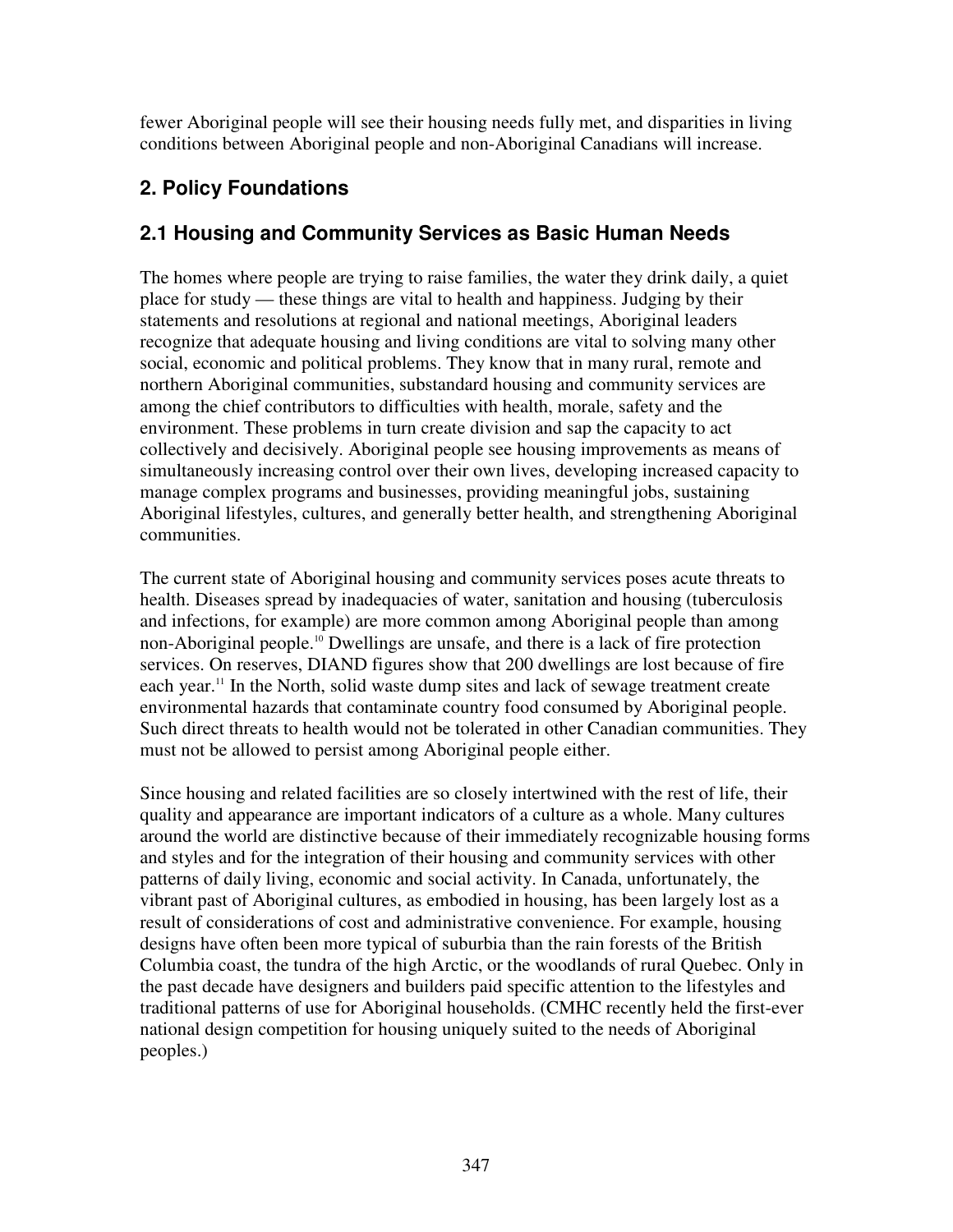fewer Aboriginal people will see their housing needs fully met, and disparities in living conditions between Aboriginal people and non-Aboriginal Canadians will increase.

## 2. Policy Foundations

## 2.1 Housing and Community Services as Basic Human Needs

The homes where people are trying to raise families, the water they drink daily, a quiet place for study — these things are vital to health and happiness. Judging by their statements and resolutions at regional and national meetings, Aboriginal leaders recognize that adequate housing and living conditions are vital to solving many other social, economic and political problems. They know that in many rural, remote and northern Aboriginal communities, substandard housing and community services are among the chief contributors to difficulties with health, morale, safety and the environment. These problems in turn create division and sap the capacity to act collectively and decisively. Aboriginal people see housing improvements as means of simultaneously increasing control over their own lives, developing increased capacity to manage complex programs and businesses, providing meaningful jobs, sustaining Aboriginal lifestyles, cultures, and generally better health, and strengthening Aboriginal communities.

The current state of Aboriginal housing and community services poses acute threats to health. Diseases spread by inadequacies of water, sanitation and housing (tuberculosis and infections, for example) are more common among Aboriginal people than among non-Aboriginal people.[10] Dwellings are unsafe, and there is a lack of fire protection services. On reserves, DIAND figures show that 200 dwellings are lost because of fire each year.[11] In the North, solid waste dump sites and lack of sewage treatment create environmental hazards that contaminate country food consumed by Aboriginal people. Such direct threats to health would not be tolerated in other Canadian communities. They must not be allowed to persist among Aboriginal people either.

Since housing and related facilities are so closely intertwined with the rest of life, their quality and appearance are important indicators of a culture as a whole. Many cultures around the world are distinctive because of their immediately recognizable housing forms and styles and for the integration of their housing and community services with other patterns of daily living, economic and social activity. In Canada, unfortunately, the vibrant past of Aboriginal cultures, as embodied in housing, has been largely lost as a result of considerations of cost and administrative convenience. For example, housing designs have often been more typical of suburbia than the rain forests of the British Columbia coast, the tundra of the high Arctic, or the woodlands of rural Quebec. Only in the past decade have designers and builders paid specific attention to the lifestyles and traditional patterns of use for Aboriginal households. (CMHC recently held the first-ever national design competition for housing uniquely suited to the needs of Aboriginal peoples.)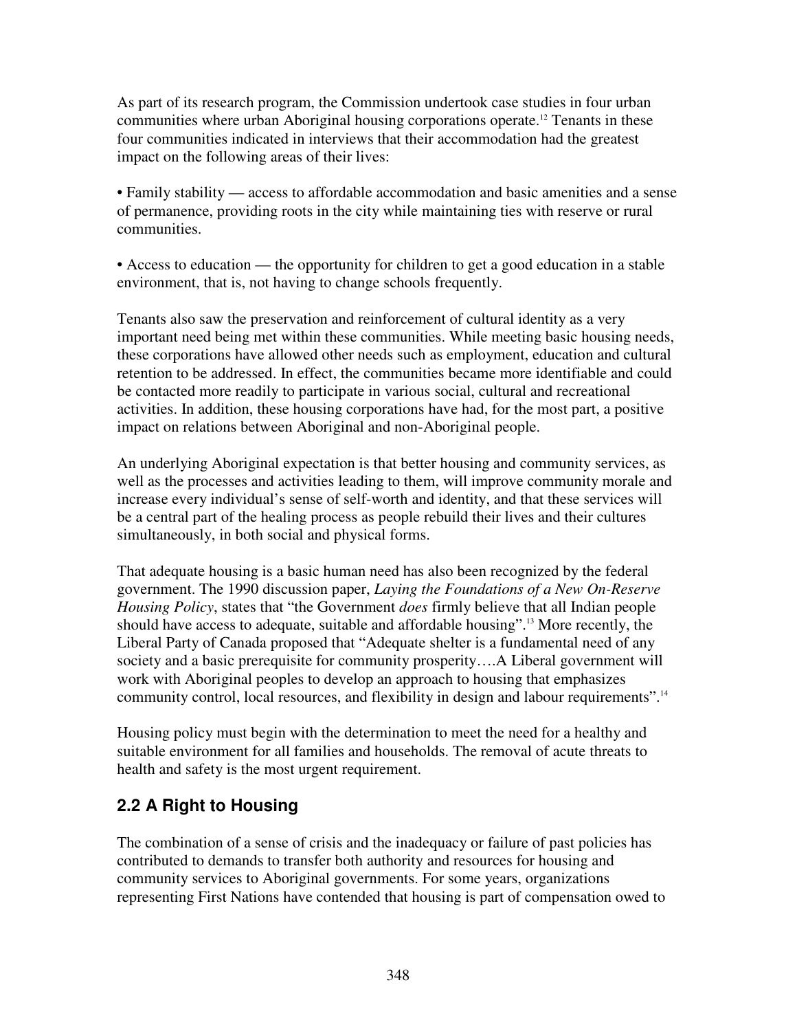As part of its research program, the Commission undertook case studies in four urban communities where urban Aboriginal housing corporations operate.[12] Tenants in these four communities indicated in interviews that their accommodation had the greatest impact on the following areas of their lives:

• Family stability — access to affordable accommodation and basic amenities and a sense of permanence, providing roots in the city while maintaining ties with reserve or rural communities.

• Access to education — the opportunity for children to get a good education in a stable environment, that is, not having to change schools frequently.

Tenants also saw the preservation and reinforcement of cultural identity as a very important need being met within these communities. While meeting basic housing needs, these corporations have allowed other needs such as employment, education and cultural retention to be addressed. In effect, the communities became more identifiable and could be contacted more readily to participate in various social, cultural and recreational activities. In addition, these housing corporations have had, for the most part, a positive impact on relations between Aboriginal and non-Aboriginal people.

An underlying Aboriginal expectation is that better housing and community services, as well as the processes and activities leading to them, will improve community morale and increase every individual's sense of self-worth and identity, and that these services will be a central part of the healing process as people rebuild their lives and their cultures simultaneously, in both social and physical forms.

That adequate housing is a basic human need has also been recognized by the federal government. The 1990 discussion paper, *Laying the Foundations of a New On-Reserve Housing Policy*, states that "the Government *does* firmly believe that all Indian people should have access to adequate, suitable and affordable housing".[13] More recently, the Liberal Party of Canada proposed that "Adequate shelter is a fundamental need of any society and a basic prerequisite for community prosperity….A Liberal government will work with Aboriginal peoples to develop an approach to housing that emphasizes community control, local resources, and flexibility in design and labour requirements".[14]

Housing policy must begin with the determination to meet the need for a healthy and suitable environment for all families and households. The removal of acute threats to health and safety is the most urgent requirement.

## 2.2 A Right to Housing

The combination of a sense of crisis and the inadequacy or failure of past policies has contributed to demands to transfer both authority and resources for housing and community services to Aboriginal governments. For some years, organizations representing First Nations have contended that housing is part of compensation owed to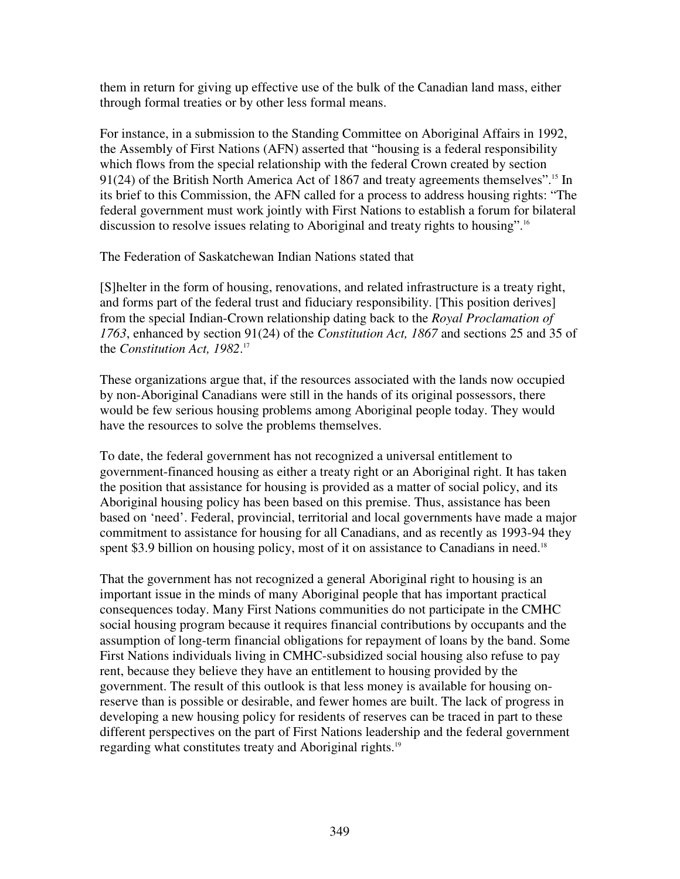them in return for giving up effective use of the bulk of the Canadian land mass, either through formal treaties or by other less formal means.

For instance, in a submission to the Standing Committee on Aboriginal Affairs in 1992, the Assembly of First Nations (AFN) asserted that "housing is a federal responsibility which flows from the special relationship with the federal Crown created by section 91(24) of the British North America Act of 1867 and treaty agreements themselves".[15] In its brief to this Commission, the AFN called for a process to address housing rights: "The federal government must work jointly with First Nations to establish a forum for bilateral discussion to resolve issues relating to Aboriginal and treaty rights to housing".[16]

The Federation of Saskatchewan Indian Nations stated that

> [S]helter in the form of housing, renovations, and related infrastructure is a treaty right, and forms part of the federal trust and fiduciary responsibility. [This position derives] from the special Indian-Crown relationship dating back to the *Royal Proclamation of 1763*, enhanced by section 91(24) of the *Constitution Act, 1867* and sections 25 and 35 of the *Constitution Act, 1982*.[17]

These organizations argue that, if the resources associated with the lands now occupied by non-Aboriginal Canadians were still in the hands of its original possessors, there would be few serious housing problems among Aboriginal people today. They would have the resources to solve the problems themselves.

To date, the federal government has not recognized a universal entitlement to government-financed housing as either a treaty right or an Aboriginal right. It has taken the position that assistance for housing is provided as a matter of social policy, and its Aboriginal housing policy has been based on this premise. Thus, assistance has been based on 'need'. Federal, provincial, territorial and local governments have made a major commitment to assistance for housing for all Canadians, and as recently as 1993-94 they spent $3.9 billion on housing policy, most of it on assistance to Canadians in need.[18]

That the government has not recognized a general Aboriginal right to housing is an important issue in the minds of many Aboriginal people that has important practical consequences today. Many First Nations communities do not participate in the CMHC social housing program because it requires financial contributions by occupants and the assumption of long-term financial obligations for repayment of loans by the band. Some First Nations individuals living in CMHC-subsidized social housing also refuse to pay rent, because they believe they have an entitlement to housing provided by the government. The result of this outlook is that less money is available for housing on-reserve than is possible or desirable, and fewer homes are built. The lack of progress in developing a new housing policy for residents of reserves can be traced in part to these different perspectives on the part of First Nations leadership and the federal government regarding what constitutes treaty and Aboriginal rights.[19]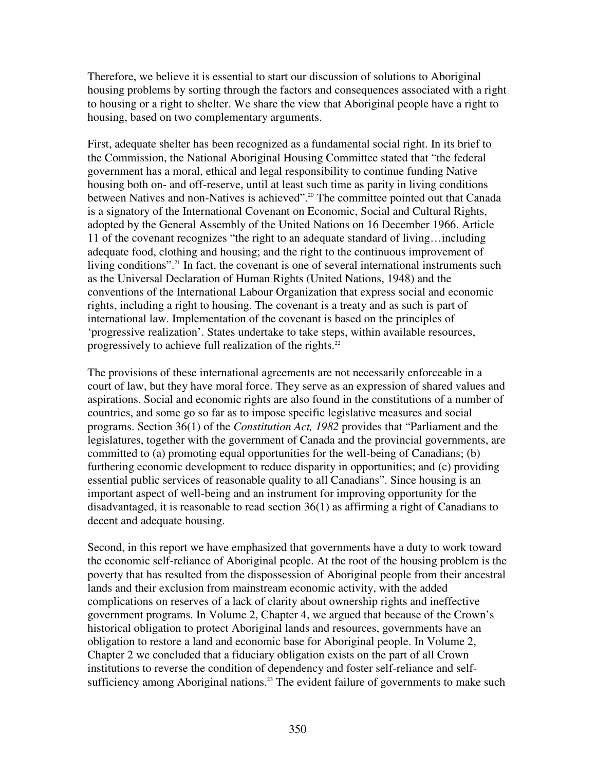Therefore, we believe it is essential to start our discussion of solutions to Aboriginal housing problems by sorting through the factors and consequences associated with a right to housing or a right to shelter. We share the view that Aboriginal people have a right to housing, based on two complementary arguments.

First, adequate shelter has been recognized as a fundamental social right. In its brief to the Commission, the National Aboriginal Housing Committee stated that "the federal government has a moral, ethical and legal responsibility to continue funding Native housing both on- and off-reserve, until at least such time as parity in living conditions between Natives and non-Natives is achieved".[20] The committee pointed out that Canada is a signatory of the International Covenant on Economic, Social and Cultural Rights, adopted by the General Assembly of the United Nations on 16 December 1966. Article 11 of the covenant recognizes "the right to an adequate standard of living…including adequate food, clothing and housing; and the right to the continuous improvement of living conditions".[21] In fact, the covenant is one of several international instruments such as the Universal Declaration of Human Rights (United Nations, 1948) and the conventions of the International Labour Organization that express social and economic rights, including a right to housing. The covenant is a treaty and as such is part of international law. Implementation of the covenant is based on the principles of 'progressive realization'. States undertake to take steps, within available resources, progressively to achieve full realization of the rights.[22]

The provisions of these international agreements are not necessarily enforceable in a court of law, but they have moral force. They serve as an expression of shared values and aspirations. Social and economic rights are also found in the constitutions of a number of countries, and some go so far as to impose specific legislative measures and social programs. Section 36(1) of the *Constitution Act, 1982* provides that "Parliament and the legislatures, together with the government of Canada and the provincial governments, are committed to (a) promoting equal opportunities for the well-being of Canadians; (b) furthering economic development to reduce disparity in opportunities; and (c) providing essential public services of reasonable quality to all Canadians". Since housing is an important aspect of well-being and an instrument for improving opportunity for the disadvantaged, it is reasonable to read section 36(1) as affirming a right of Canadians to decent and adequate housing.

Second, in this report we have emphasized that governments have a duty to work toward the economic self-reliance of Aboriginal people. At the root of the housing problem is the poverty that has resulted from the dispossession of Aboriginal people from their ancestral lands and their exclusion from mainstream economic activity, with the added complications on reserves of a lack of clarity about ownership rights and ineffective government programs. In Volume 2, Chapter 4, we argued that because of the Crown's historical obligation to protect Aboriginal lands and resources, governments have an obligation to restore a land and economic base for Aboriginal people. In Volume 2, Chapter 2 we concluded that a fiduciary obligation exists on the part of all Crown institutions to reverse the condition of dependency and foster self-reliance and self-sufficiency among Aboriginal nations.[23] The evident failure of governments to make such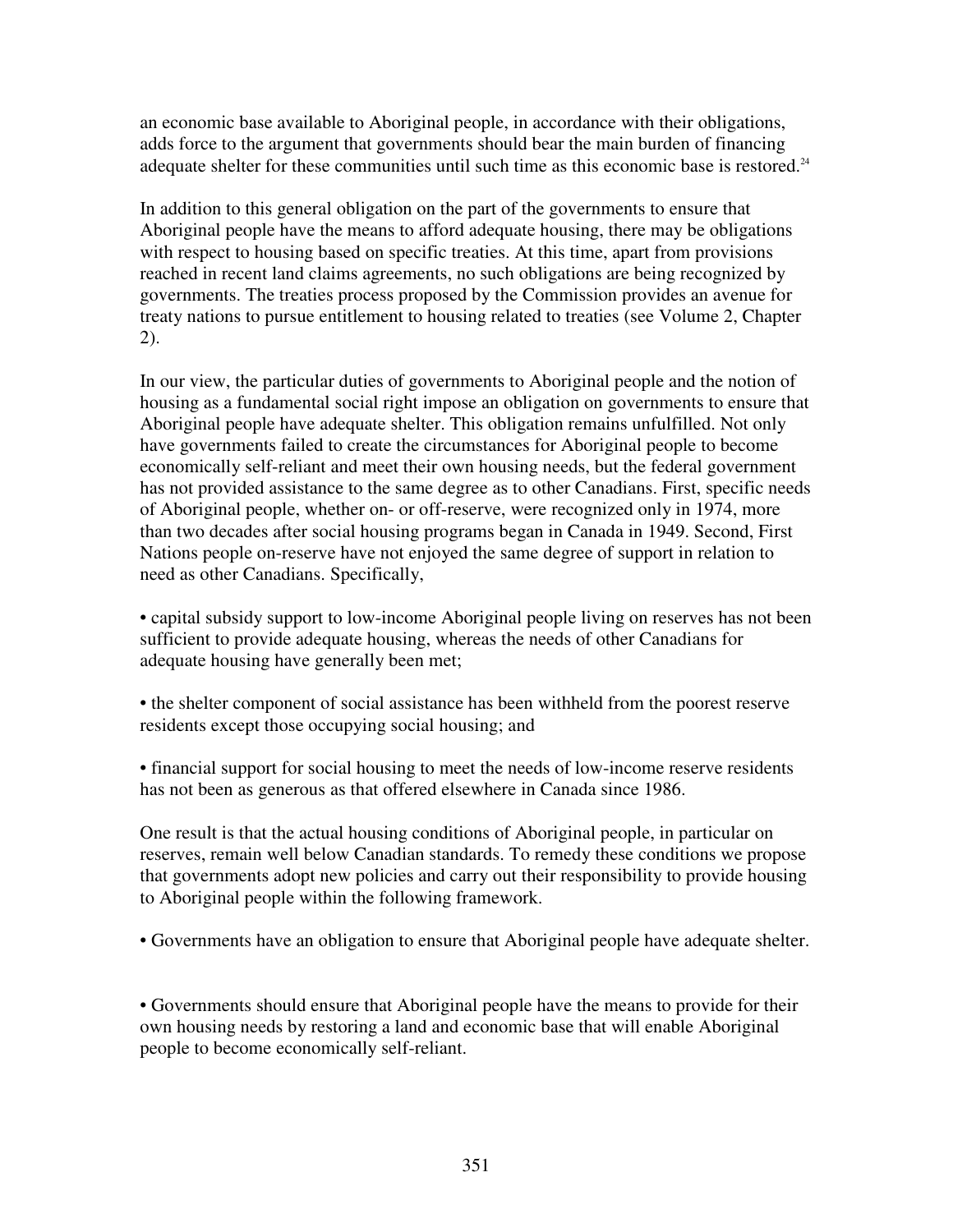an economic base available to Aboriginal people, in accordance with their obligations, adds force to the argument that governments should bear the main burden of financing adequate shelter for these communities until such time as this economic base is restored.[24]

In addition to this general obligation on the part of the governments to ensure that Aboriginal people have the means to afford adequate housing, there may be obligations with respect to housing based on specific treaties. At this time, apart from provisions reached in recent land claims agreements, no such obligations are being recognized by governments. The treaties process proposed by the Commission provides an avenue for treaty nations to pursue entitlement to housing related to treaties (see Volume 2, Chapter 2).

In our view, the particular duties of governments to Aboriginal people and the notion of housing as a fundamental social right impose an obligation on governments to ensure that Aboriginal people have adequate shelter. This obligation remains unfulfilled. Not only have governments failed to create the circumstances for Aboriginal people to become economically self-reliant and meet their own housing needs, but the federal government has not provided assistance to the same degree as to other Canadians. First, specific needs of Aboriginal people, whether on- or off-reserve, were recognized only in 1974, more than two decades after social housing programs began in Canada in 1949. Second, First Nations people on-reserve have not enjoyed the same degree of support in relation to need as other Canadians. Specifically,

- capital subsidy support to low-income Aboriginal people living on reserves has not been sufficient to provide adequate housing, whereas the needs of other Canadians for adequate housing have generally been met;

- the shelter component of social assistance has been withheld from the poorest reserve residents except those occupying social housing; and

- financial support for social housing to meet the needs of low-income reserve residents has not been as generous as that offered elsewhere in Canada since 1986.

One result is that the actual housing conditions of Aboriginal people, in particular on reserves, remain well below Canadian standards. To remedy these conditions we propose that governments adopt new policies and carry out their responsibility to provide housing to Aboriginal people within the following framework.

- Governments have an obligation to ensure that Aboriginal people have adequate shelter.

- Governments should ensure that Aboriginal people have the means to provide for their own housing needs by restoring a land and economic base that will enable Aboriginal people to become economically self-reliant.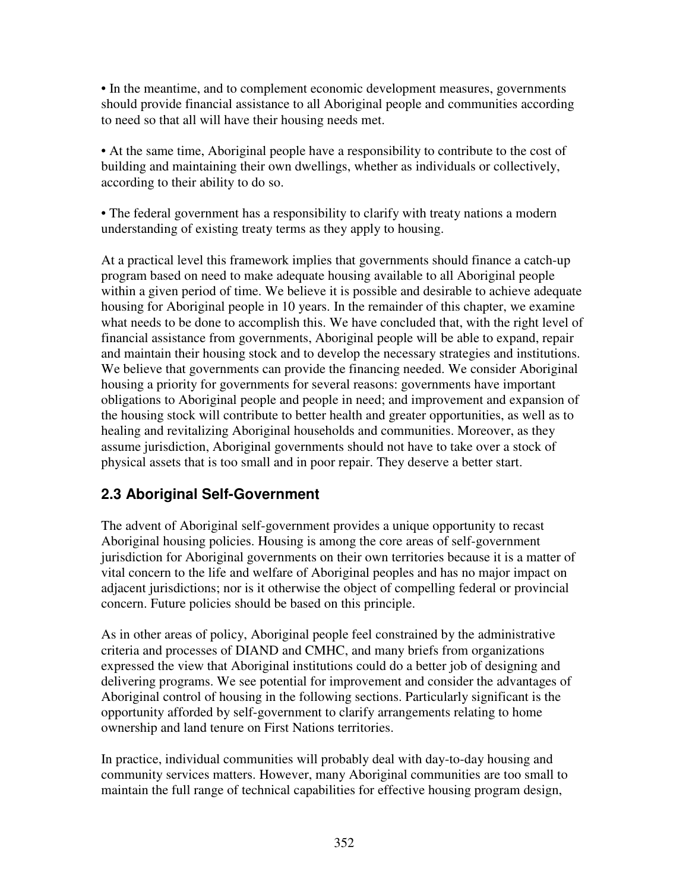• In the meantime, and to complement economic development measures, governments should provide financial assistance to all Aboriginal people and communities according to need so that all will have their housing needs met.

• At the same time, Aboriginal people have a responsibility to contribute to the cost of building and maintaining their own dwellings, whether as individuals or collectively, according to their ability to do so.

• The federal government has a responsibility to clarify with treaty nations a modern understanding of existing treaty terms as they apply to housing.

At a practical level this framework implies that governments should finance a catch-up program based on need to make adequate housing available to all Aboriginal people within a given period of time. We believe it is possible and desirable to achieve adequate housing for Aboriginal people in 10 years. In the remainder of this chapter, we examine what needs to be done to accomplish this. We have concluded that, with the right level of financial assistance from governments, Aboriginal people will be able to expand, repair and maintain their housing stock and to develop the necessary strategies and institutions. We believe that governments can provide the financing needed. We consider Aboriginal housing a priority for governments for several reasons: governments have important obligations to Aboriginal people and people in need; and improvement and expansion of the housing stock will contribute to better health and greater opportunities, as well as to healing and revitalizing Aboriginal households and communities. Moreover, as they assume jurisdiction, Aboriginal governments should not have to take over a stock of physical assets that is too small and in poor repair. They deserve a better start.

## 2.3 Aboriginal Self-Government

The advent of Aboriginal self-government provides a unique opportunity to recast Aboriginal housing policies. Housing is among the core areas of self-government jurisdiction for Aboriginal governments on their own territories because it is a matter of vital concern to the life and welfare of Aboriginal peoples and has no major impact on adjacent jurisdictions; nor is it otherwise the object of compelling federal or provincial concern. Future policies should be based on this principle.

As in other areas of policy, Aboriginal people feel constrained by the administrative criteria and processes of DIAND and CMHC, and many briefs from organizations expressed the view that Aboriginal institutions could do a better job of designing and delivering programs. We see potential for improvement and consider the advantages of Aboriginal control of housing in the following sections. Particularly significant is the opportunity afforded by self-government to clarify arrangements relating to home ownership and land tenure on First Nations territories.

In practice, individual communities will probably deal with day-to-day housing and community services matters. However, many Aboriginal communities are too small to maintain the full range of technical capabilities for effective housing program design,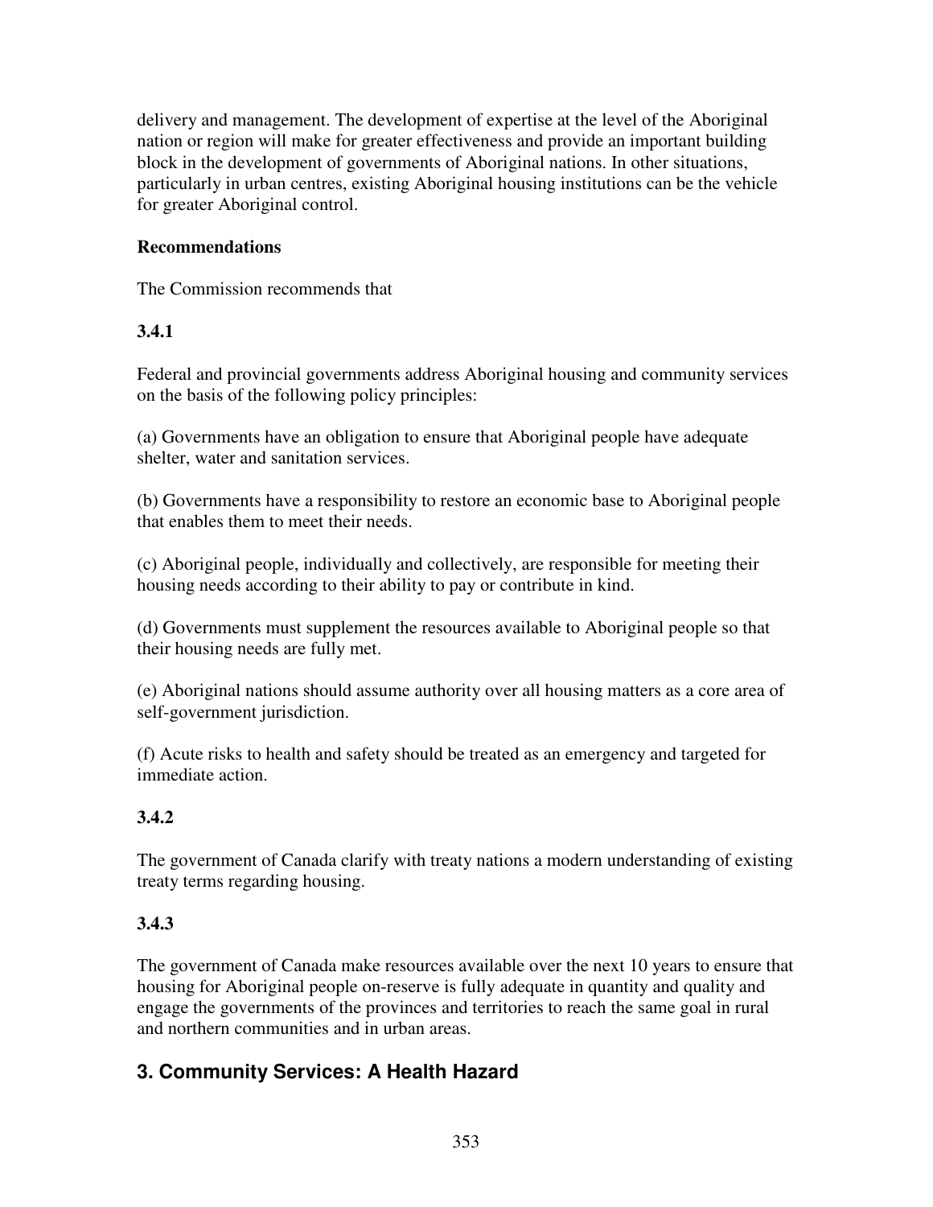delivery and management. The development of expertise at the level of the Aboriginal nation or region will make for greater effectiveness and provide an important building block in the development of governments of Aboriginal nations. In other situations, particularly in urban centres, existing Aboriginal housing institutions can be the vehicle for greater Aboriginal control.

**Recommendations**

The Commission recommends that

**3.4.1**

Federal and provincial governments address Aboriginal housing and community services on the basis of the following policy principles:

(a) Governments have an obligation to ensure that Aboriginal people have adequate shelter, water and sanitation services.

(b) Governments have a responsibility to restore an economic base to Aboriginal people that enables them to meet their needs.

(c) Aboriginal people, individually and collectively, are responsible for meeting their housing needs according to their ability to pay or contribute in kind.

(d) Governments must supplement the resources available to Aboriginal people so that their housing needs are fully met.

(e) Aboriginal nations should assume authority over all housing matters as a core area of self-government jurisdiction.

(f) Acute risks to health and safety should be treated as an emergency and targeted for immediate action.

**3.4.2**

The government of Canada clarify with treaty nations a modern understanding of existing treaty terms regarding housing.

**3.4.3**

The government of Canada make resources available over the next 10 years to ensure that housing for Aboriginal people on-reserve is fully adequate in quantity and quality and engage the governments of the provinces and territories to reach the same goal in rural and northern communities and in urban areas.

## 3. Community Services: A Health Hazard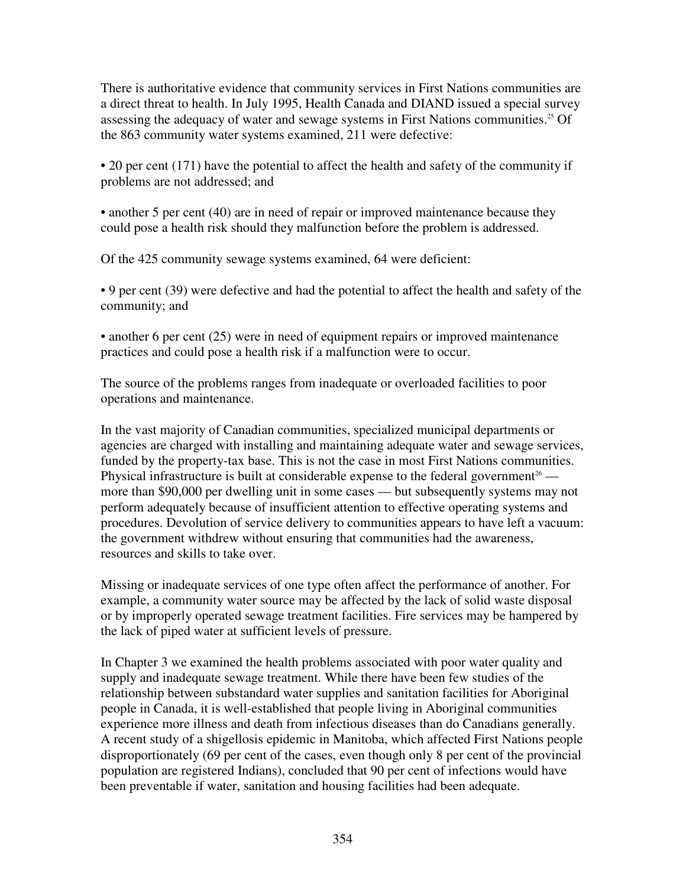There is authoritative evidence that community services in First Nations communities are a direct threat to health. In July 1995, Health Canada and DIAND issued a special survey assessing the adequacy of water and sewage systems in First Nations communities.[25] Of the 863 community water systems examined, 211 were defective:

• 20 per cent (171) have the potential to affect the health and safety of the community if problems are not addressed; and

• another 5 per cent (40) are in need of repair or improved maintenance because they could pose a health risk should they malfunction before the problem is addressed.

Of the 425 community sewage systems examined, 64 were deficient:

• 9 per cent (39) were defective and had the potential to affect the health and safety of the community; and

• another 6 per cent (25) were in need of equipment repairs or improved maintenance practices and could pose a health risk if a malfunction were to occur.

The source of the problems ranges from inadequate or overloaded facilities to poor operations and maintenance.

In the vast majority of Canadian communities, specialized municipal departments or agencies are charged with installing and maintaining adequate water and sewage services, funded by the property-tax base. This is not the case in most First Nations communities. Physical infrastructure is built at considerable expense to the federal government[26] — more than $90,000 per dwelling unit in some cases — but subsequently systems may not perform adequately because of insufficient attention to effective operating systems and procedures. Devolution of service delivery to communities appears to have left a vacuum: the government withdrew without ensuring that communities had the awareness, resources and skills to take over.

Missing or inadequate services of one type often affect the performance of another. For example, a community water source may be affected by the lack of solid waste disposal or by improperly operated sewage treatment facilities. Fire services may be hampered by the lack of piped water at sufficient levels of pressure.

In Chapter 3 we examined the health problems associated with poor water quality and supply and inadequate sewage treatment. While there have been few studies of the relationship between substandard water supplies and sanitation facilities for Aboriginal people in Canada, it is well-established that people living in Aboriginal communities experience more illness and death from infectious diseases than do Canadians generally. A recent study of a shigellosis epidemic in Manitoba, which affected First Nations people disproportionately (69 per cent of the cases, even though only 8 per cent of the provincial population are registered Indians), concluded that 90 per cent of infections would have been preventable if water, sanitation and housing facilities had been adequate.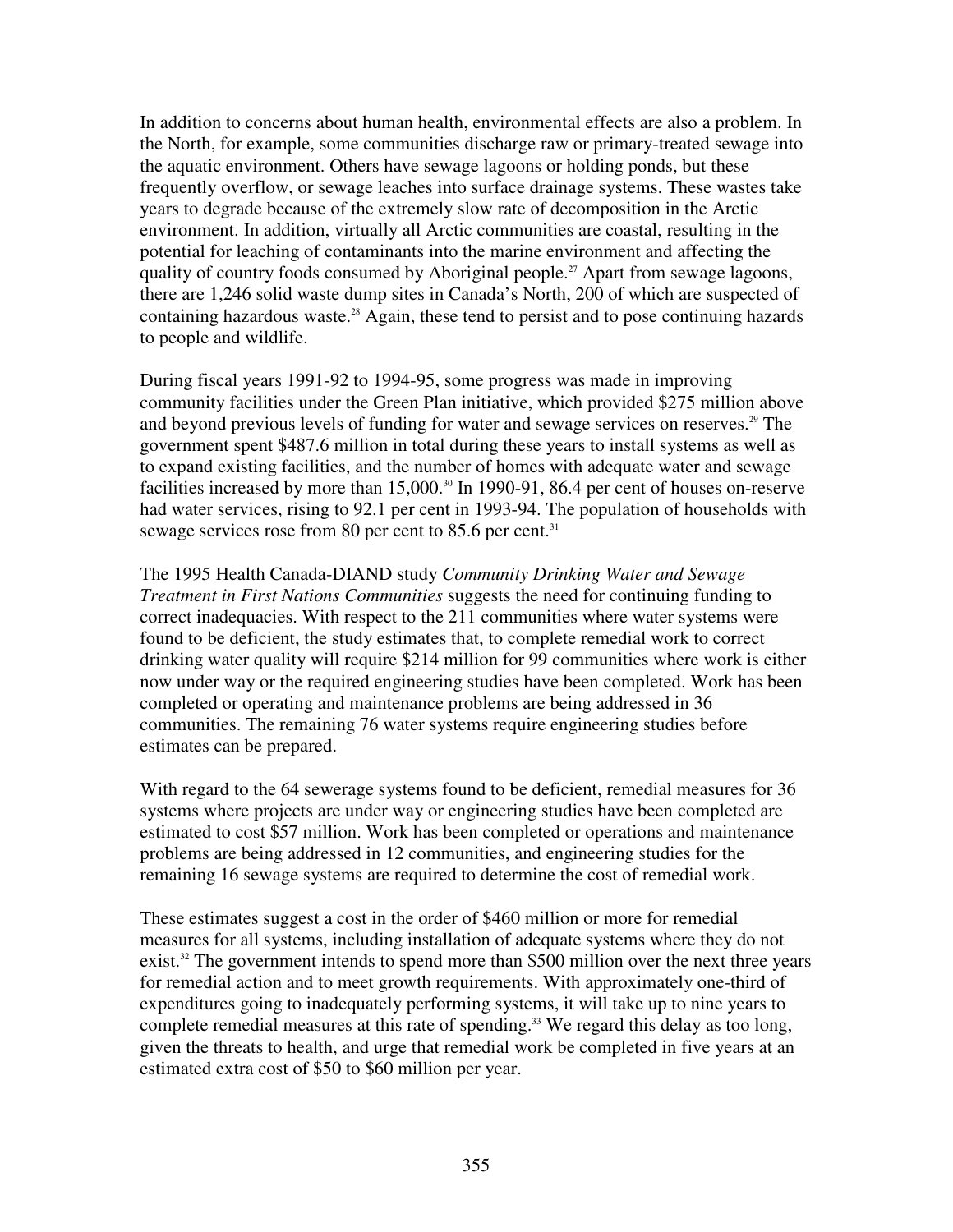In addition to concerns about human health, environmental effects are also a problem. In the North, for example, some communities discharge raw or primary-treated sewage into the aquatic environment. Others have sewage lagoons or holding ponds, but these frequently overflow, or sewage leaches into surface drainage systems. These wastes take years to degrade because of the extremely slow rate of decomposition in the Arctic environment. In addition, virtually all Arctic communities are coastal, resulting in the potential for leaching of contaminants into the marine environment and affecting the quality of country foods consumed by Aboriginal people.[27] Apart from sewage lagoons, there are 1,246 solid waste dump sites in Canada's North, 200 of which are suspected of containing hazardous waste.[28] Again, these tend to persist and to pose continuing hazards to people and wildlife.

During fiscal years 1991-92 to 1994-95, some progress was made in improving community facilities under the Green Plan initiative, which provided $275 million above and beyond previous levels of funding for water and sewage services on reserves.[29] The government spent $487.6 million in total during these years to install systems as well as to expand existing facilities, and the number of homes with adequate water and sewage facilities increased by more than 15,000.[30] In 1990-91, 86.4 per cent of houses on-reserve had water services, rising to 92.1 per cent in 1993-94. The population of households with sewage services rose from 80 per cent to 85.6 per cent.[31]

The 1995 Health Canada-DIAND study *Community Drinking Water and Sewage Treatment in First Nations Communities* suggests the need for continuing funding to correct inadequacies. With respect to the 211 communities where water systems were found to be deficient, the study estimates that, to complete remedial work to correct drinking water quality will require $214 million for 99 communities where work is either now under way or the required engineering studies have been completed. Work has been completed or operating and maintenance problems are being addressed in 36 communities. The remaining 76 water systems require engineering studies before estimates can be prepared.

With regard to the 64 sewerage systems found to be deficient, remedial measures for 36 systems where projects are under way or engineering studies have been completed are estimated to cost $57 million. Work has been completed or operations and maintenance problems are being addressed in 12 communities, and engineering studies for the remaining 16 sewage systems are required to determine the cost of remedial work.

These estimates suggest a cost in the order of $460 million or more for remedial measures for all systems, including installation of adequate systems where they do not exist.[32] The government intends to spend more than $500 million over the next three years for remedial action and to meet growth requirements. With approximately one-third of expenditures going to inadequately performing systems, it will take up to nine years to complete remedial measures at this rate of spending.[33] We regard this delay as too long, given the threats to health, and urge that remedial work be completed in five years at an estimated extra cost of $50 to $60 million per year.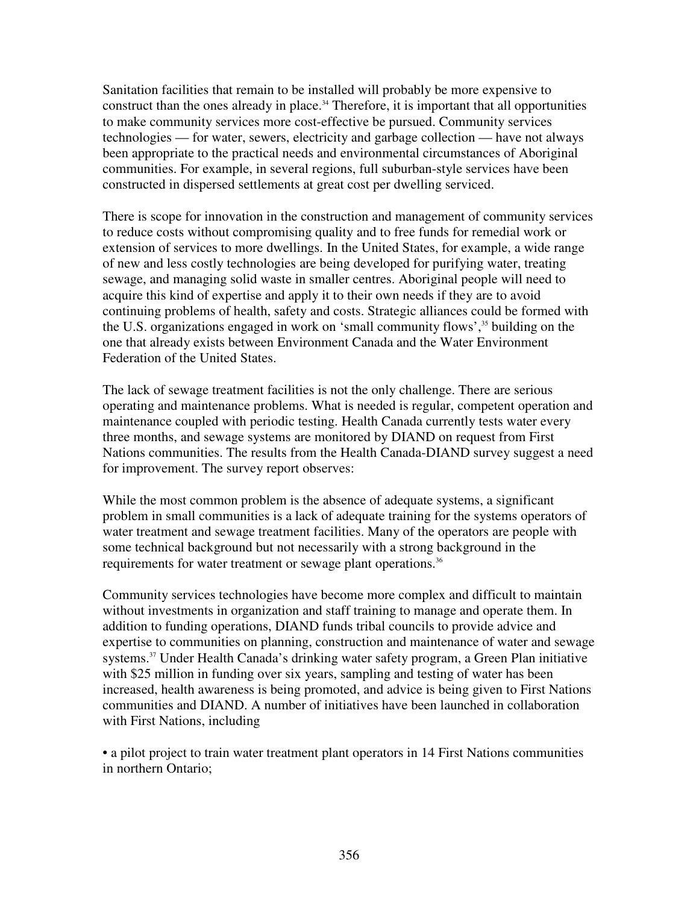Sanitation facilities that remain to be installed will probably be more expensive to construct than the ones already in place.[34] Therefore, it is important that all opportunities to make community services more cost-effective be pursued. Community services technologies — for water, sewers, electricity and garbage collection — have not always been appropriate to the practical needs and environmental circumstances of Aboriginal communities. For example, in several regions, full suburban-style services have been constructed in dispersed settlements at great cost per dwelling serviced.

There is scope for innovation in the construction and management of community services to reduce costs without compromising quality and to free funds for remedial work or extension of services to more dwellings. In the United States, for example, a wide range of new and less costly technologies are being developed for purifying water, treating sewage, and managing solid waste in smaller centres. Aboriginal people will need to acquire this kind of expertise and apply it to their own needs if they are to avoid continuing problems of health, safety and costs. Strategic alliances could be formed with the U.S. organizations engaged in work on 'small community flows',[35] building on the one that already exists between Environment Canada and the Water Environment Federation of the United States.

The lack of sewage treatment facilities is not the only challenge. There are serious operating and maintenance problems. What is needed is regular, competent operation and maintenance coupled with periodic testing. Health Canada currently tests water every three months, and sewage systems are monitored by DIAND on request from First Nations communities. The results from the Health Canada-DIAND survey suggest a need for improvement. The survey report observes:

While the most common problem is the absence of adequate systems, a significant problem in small communities is a lack of adequate training for the systems operators of water treatment and sewage treatment facilities. Many of the operators are people with some technical background but not necessarily with a strong background in the requirements for water treatment or sewage plant operations.[36]

Community services technologies have become more complex and difficult to maintain without investments in organization and staff training to manage and operate them. In addition to funding operations, DIAND funds tribal councils to provide advice and expertise to communities on planning, construction and maintenance of water and sewage systems.[37] Under Health Canada's drinking water safety program, a Green Plan initiative with $25 million in funding over six years, sampling and testing of water has been increased, health awareness is being promoted, and advice is being given to First Nations communities and DIAND. A number of initiatives have been launched in collaboration with First Nations, including

- a pilot project to train water treatment plant operators in 14 First Nations communities in northern Ontario;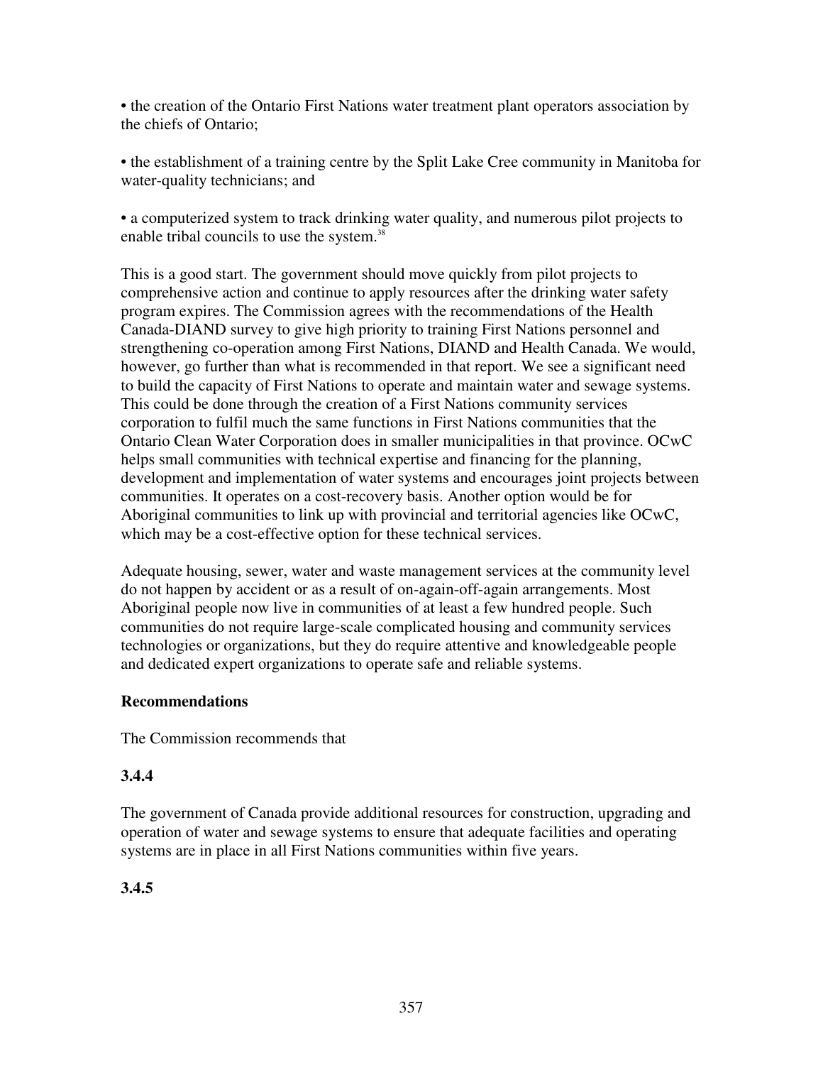• the creation of the Ontario First Nations water treatment plant operators association by the chiefs of Ontario;

• the establishment of a training centre by the Split Lake Cree community in Manitoba for water-quality technicians; and

• a computerized system to track drinking water quality, and numerous pilot projects to enable tribal councils to use the system.[38]

This is a good start. The government should move quickly from pilot projects to comprehensive action and continue to apply resources after the drinking water safety program expires. The Commission agrees with the recommendations of the Health Canada-DIAND survey to give high priority to training First Nations personnel and strengthening co-operation among First Nations, DIAND and Health Canada. We would, however, go further than what is recommended in that report. We see a significant need to build the capacity of First Nations to operate and maintain water and sewage systems. This could be done through the creation of a First Nations community services corporation to fulfil much the same functions in First Nations communities that the Ontario Clean Water Corporation does in smaller municipalities in that province. OCwC helps small communities with technical expertise and financing for the planning, development and implementation of water systems and encourages joint projects between communities. It operates on a cost-recovery basis. Another option would be for Aboriginal communities to link up with provincial and territorial agencies like OCwC, which may be a cost-effective option for these technical services.

Adequate housing, sewer, water and waste management services at the community level do not happen by accident or as a result of on-again-off-again arrangements. Most Aboriginal people now live in communities of at least a few hundred people. Such communities do not require large-scale complicated housing and community services technologies or organizations, but they do require attentive and knowledgeable people and dedicated expert organizations to operate safe and reliable systems.

**Recommendations**

The Commission recommends that

**3.4.4**

The government of Canada provide additional resources for construction, upgrading and operation of water and sewage systems to ensure that adequate facilities and operating systems are in place in all First Nations communities within five years.

**3.4.5**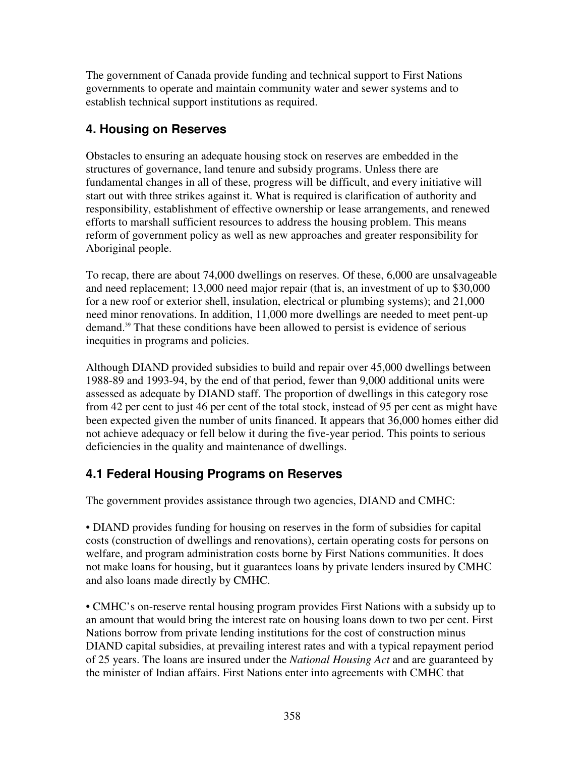The government of Canada provide funding and technical support to First Nations governments to operate and maintain community water and sewer systems and to establish technical support institutions as required.

## 4. Housing on Reserves

Obstacles to ensuring an adequate housing stock on reserves are embedded in the structures of governance, land tenure and subsidy programs. Unless there are fundamental changes in all of these, progress will be difficult, and every initiative will start out with three strikes against it. What is required is clarification of authority and responsibility, establishment of effective ownership or lease arrangements, and renewed efforts to marshall sufficient resources to address the housing problem. This means reform of government policy as well as new approaches and greater responsibility for Aboriginal people.

To recap, there are about 74,000 dwellings on reserves. Of these, 6,000 are unsalvageable and need replacement; 13,000 need major repair (that is, an investment of up to $30,000 for a new roof or exterior shell, insulation, electrical or plumbing systems); and 21,000 need minor renovations. In addition, 11,000 more dwellings are needed to meet pent-up demand.[39] That these conditions have been allowed to persist is evidence of serious inequities in programs and policies.

Although DIAND provided subsidies to build and repair over 45,000 dwellings between 1988-89 and 1993-94, by the end of that period, fewer than 9,000 additional units were assessed as adequate by DIAND staff. The proportion of dwellings in this category rose from 42 per cent to just 46 per cent of the total stock, instead of 95 per cent as might have been expected given the number of units financed. It appears that 36,000 homes either did not achieve adequacy or fell below it during the five-year period. This points to serious deficiencies in the quality and maintenance of dwellings.

## 4.1 Federal Housing Programs on Reserves

The government provides assistance through two agencies, DIAND and CMHC:

• DIAND provides funding for housing on reserves in the form of subsidies for capital costs (construction of dwellings and renovations), certain operating costs for persons on welfare, and program administration costs borne by First Nations communities. It does not make loans for housing, but it guarantees loans by private lenders insured by CMHC and also loans made directly by CMHC.

• CMHC's on-reserve rental housing program provides First Nations with a subsidy up to an amount that would bring the interest rate on housing loans down to two per cent. First Nations borrow from private lending institutions for the cost of construction minus DIAND capital subsidies, at prevailing interest rates and with a typical repayment period of 25 years. The loans are insured under the *National Housing Act* and are guaranteed by the minister of Indian affairs. First Nations enter into agreements with CMHC that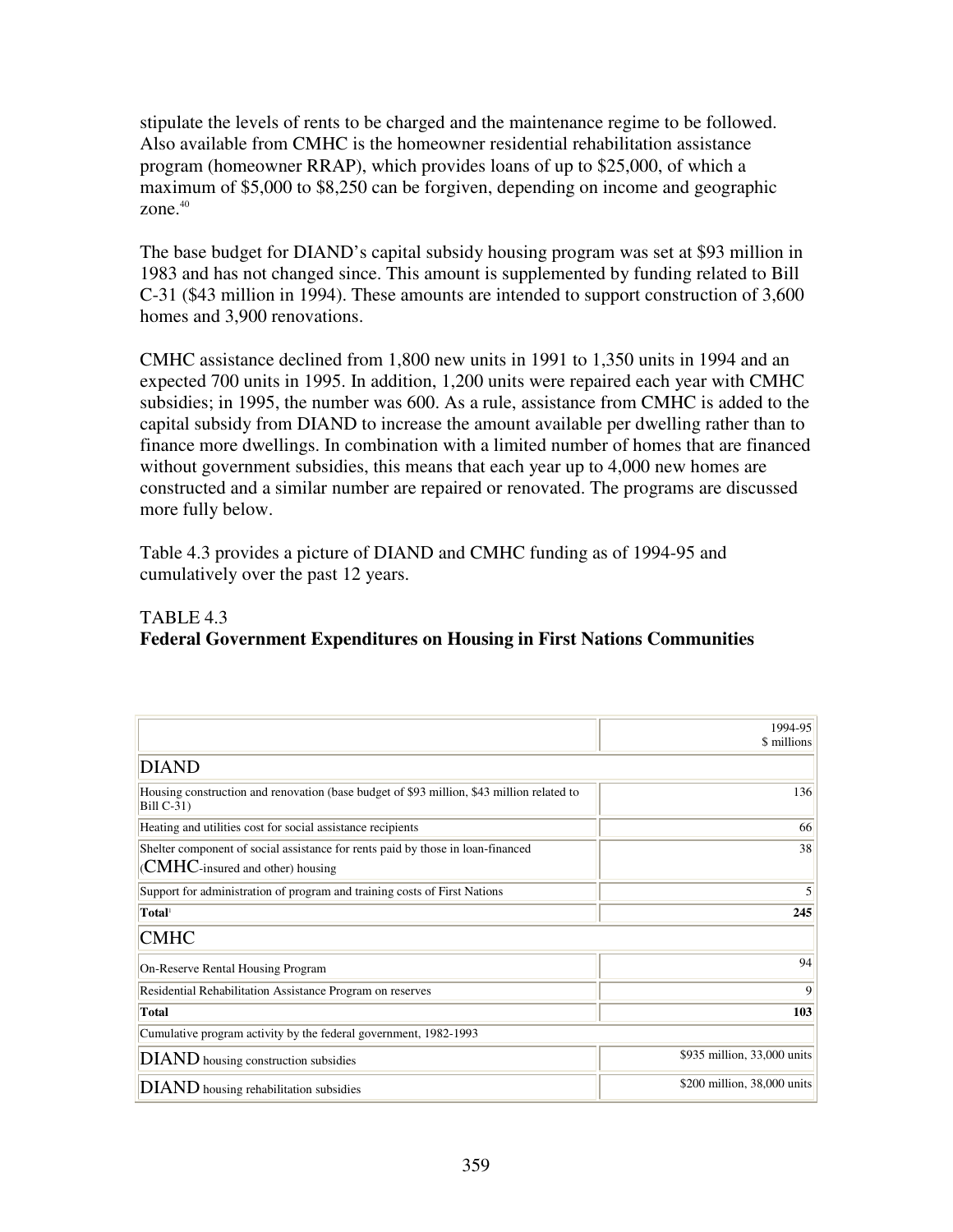stipulate the levels of rents to be charged and the maintenance regime to be followed. Also available from CMHC is the homeowner residential rehabilitation assistance program (homeowner RRAP), which provides loans of up to $25,000, of which a maximum of $5,000 to $8,250 can be forgiven, depending on income and geographic zone.[40]

The base budget for DIAND's capital subsidy housing program was set at $93 million in 1983 and has not changed since. This amount is supplemented by funding related to Bill C-31 ($43 million in 1994). These amounts are intended to support construction of 3,600 homes and 3,900 renovations.

CMHC assistance declined from 1,800 new units in 1991 to 1,350 units in 1994 and an expected 700 units in 1995. In addition, 1,200 units were repaired each year with CMHC subsidies; in 1995, the number was 600. As a rule, assistance from CMHC is added to the capital subsidy from DIAND to increase the amount available per dwelling rather than to finance more dwellings. In combination with a limited number of homes that are financed without government subsidies, this means that each year up to 4,000 new homes are constructed and a similar number are repaired or renovated. The programs are discussed more fully below.

Table 4.3 provides a picture of DIAND and CMHC funding as of 1994-95 and cumulatively over the past 12 years.

TABLE 4.3
**Federal Government Expenditures on Housing in First Nations Communities**

| | 1994-95 $ millions |
|---|---|
| DIAND | |
| Housing construction and renovation (base budget of $93 million, $43 million related to Bill C-31) | 136 |
| Heating and utilities cost for social assistance recipients | 66 |
| Shelter component of social assistance for rents paid by those in loan-financed (CMHC-insured and other) housing | 38 |
| Support for administration of program and training costs of First Nations | 5 |
| **Total**[1] | **245** |
| CMHC | |
| On-Reserve Rental Housing Program | 94 |
| Residential Rehabilitation Assistance Program on reserves | 9 |
| **Total** | **103** |
| Cumulative program activity by the federal government, 1982-1993 | |
| DIAND housing construction subsidies | $935 million, 33,000 units |
| DIAND housing rehabilitation subsidies | $200 million, 38,000 units |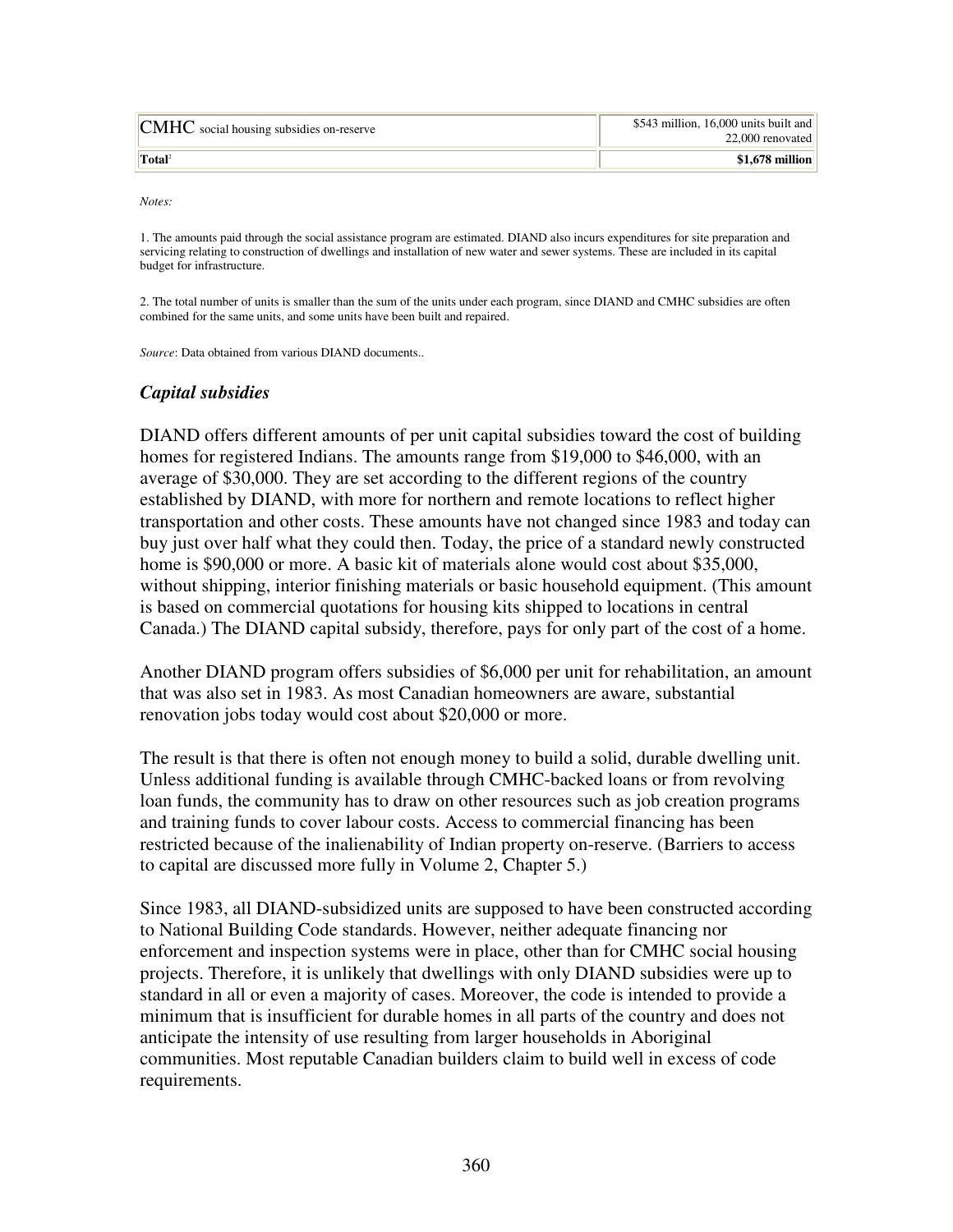| CMHC social housing subsidies on-reserve | $543 million, 16,000 units built and 22,000 renovated |
|---|---|
| **Total**[2] | **$1,678 million** |

*Notes:*

1. The amounts paid through the social assistance program are estimated. DIAND also incurs expenditures for site preparation and servicing relating to construction of dwellings and installation of new water and sewer systems. These are included in its capital budget for infrastructure.

2. The total number of units is smaller than the sum of the units under each program, since DIAND and CMHC subsidies are often combined for the same units, and some units have been built and repaired.

*Source*: Data obtained from various DIAND documents..

### *Capital subsidies*

DIAND offers different amounts of per unit capital subsidies toward the cost of building homes for registered Indians. The amounts range from $19,000 to $46,000, with an average of $30,000. They are set according to the different regions of the country established by DIAND, with more for northern and remote locations to reflect higher transportation and other costs. These amounts have not changed since 1983 and today can buy just over half what they could then. Today, the price of a standard newly constructed home is $90,000 or more. A basic kit of materials alone would cost about $35,000, without shipping, interior finishing materials or basic household equipment. (This amount is based on commercial quotations for housing kits shipped to locations in central Canada.) The DIAND capital subsidy, therefore, pays for only part of the cost of a home.

Another DIAND program offers subsidies of $6,000 per unit for rehabilitation, an amount that was also set in 1983. As most Canadian homeowners are aware, substantial renovation jobs today would cost about $20,000 or more.

The result is that there is often not enough money to build a solid, durable dwelling unit. Unless additional funding is available through CMHC-backed loans or from revolving loan funds, the community has to draw on other resources such as job creation programs and training funds to cover labour costs. Access to commercial financing has been restricted because of the inalienability of Indian property on-reserve. (Barriers to access to capital are discussed more fully in Volume 2, Chapter 5.)

Since 1983, all DIAND-subsidized units are supposed to have been constructed according to National Building Code standards. However, neither adequate financing nor enforcement and inspection systems were in place, other than for CMHC social housing projects. Therefore, it is unlikely that dwellings with only DIAND subsidies were up to standard in all or even a majority of cases. Moreover, the code is intended to provide a minimum that is insufficient for durable homes in all parts of the country and does not anticipate the intensity of use resulting from larger households in Aboriginal communities. Most reputable Canadian builders claim to build well in excess of code requirements.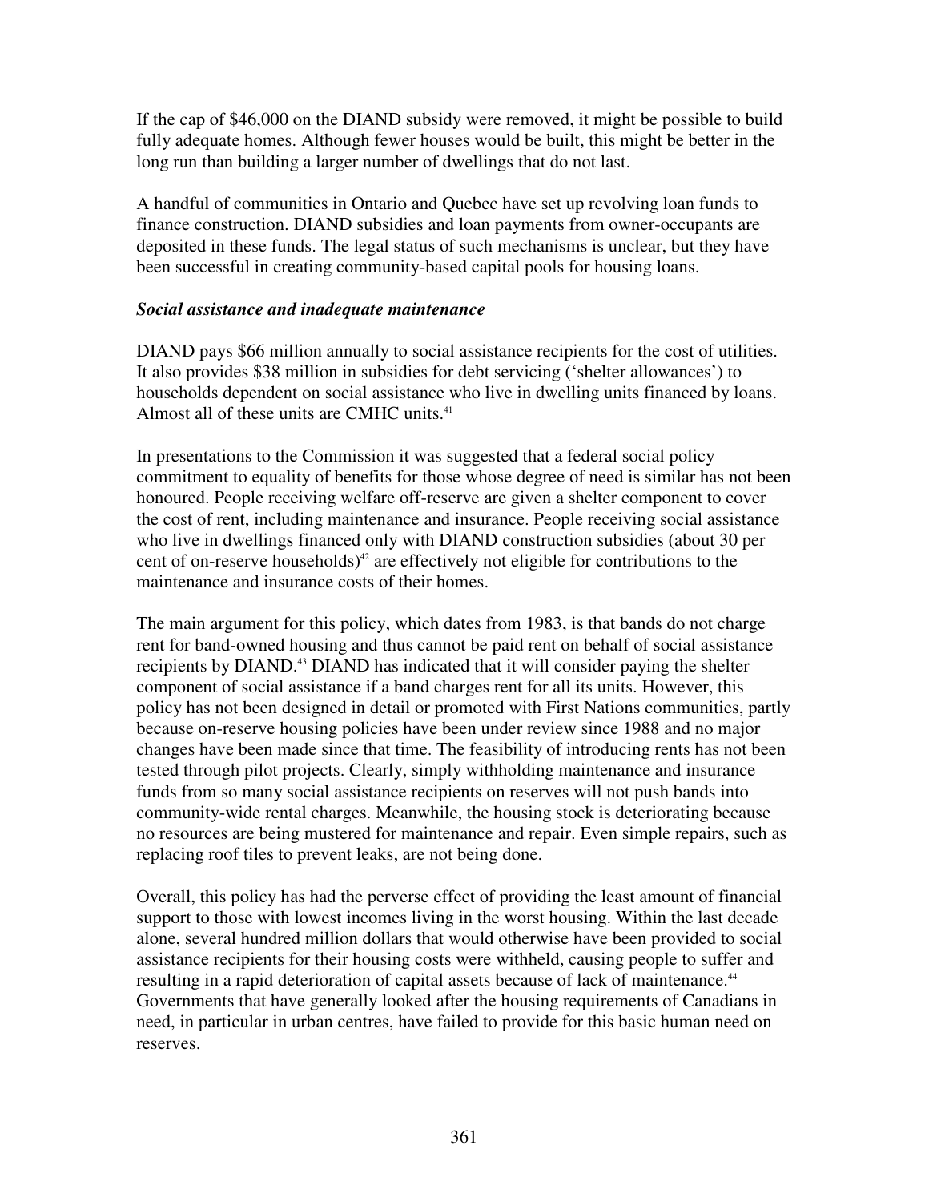If the cap of $46,000 on the DIAND subsidy were removed, it might be possible to build fully adequate homes. Although fewer houses would be built, this might be better in the long run than building a larger number of dwellings that do not last.

A handful of communities in Ontario and Quebec have set up revolving loan funds to finance construction. DIAND subsidies and loan payments from owner-occupants are deposited in these funds. The legal status of such mechanisms is unclear, but they have been successful in creating community-based capital pools for housing loans.

***Social assistance and inadequate maintenance***

DIAND pays $66 million annually to social assistance recipients for the cost of utilities. It also provides $38 million in subsidies for debt servicing ('shelter allowances') to households dependent on social assistance who live in dwelling units financed by loans. Almost all of these units are CMHC units.[41]

In presentations to the Commission it was suggested that a federal social policy commitment to equality of benefits for those whose degree of need is similar has not been honoured. People receiving welfare off-reserve are given a shelter component to cover the cost of rent, including maintenance and insurance. People receiving social assistance who live in dwellings financed only with DIAND construction subsidies (about 30 per cent of on-reserve households)[42] are effectively not eligible for contributions to the maintenance and insurance costs of their homes.

The main argument for this policy, which dates from 1983, is that bands do not charge rent for band-owned housing and thus cannot be paid rent on behalf of social assistance recipients by DIAND.[43] DIAND has indicated that it will consider paying the shelter component of social assistance if a band charges rent for all its units. However, this policy has not been designed in detail or promoted with First Nations communities, partly because on-reserve housing policies have been under review since 1988 and no major changes have been made since that time. The feasibility of introducing rents has not been tested through pilot projects. Clearly, simply withholding maintenance and insurance funds from so many social assistance recipients on reserves will not push bands into community-wide rental charges. Meanwhile, the housing stock is deteriorating because no resources are being mustered for maintenance and repair. Even simple repairs, such as replacing roof tiles to prevent leaks, are not being done.

Overall, this policy has had the perverse effect of providing the least amount of financial support to those with lowest incomes living in the worst housing. Within the last decade alone, several hundred million dollars that would otherwise have been provided to social assistance recipients for their housing costs were withheld, causing people to suffer and resulting in a rapid deterioration of capital assets because of lack of maintenance.[44] Governments that have generally looked after the housing requirements of Canadians in need, in particular in urban centres, have failed to provide for this basic human need on reserves.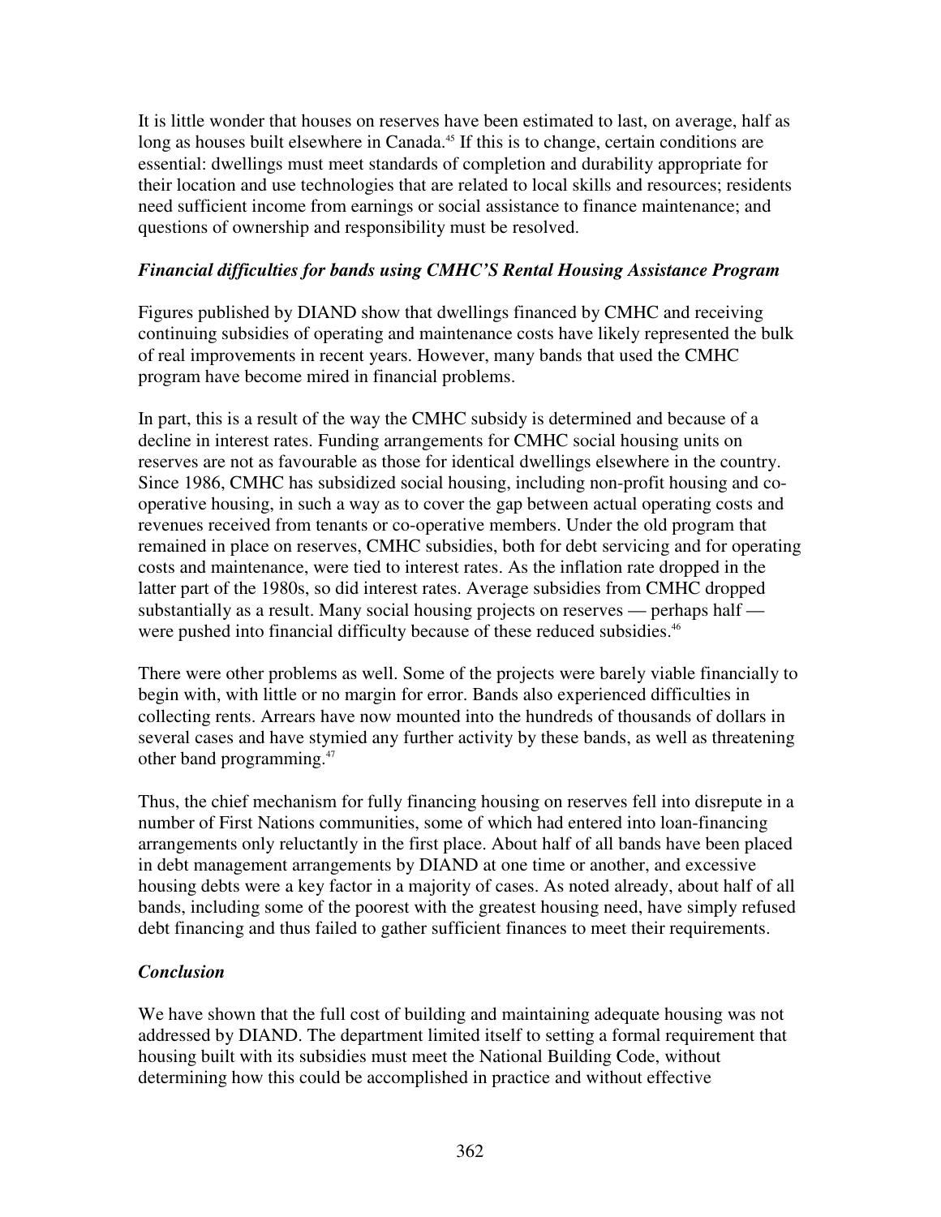It is little wonder that houses on reserves have been estimated to last, on average, half as long as houses built elsewhere in Canada.[45] If this is to change, certain conditions are essential: dwellings must meet standards of completion and durability appropriate for their location and use technologies that are related to local skills and resources; residents need sufficient income from earnings or social assistance to finance maintenance; and questions of ownership and responsibility must be resolved.

### *Financial difficulties for bands using CMHC'S Rental Housing Assistance Program*

Figures published by DIAND show that dwellings financed by CMHC and receiving continuing subsidies of operating and maintenance costs have likely represented the bulk of real improvements in recent years. However, many bands that used the CMHC program have become mired in financial problems.

In part, this is a result of the way the CMHC subsidy is determined and because of a decline in interest rates. Funding arrangements for CMHC social housing units on reserves are not as favourable as those for identical dwellings elsewhere in the country. Since 1986, CMHC has subsidized social housing, including non-profit housing and co-operative housing, in such a way as to cover the gap between actual operating costs and revenues received from tenants or co-operative members. Under the old program that remained in place on reserves, CMHC subsidies, both for debt servicing and for operating costs and maintenance, were tied to interest rates. As the inflation rate dropped in the latter part of the 1980s, so did interest rates. Average subsidies from CMHC dropped substantially as a result. Many social housing projects on reserves — perhaps half — were pushed into financial difficulty because of these reduced subsidies.[46]

There were other problems as well. Some of the projects were barely viable financially to begin with, with little or no margin for error. Bands also experienced difficulties in collecting rents. Arrears have now mounted into the hundreds of thousands of dollars in several cases and have stymied any further activity by these bands, as well as threatening other band programming.[47]

Thus, the chief mechanism for fully financing housing on reserves fell into disrepute in a number of First Nations communities, some of which had entered into loan-financing arrangements only reluctantly in the first place. About half of all bands have been placed in debt management arrangements by DIAND at one time or another, and excessive housing debts were a key factor in a majority of cases. As noted already, about half of all bands, including some of the poorest with the greatest housing need, have simply refused debt financing and thus failed to gather sufficient finances to meet their requirements.

### *Conclusion*

We have shown that the full cost of building and maintaining adequate housing was not addressed by DIAND. The department limited itself to setting a formal requirement that housing built with its subsidies must meet the National Building Code, without determining how this could be accomplished in practice and without effective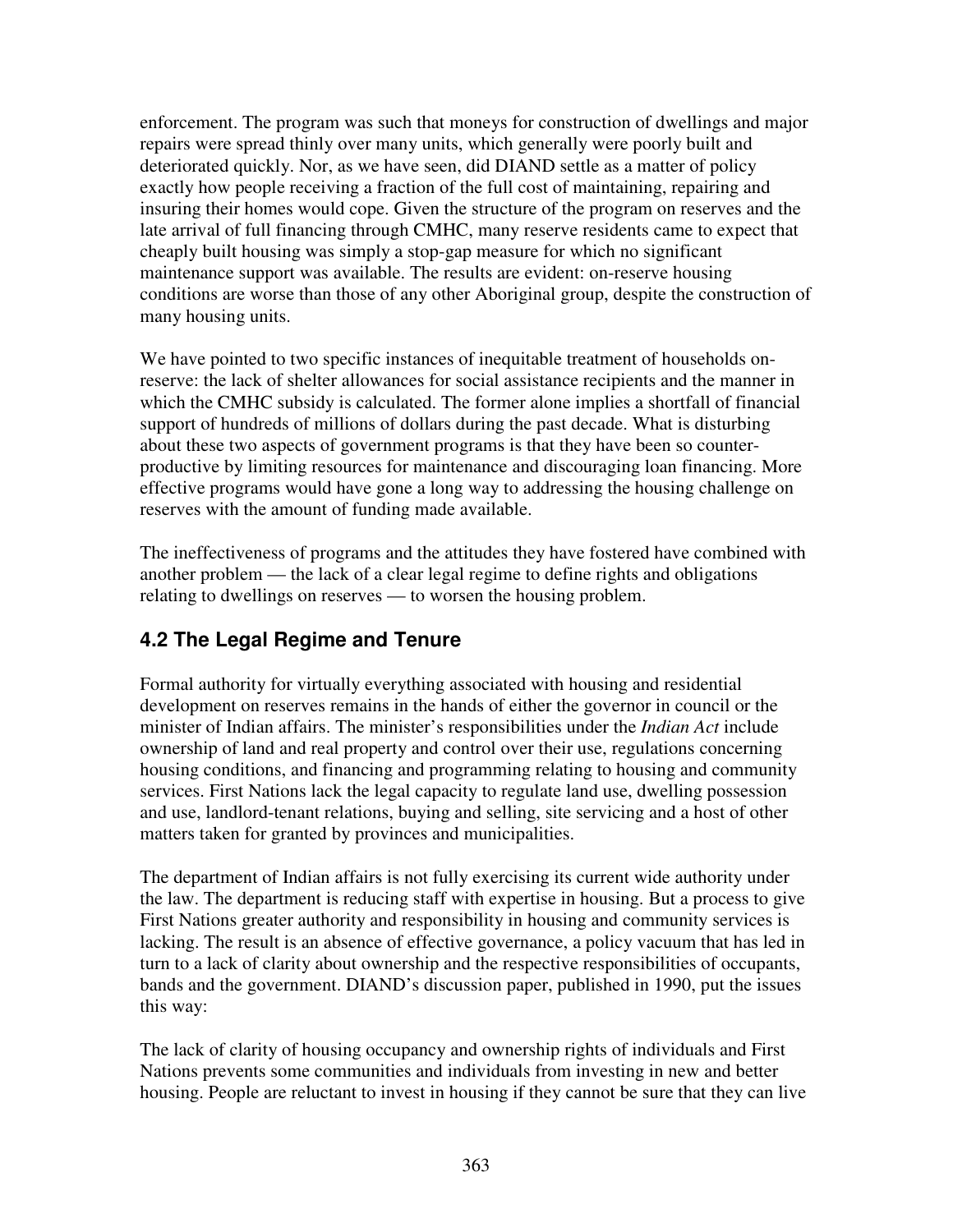enforcement. The program was such that moneys for construction of dwellings and major repairs were spread thinly over many units, which generally were poorly built and deteriorated quickly. Nor, as we have seen, did DIAND settle as a matter of policy exactly how people receiving a fraction of the full cost of maintaining, repairing and insuring their homes would cope. Given the structure of the program on reserves and the late arrival of full financing through CMHC, many reserve residents came to expect that cheaply built housing was simply a stop-gap measure for which no significant maintenance support was available. The results are evident: on-reserve housing conditions are worse than those of any other Aboriginal group, despite the construction of many housing units.

We have pointed to two specific instances of inequitable treatment of households on-reserve: the lack of shelter allowances for social assistance recipients and the manner in which the CMHC subsidy is calculated. The former alone implies a shortfall of financial support of hundreds of millions of dollars during the past decade. What is disturbing about these two aspects of government programs is that they have been so counter-productive by limiting resources for maintenance and discouraging loan financing. More effective programs would have gone a long way to addressing the housing challenge on reserves with the amount of funding made available.

The ineffectiveness of programs and the attitudes they have fostered have combined with another problem — the lack of a clear legal regime to define rights and obligations relating to dwellings on reserves — to worsen the housing problem.

## 4.2 The Legal Regime and Tenure

Formal authority for virtually everything associated with housing and residential development on reserves remains in the hands of either the governor in council or the minister of Indian affairs. The minister's responsibilities under the *Indian Act* include ownership of land and real property and control over their use, regulations concerning housing conditions, and financing and programming relating to housing and community services. First Nations lack the legal capacity to regulate land use, dwelling possession and use, landlord-tenant relations, buying and selling, site servicing and a host of other matters taken for granted by provinces and municipalities.

The department of Indian affairs is not fully exercising its current wide authority under the law. The department is reducing staff with expertise in housing. But a process to give First Nations greater authority and responsibility in housing and community services is lacking. The result is an absence of effective governance, a policy vacuum that has led in turn to a lack of clarity about ownership and the respective responsibilities of occupants, bands and the government. DIAND's discussion paper, published in 1990, put the issues this way:

The lack of clarity of housing occupancy and ownership rights of individuals and First Nations prevents some communities and individuals from investing in new and better housing. People are reluctant to invest in housing if they cannot be sure that they can live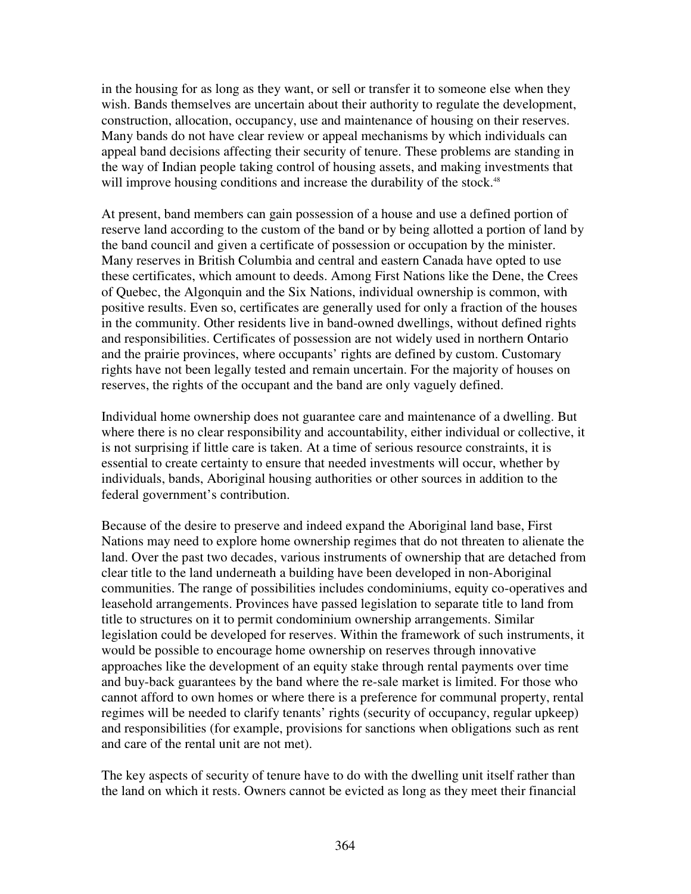in the housing for as long as they want, or sell or transfer it to someone else when they wish. Bands themselves are uncertain about their authority to regulate the development, construction, allocation, occupancy, use and maintenance of housing on their reserves. Many bands do not have clear review or appeal mechanisms by which individuals can appeal band decisions affecting their security of tenure. These problems are standing in the way of Indian people taking control of housing assets, and making investments that will improve housing conditions and increase the durability of the stock.[48]

At present, band members can gain possession of a house and use a defined portion of reserve land according to the custom of the band or by being allotted a portion of land by the band council and given a certificate of possession or occupation by the minister. Many reserves in British Columbia and central and eastern Canada have opted to use these certificates, which amount to deeds. Among First Nations like the Dene, the Crees of Quebec, the Algonquin and the Six Nations, individual ownership is common, with positive results. Even so, certificates are generally used for only a fraction of the houses in the community. Other residents live in band-owned dwellings, without defined rights and responsibilities. Certificates of possession are not widely used in northern Ontario and the prairie provinces, where occupants' rights are defined by custom. Customary rights have not been legally tested and remain uncertain. For the majority of houses on reserves, the rights of the occupant and the band are only vaguely defined.

Individual home ownership does not guarantee care and maintenance of a dwelling. But where there is no clear responsibility and accountability, either individual or collective, it is not surprising if little care is taken. At a time of serious resource constraints, it is essential to create certainty to ensure that needed investments will occur, whether by individuals, bands, Aboriginal housing authorities or other sources in addition to the federal government's contribution.

Because of the desire to preserve and indeed expand the Aboriginal land base, First Nations may need to explore home ownership regimes that do not threaten to alienate the land. Over the past two decades, various instruments of ownership that are detached from clear title to the land underneath a building have been developed in non-Aboriginal communities. The range of possibilities includes condominiums, equity co-operatives and leasehold arrangements. Provinces have passed legislation to separate title to land from title to structures on it to permit condominium ownership arrangements. Similar legislation could be developed for reserves. Within the framework of such instruments, it would be possible to encourage home ownership on reserves through innovative approaches like the development of an equity stake through rental payments over time and buy-back guarantees by the band where the re-sale market is limited. For those who cannot afford to own homes or where there is a preference for communal property, rental regimes will be needed to clarify tenants' rights (security of occupancy, regular upkeep) and responsibilities (for example, provisions for sanctions when obligations such as rent and care of the rental unit are not met).

The key aspects of security of tenure have to do with the dwelling unit itself rather than the land on which it rests. Owners cannot be evicted as long as they meet their financial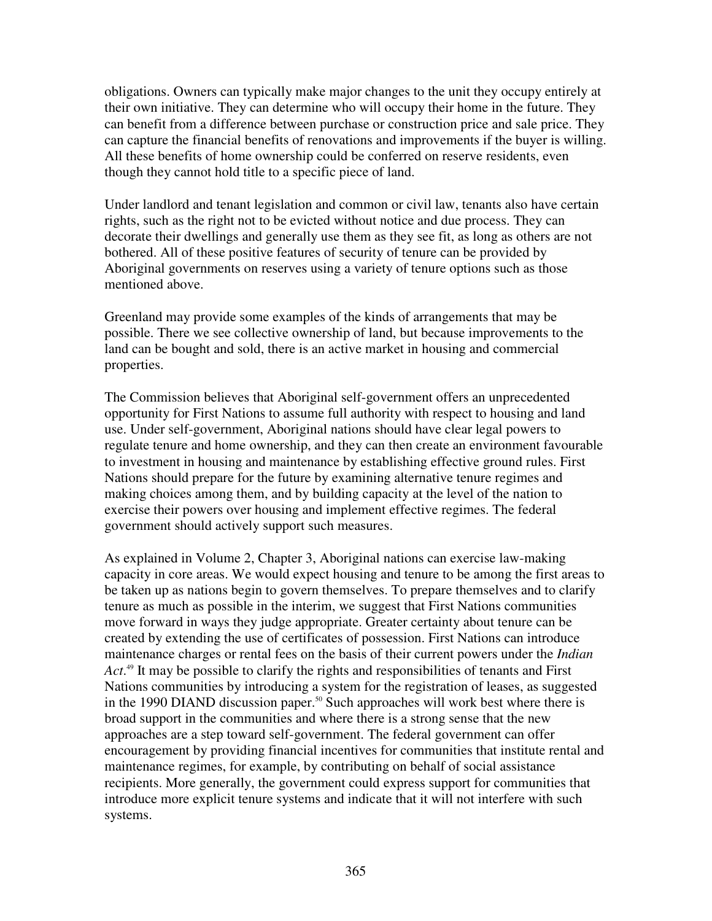obligations. Owners can typically make major changes to the unit they occupy entirely at their own initiative. They can determine who will occupy their home in the future. They can benefit from a difference between purchase or construction price and sale price. They can capture the financial benefits of renovations and improvements if the buyer is willing. All these benefits of home ownership could be conferred on reserve residents, even though they cannot hold title to a specific piece of land.

Under landlord and tenant legislation and common or civil law, tenants also have certain rights, such as the right not to be evicted without notice and due process. They can decorate their dwellings and generally use them as they see fit, as long as others are not bothered. All of these positive features of security of tenure can be provided by Aboriginal governments on reserves using a variety of tenure options such as those mentioned above.

Greenland may provide some examples of the kinds of arrangements that may be possible. There we see collective ownership of land, but because improvements to the land can be bought and sold, there is an active market in housing and commercial properties.

The Commission believes that Aboriginal self-government offers an unprecedented opportunity for First Nations to assume full authority with respect to housing and land use. Under self-government, Aboriginal nations should have clear legal powers to regulate tenure and home ownership, and they can then create an environment favourable to investment in housing and maintenance by establishing effective ground rules. First Nations should prepare for the future by examining alternative tenure regimes and making choices among them, and by building capacity at the level of the nation to exercise their powers over housing and implement effective regimes. The federal government should actively support such measures.

As explained in Volume 2, Chapter 3, Aboriginal nations can exercise law-making capacity in core areas. We would expect housing and tenure to be among the first areas to be taken up as nations begin to govern themselves. To prepare themselves and to clarify tenure as much as possible in the interim, we suggest that First Nations communities move forward in ways they judge appropriate. Greater certainty about tenure can be created by extending the use of certificates of possession. First Nations can introduce maintenance charges or rental fees on the basis of their current powers under the *Indian Act*.[49] It may be possible to clarify the rights and responsibilities of tenants and First Nations communities by introducing a system for the registration of leases, as suggested in the 1990 DIAND discussion paper.[50] Such approaches will work best where there is broad support in the communities and where there is a strong sense that the new approaches are a step toward self-government. The federal government can offer encouragement by providing financial incentives for communities that institute rental and maintenance regimes, for example, by contributing on behalf of social assistance recipients. More generally, the government could express support for communities that introduce more explicit tenure systems and indicate that it will not interfere with such systems.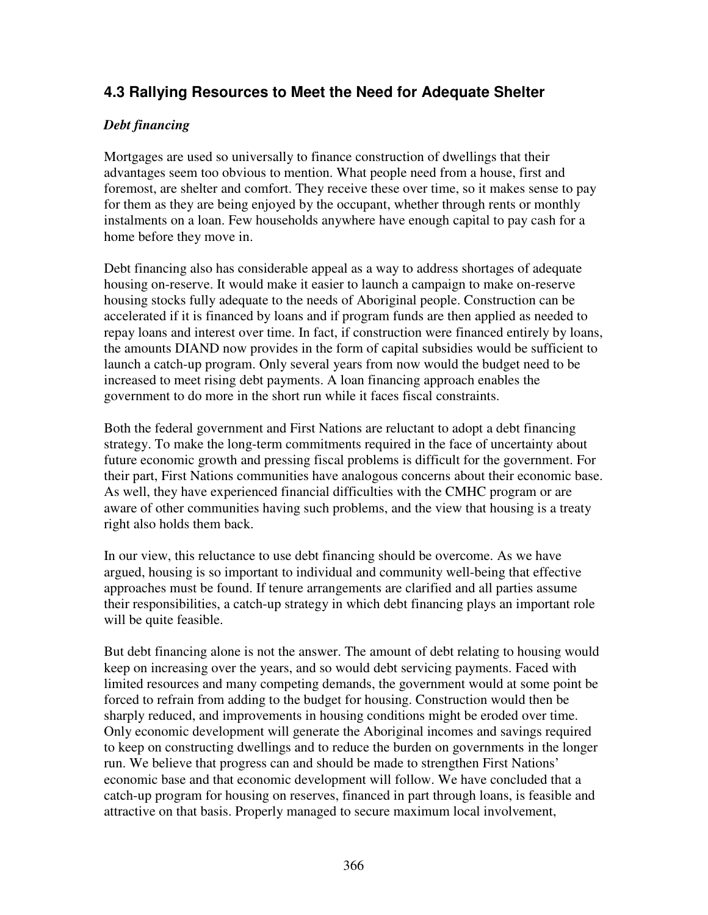## 4.3 Rallying Resources to Meet the Need for Adequate Shelter

### *Debt financing*

Mortgages are used so universally to finance construction of dwellings that their advantages seem too obvious to mention. What people need from a house, first and foremost, are shelter and comfort. They receive these over time, so it makes sense to pay for them as they are being enjoyed by the occupant, whether through rents or monthly instalments on a loan. Few households anywhere have enough capital to pay cash for a home before they move in.

Debt financing also has considerable appeal as a way to address shortages of adequate housing on-reserve. It would make it easier to launch a campaign to make on-reserve housing stocks fully adequate to the needs of Aboriginal people. Construction can be accelerated if it is financed by loans and if program funds are then applied as needed to repay loans and interest over time. In fact, if construction were financed entirely by loans, the amounts DIAND now provides in the form of capital subsidies would be sufficient to launch a catch-up program. Only several years from now would the budget need to be increased to meet rising debt payments. A loan financing approach enables the government to do more in the short run while it faces fiscal constraints.

Both the federal government and First Nations are reluctant to adopt a debt financing strategy. To make the long-term commitments required in the face of uncertainty about future economic growth and pressing fiscal problems is difficult for the government. For their part, First Nations communities have analogous concerns about their economic base. As well, they have experienced financial difficulties with the CMHC program or are aware of other communities having such problems, and the view that housing is a treaty right also holds them back.

In our view, this reluctance to use debt financing should be overcome. As we have argued, housing is so important to individual and community well-being that effective approaches must be found. If tenure arrangements are clarified and all parties assume their responsibilities, a catch-up strategy in which debt financing plays an important role will be quite feasible.

But debt financing alone is not the answer. The amount of debt relating to housing would keep on increasing over the years, and so would debt servicing payments. Faced with limited resources and many competing demands, the government would at some point be forced to refrain from adding to the budget for housing. Construction would then be sharply reduced, and improvements in housing conditions might be eroded over time. Only economic development will generate the Aboriginal incomes and savings required to keep on constructing dwellings and to reduce the burden on governments in the longer run. We believe that progress can and should be made to strengthen First Nations' economic base and that economic development will follow. We have concluded that a catch-up program for housing on reserves, financed in part through loans, is feasible and attractive on that basis. Properly managed to secure maximum local involvement,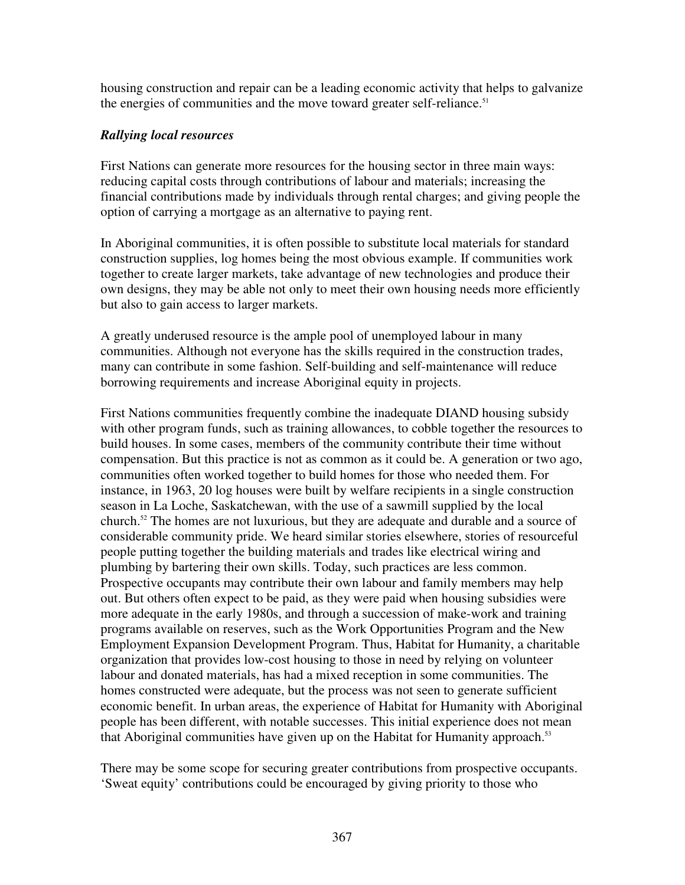housing construction and repair can be a leading economic activity that helps to galvanize the energies of communities and the move toward greater self-reliance.[51]

### *Rallying local resources*

First Nations can generate more resources for the housing sector in three main ways: reducing capital costs through contributions of labour and materials; increasing the financial contributions made by individuals through rental charges; and giving people the option of carrying a mortgage as an alternative to paying rent.

In Aboriginal communities, it is often possible to substitute local materials for standard construction supplies, log homes being the most obvious example. If communities work together to create larger markets, take advantage of new technologies and produce their own designs, they may be able not only to meet their own housing needs more efficiently but also to gain access to larger markets.

A greatly underused resource is the ample pool of unemployed labour in many communities. Although not everyone has the skills required in the construction trades, many can contribute in some fashion. Self-building and self-maintenance will reduce borrowing requirements and increase Aboriginal equity in projects.

First Nations communities frequently combine the inadequate DIAND housing subsidy with other program funds, such as training allowances, to cobble together the resources to build houses. In some cases, members of the community contribute their time without compensation. But this practice is not as common as it could be. A generation or two ago, communities often worked together to build homes for those who needed them. For instance, in 1963, 20 log houses were built by welfare recipients in a single construction season in La Loche, Saskatchewan, with the use of a sawmill supplied by the local church.[52] The homes are not luxurious, but they are adequate and durable and a source of considerable community pride. We heard similar stories elsewhere, stories of resourceful people putting together the building materials and trades like electrical wiring and plumbing by bartering their own skills. Today, such practices are less common. Prospective occupants may contribute their own labour and family members may help out. But others often expect to be paid, as they were paid when housing subsidies were more adequate in the early 1980s, and through a succession of make-work and training programs available on reserves, such as the Work Opportunities Program and the New Employment Expansion Development Program. Thus, Habitat for Humanity, a charitable organization that provides low-cost housing to those in need by relying on volunteer labour and donated materials, has had a mixed reception in some communities. The homes constructed were adequate, but the process was not seen to generate sufficient economic benefit. In urban areas, the experience of Habitat for Humanity with Aboriginal people has been different, with notable successes. This initial experience does not mean that Aboriginal communities have given up on the Habitat for Humanity approach.[53]

There may be some scope for securing greater contributions from prospective occupants. 'Sweat equity' contributions could be encouraged by giving priority to those who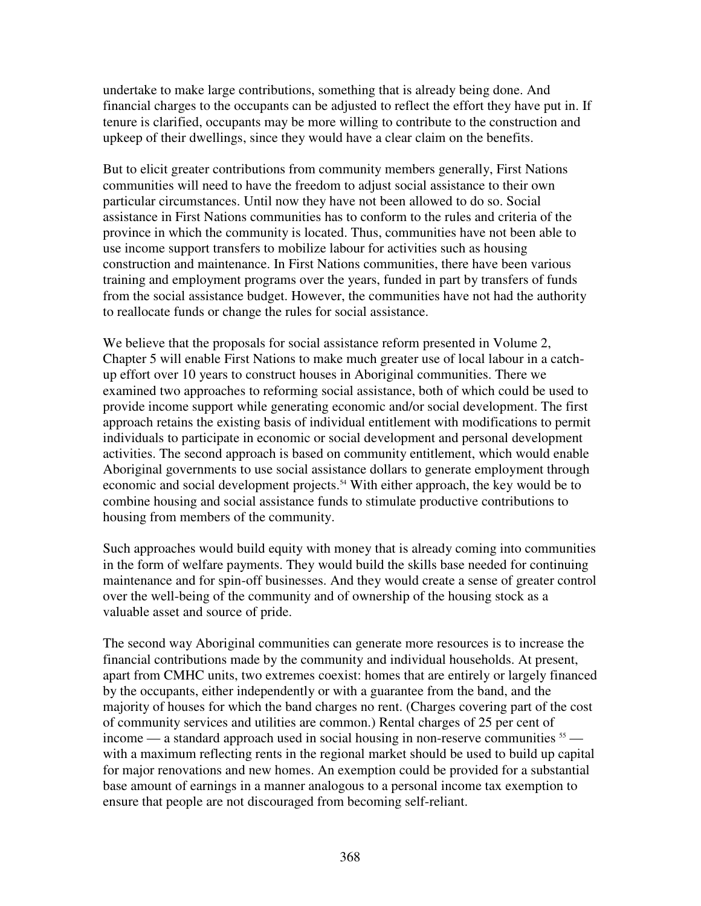undertake to make large contributions, something that is already being done. And financial charges to the occupants can be adjusted to reflect the effort they have put in. If tenure is clarified, occupants may be more willing to contribute to the construction and upkeep of their dwellings, since they would have a clear claim on the benefits.

But to elicit greater contributions from community members generally, First Nations communities will need to have the freedom to adjust social assistance to their own particular circumstances. Until now they have not been allowed to do so. Social assistance in First Nations communities has to conform to the rules and criteria of the province in which the community is located. Thus, communities have not been able to use income support transfers to mobilize labour for activities such as housing construction and maintenance. In First Nations communities, there have been various training and employment programs over the years, funded in part by transfers of funds from the social assistance budget. However, the communities have not had the authority to reallocate funds or change the rules for social assistance.

We believe that the proposals for social assistance reform presented in Volume 2, Chapter 5 will enable First Nations to make much greater use of local labour in a catch-up effort over 10 years to construct houses in Aboriginal communities. There we examined two approaches to reforming social assistance, both of which could be used to provide income support while generating economic and/or social development. The first approach retains the existing basis of individual entitlement with modifications to permit individuals to participate in economic or social development and personal development activities. The second approach is based on community entitlement, which would enable Aboriginal governments to use social assistance dollars to generate employment through economic and social development projects.[54] With either approach, the key would be to combine housing and social assistance funds to stimulate productive contributions to housing from members of the community.

Such approaches would build equity with money that is already coming into communities in the form of welfare payments. They would build the skills base needed for continuing maintenance and for spin-off businesses. And they would create a sense of greater control over the well-being of the community and of ownership of the housing stock as a valuable asset and source of pride.

The second way Aboriginal communities can generate more resources is to increase the financial contributions made by the community and individual households. At present, apart from CMHC units, two extremes coexist: homes that are entirely or largely financed by the occupants, either independently or with a guarantee from the band, and the majority of houses for which the band charges no rent. (Charges covering part of the cost of community services and utilities are common.) Rental charges of 25 per cent of income — a standard approach used in social housing in non-reserve communities [55] — with a maximum reflecting rents in the regional market should be used to build up capital for major renovations and new homes. An exemption could be provided for a substantial base amount of earnings in a manner analogous to a personal income tax exemption to ensure that people are not discouraged from becoming self-reliant.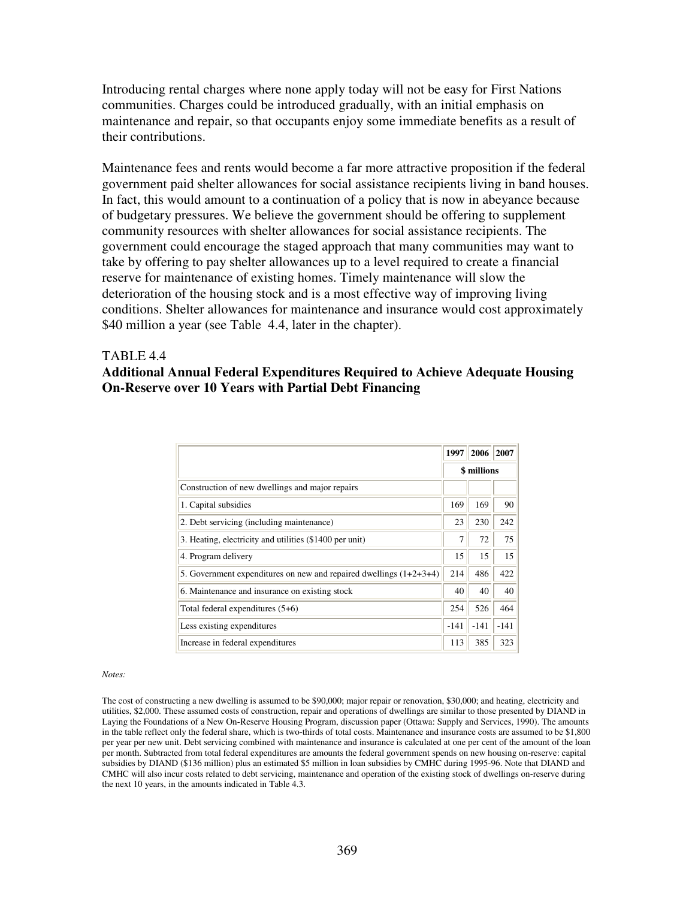Introducing rental charges where none apply today will not be easy for First Nations communities. Charges could be introduced gradually, with an initial emphasis on maintenance and repair, so that occupants enjoy some immediate benefits as a result of their contributions.

Maintenance fees and rents would become a far more attractive proposition if the federal government paid shelter allowances for social assistance recipients living in band houses. In fact, this would amount to a continuation of a policy that is now in abeyance because of budgetary pressures. We believe the government should be offering to supplement community resources with shelter allowances for social assistance recipients. The government could encourage the staged approach that many communities may want to take by offering to pay shelter allowances up to a level required to create a financial reserve for maintenance of existing homes. Timely maintenance will slow the deterioration of the housing stock and is a most effective way of improving living conditions. Shelter allowances for maintenance and insurance would cost approximately $40 million a year (see Table 4.4, later in the chapter).

TABLE 4.4

**Additional Annual Federal Expenditures Required to Achieve Adequate Housing On-Reserve over 10 Years with Partial Debt Financing**

| | 1997 | 2006 | 2007 |
|---|---|---|---|
| | $ millions | | |
| Construction of new dwellings and major repairs | | | |
| 1. Capital subsidies | 169 | 169 | 90 |
| 2. Debt servicing (including maintenance) | 23 | 230 | 242 |
| 3. Heating, electricity and utilities ($1400 per unit) | 7 | 72 | 75 |
| 4. Program delivery | 15 | 15 | 15 |
| 5. Government expenditures on new and repaired dwellings (1+2+3+4) | 214 | 486 | 422 |
| 6. Maintenance and insurance on existing stock | 40 | 40 | 40 |
| Total federal expenditures (5+6) | 254 | 526 | 464 |
| Less existing expenditures | -141 | -141 | -141 |
| Increase in federal expenditures | 113 | 385 | 323 |

*Notes:*

The cost of constructing a new dwelling is assumed to be $90,000; major repair or renovation, $30,000; and heating, electricity and utilities, $2,000. These assumed costs of construction, repair and operations of dwellings are similar to those presented by DIAND in Laying the Foundations of a New On-Reserve Housing Program, discussion paper (Ottawa: Supply and Services, 1990). The amounts in the table reflect only the federal share, which is two-thirds of total costs. Maintenance and insurance costs are assumed to be $1,800 per year per new unit. Debt servicing combined with maintenance and insurance is calculated at one per cent of the amount of the loan per month. Subtracted from total federal expenditures are amounts the federal government spends on new housing on-reserve: capital subsidies by DIAND ($136 million) plus an estimated $5 million in loan subsidies by CMHC during 1995-96. Note that DIAND and CMHC will also incur costs related to debt servicing, maintenance and operation of the existing stock of dwellings on-reserve during the next 10 years, in the amounts indicated in Table 4.3.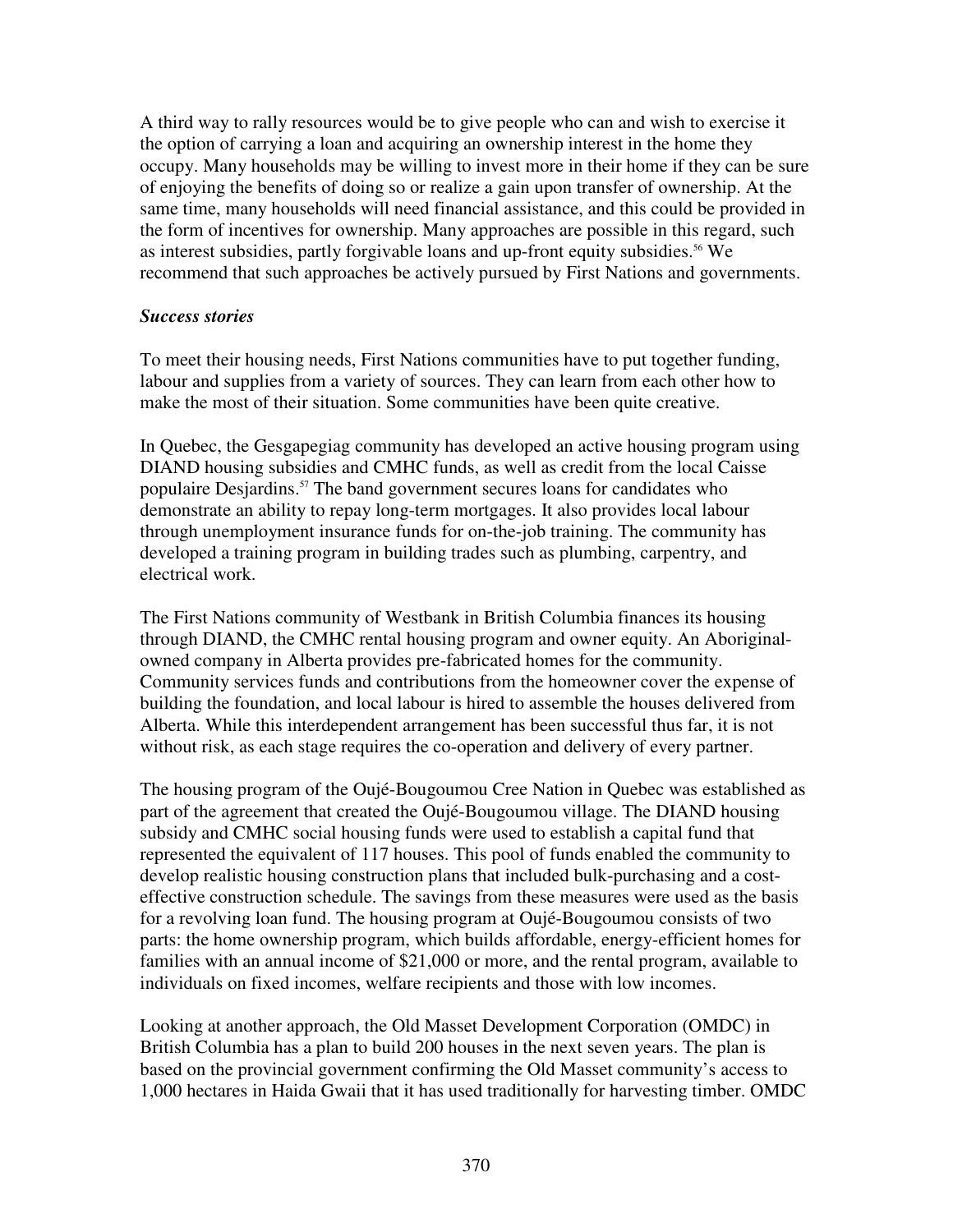A third way to rally resources would be to give people who can and wish to exercise it the option of carrying a loan and acquiring an ownership interest in the home they occupy. Many households may be willing to invest more in their home if they can be sure of enjoying the benefits of doing so or realize a gain upon transfer of ownership. At the same time, many households will need financial assistance, and this could be provided in the form of incentives for ownership. Many approaches are possible in this regard, such as interest subsidies, partly forgivable loans and up-front equity subsidies.[56] We recommend that such approaches be actively pursued by First Nations and governments.

***Success stories***

To meet their housing needs, First Nations communities have to put together funding, labour and supplies from a variety of sources. They can learn from each other how to make the most of their situation. Some communities have been quite creative.

In Quebec, the Gesgapegiag community has developed an active housing program using DIAND housing subsidies and CMHC funds, as well as credit from the local Caisse populaire Desjardins.[57] The band government secures loans for candidates who demonstrate an ability to repay long-term mortgages. It also provides local labour through unemployment insurance funds for on-the-job training. The community has developed a training program in building trades such as plumbing, carpentry, and electrical work.

The First Nations community of Westbank in British Columbia finances its housing through DIAND, the CMHC rental housing program and owner equity. An Aboriginal-owned company in Alberta provides pre-fabricated homes for the community. Community services funds and contributions from the homeowner cover the expense of building the foundation, and local labour is hired to assemble the houses delivered from Alberta. While this interdependent arrangement has been successful thus far, it is not without risk, as each stage requires the co-operation and delivery of every partner.

The housing program of the Oujé-Bougoumou Cree Nation in Quebec was established as part of the agreement that created the Oujé-Bougoumou village. The DIAND housing subsidy and CMHC social housing funds were used to establish a capital fund that represented the equivalent of 117 houses. This pool of funds enabled the community to develop realistic housing construction plans that included bulk-purchasing and a cost-effective construction schedule. The savings from these measures were used as the basis for a revolving loan fund. The housing program at Oujé-Bougoumou consists of two parts: the home ownership program, which builds affordable, energy-efficient homes for families with an annual income of $21,000 or more, and the rental program, available to individuals on fixed incomes, welfare recipients and those with low incomes.

Looking at another approach, the Old Masset Development Corporation (OMDC) in British Columbia has a plan to build 200 houses in the next seven years. The plan is based on the provincial government confirming the Old Masset community's access to 1,000 hectares in Haida Gwaii that it has used traditionally for harvesting timber. OMDC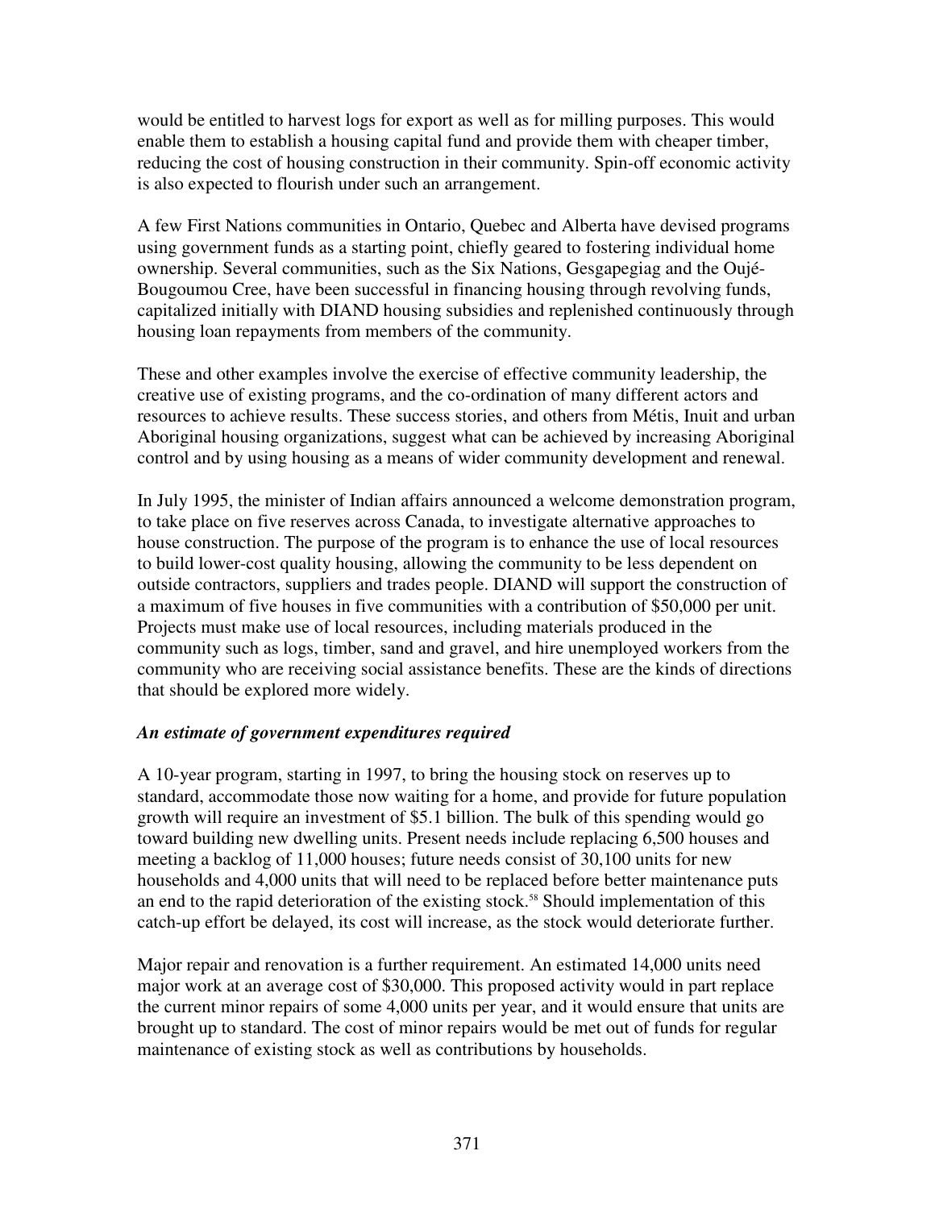would be entitled to harvest logs for export as well as for milling purposes. This would enable them to establish a housing capital fund and provide them with cheaper timber, reducing the cost of housing construction in their community. Spin-off economic activity is also expected to flourish under such an arrangement.

A few First Nations communities in Ontario, Quebec and Alberta have devised programs using government funds as a starting point, chiefly geared to fostering individual home ownership. Several communities, such as the Six Nations, Gesgapegiag and the Oujé-Bougoumou Cree, have been successful in financing housing through revolving funds, capitalized initially with DIAND housing subsidies and replenished continuously through housing loan repayments from members of the community.

These and other examples involve the exercise of effective community leadership, the creative use of existing programs, and the co-ordination of many different actors and resources to achieve results. These success stories, and others from Métis, Inuit and urban Aboriginal housing organizations, suggest what can be achieved by increasing Aboriginal control and by using housing as a means of wider community development and renewal.

In July 1995, the minister of Indian affairs announced a welcome demonstration program, to take place on five reserves across Canada, to investigate alternative approaches to house construction. The purpose of the program is to enhance the use of local resources to build lower-cost quality housing, allowing the community to be less dependent on outside contractors, suppliers and trades people. DIAND will support the construction of a maximum of five houses in five communities with a contribution of $50,000 per unit. Projects must make use of local resources, including materials produced in the community such as logs, timber, sand and gravel, and hire unemployed workers from the community who are receiving social assistance benefits. These are the kinds of directions that should be explored more widely.

### *An estimate of government expenditures required*

A 10-year program, starting in 1997, to bring the housing stock on reserves up to standard, accommodate those now waiting for a home, and provide for future population growth will require an investment of $5.1 billion. The bulk of this spending would go toward building new dwelling units. Present needs include replacing 6,500 houses and meeting a backlog of 11,000 houses; future needs consist of 30,100 units for new households and 4,000 units that will need to be replaced before better maintenance puts an end to the rapid deterioration of the existing stock.[58] Should implementation of this catch-up effort be delayed, its cost will increase, as the stock would deteriorate further.

Major repair and renovation is a further requirement. An estimated 14,000 units need major work at an average cost of $30,000. This proposed activity would in part replace the current minor repairs of some 4,000 units per year, and it would ensure that units are brought up to standard. The cost of minor repairs would be met out of funds for regular maintenance of existing stock as well as contributions by households.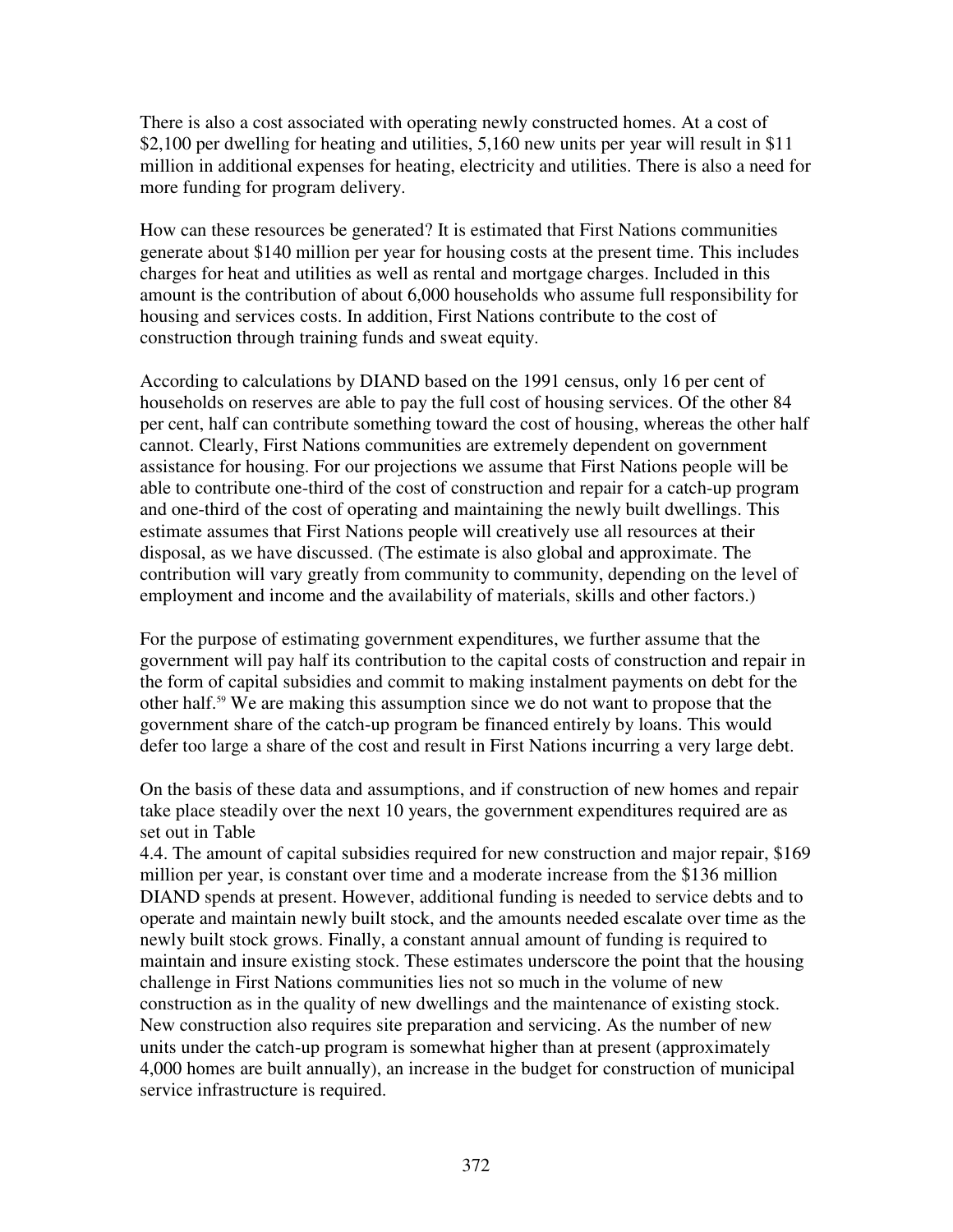There is also a cost associated with operating newly constructed homes. At a cost of $2,100 per dwelling for heating and utilities, 5,160 new units per year will result in $11 million in additional expenses for heating, electricity and utilities. There is also a need for more funding for program delivery.

How can these resources be generated? It is estimated that First Nations communities generate about $140 million per year for housing costs at the present time. This includes charges for heat and utilities as well as rental and mortgage charges. Included in this amount is the contribution of about 6,000 households who assume full responsibility for housing and services costs. In addition, First Nations contribute to the cost of construction through training funds and sweat equity.

According to calculations by DIAND based on the 1991 census, only 16 per cent of households on reserves are able to pay the full cost of housing services. Of the other 84 per cent, half can contribute something toward the cost of housing, whereas the other half cannot. Clearly, First Nations communities are extremely dependent on government assistance for housing. For our projections we assume that First Nations people will be able to contribute one-third of the cost of construction and repair for a catch-up program and one-third of the cost of operating and maintaining the newly built dwellings. This estimate assumes that First Nations people will creatively use all resources at their disposal, as we have discussed. (The estimate is also global and approximate. The contribution will vary greatly from community to community, depending on the level of employment and income and the availability of materials, skills and other factors.)

For the purpose of estimating government expenditures, we further assume that the government will pay half its contribution to the capital costs of construction and repair in the form of capital subsidies and commit to making instalment payments on debt for the other half.[59] We are making this assumption since we do not want to propose that the government share of the catch-up program be financed entirely by loans. This would defer too large a share of the cost and result in First Nations incurring a very large debt.

On the basis of these data and assumptions, and if construction of new homes and repair take place steadily over the next 10 years, the government expenditures required are as set out in Table 4.4. The amount of capital subsidies required for new construction and major repair, $169 million per year, is constant over time and a moderate increase from the $136 million DIAND spends at present. However, additional funding is needed to service debts and to operate and maintain newly built stock, and the amounts needed escalate over time as the newly built stock grows. Finally, a constant annual amount of funding is required to maintain and insure existing stock. These estimates underscore the point that the housing challenge in First Nations communities lies not so much in the volume of new construction as in the quality of new dwellings and the maintenance of existing stock. New construction also requires site preparation and servicing. As the number of new units under the catch-up program is somewhat higher than at present (approximately 4,000 homes are built annually), an increase in the budget for construction of municipal service infrastructure is required.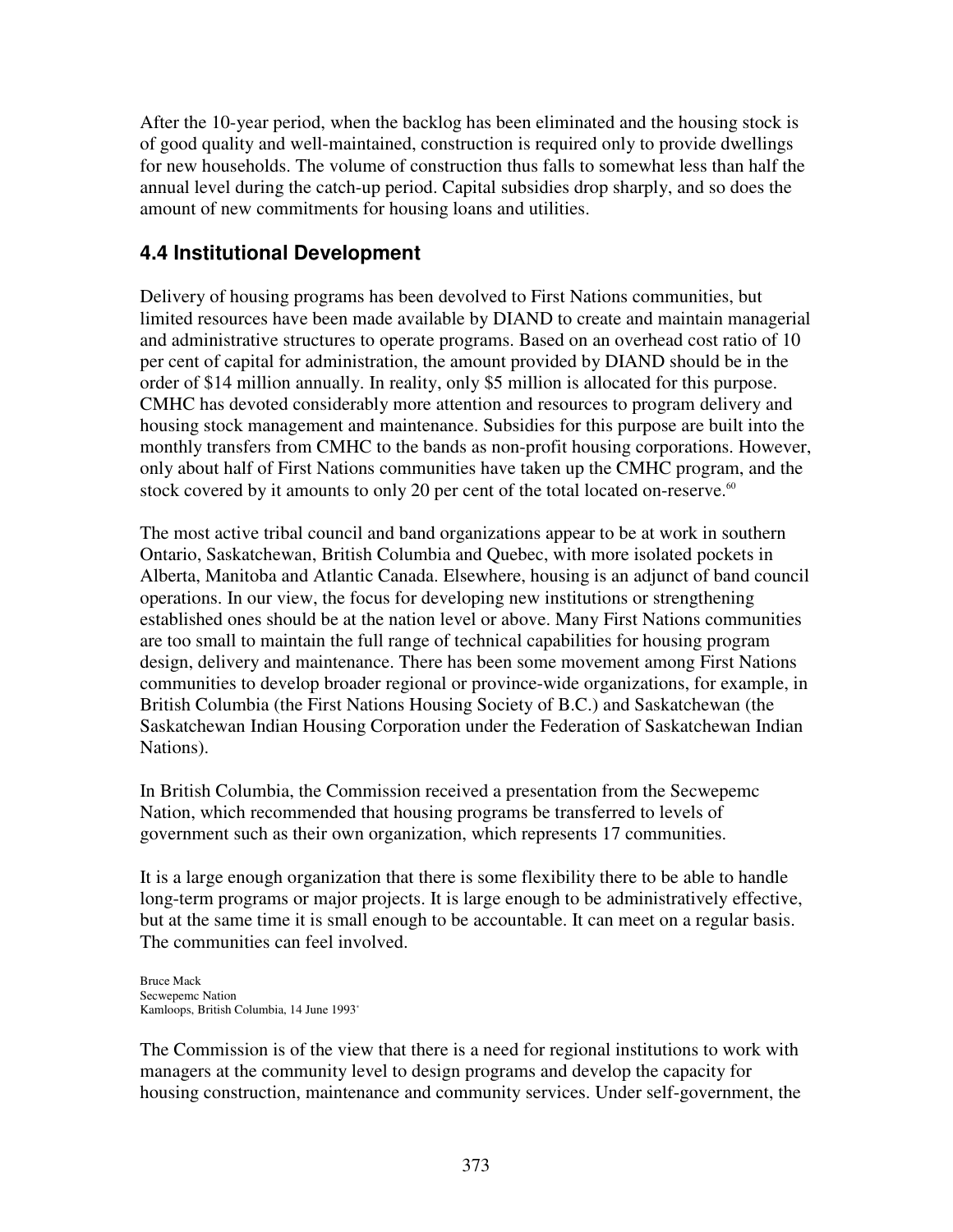After the 10-year period, when the backlog has been eliminated and the housing stock is of good quality and well-maintained, construction is required only to provide dwellings for new households. The volume of construction thus falls to somewhat less than half the annual level during the catch-up period. Capital subsidies drop sharply, and so does the amount of new commitments for housing loans and utilities.

### 4.4 Institutional Development

Delivery of housing programs has been devolved to First Nations communities, but limited resources have been made available by DIAND to create and maintain managerial and administrative structures to operate programs. Based on an overhead cost ratio of 10 per cent of capital for administration, the amount provided by DIAND should be in the order of $14 million annually. In reality, only $5 million is allocated for this purpose. CMHC has devoted considerably more attention and resources to program delivery and housing stock management and maintenance. Subsidies for this purpose are built into the monthly transfers from CMHC to the bands as non-profit housing corporations. However, only about half of First Nations communities have taken up the CMHC program, and the stock covered by it amounts to only 20 per cent of the total located on-reserve.[60]

The most active tribal council and band organizations appear to be at work in southern Ontario, Saskatchewan, British Columbia and Quebec, with more isolated pockets in Alberta, Manitoba and Atlantic Canada. Elsewhere, housing is an adjunct of band council operations. In our view, the focus for developing new institutions or strengthening established ones should be at the nation level or above. Many First Nations communities are too small to maintain the full range of technical capabilities for housing program design, delivery and maintenance. There has been some movement among First Nations communities to develop broader regional or province-wide organizations, for example, in British Columbia (the First Nations Housing Society of B.C.) and Saskatchewan (the Saskatchewan Indian Housing Corporation under the Federation of Saskatchewan Indian Nations).

In British Columbia, the Commission received a presentation from the Secwepemc Nation, which recommended that housing programs be transferred to levels of government such as their own organization, which represents 17 communities.

It is a large enough organization that there is some flexibility there to be able to handle long-term programs or major projects. It is large enough to be administratively effective, but at the same time it is small enough to be accountable. It can meet on a regular basis. The communities can feel involved.

Bruce Mack
Secwepemc Nation
Kamloops, British Columbia, 14 June 1993[*]

The Commission is of the view that there is a need for regional institutions to work with managers at the community level to design programs and develop the capacity for housing construction, maintenance and community services. Under self-government, the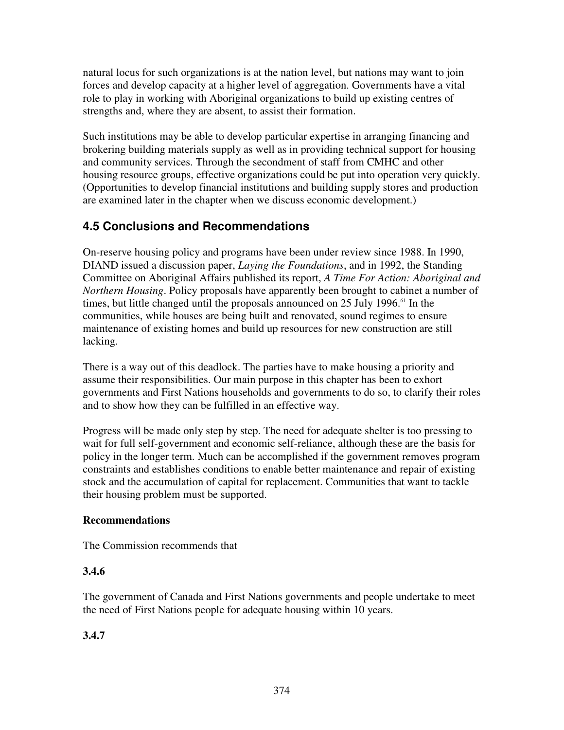natural locus for such organizations is at the nation level, but nations may want to join forces and develop capacity at a higher level of aggregation. Governments have a vital role to play in working with Aboriginal organizations to build up existing centres of strengths and, where they are absent, to assist their formation.

Such institutions may be able to develop particular expertise in arranging financing and brokering building materials supply as well as in providing technical support for housing and community services. Through the secondment of staff from CMHC and other housing resource groups, effective organizations could be put into operation very quickly. (Opportunities to develop financial institutions and building supply stores and production are examined later in the chapter when we discuss economic development.)

## 4.5 Conclusions and Recommendations

On-reserve housing policy and programs have been under review since 1988. In 1990, DIAND issued a discussion paper, *Laying the Foundations*, and in 1992, the Standing Committee on Aboriginal Affairs published its report, *A Time For Action: Aboriginal and Northern Housing*. Policy proposals have apparently been brought to cabinet a number of times, but little changed until the proposals announced on 25 July 1996.[61] In the communities, while houses are being built and renovated, sound regimes to ensure maintenance of existing homes and build up resources for new construction are still lacking.

There is a way out of this deadlock. The parties have to make housing a priority and assume their responsibilities. Our main purpose in this chapter has been to exhort governments and First Nations households and governments to do so, to clarify their roles and to show how they can be fulfilled in an effective way.

Progress will be made only step by step. The need for adequate shelter is too pressing to wait for full self-government and economic self-reliance, although these are the basis for policy in the longer term. Much can be accomplished if the government removes program constraints and establishes conditions to enable better maintenance and repair of existing stock and the accumulation of capital for replacement. Communities that want to tackle their housing problem must be supported.

**Recommendations**

The Commission recommends that

**3.4.6**

The government of Canada and First Nations governments and people undertake to meet the need of First Nations people for adequate housing within 10 years.

**3.4.7**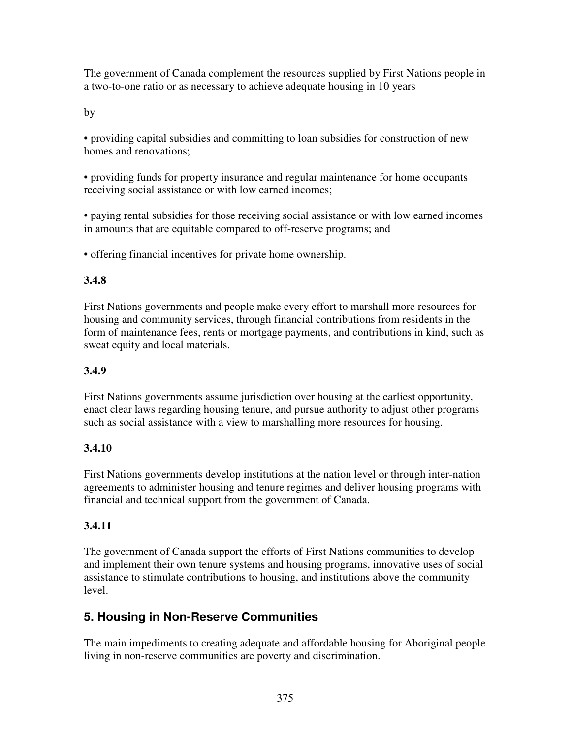The government of Canada complement the resources supplied by First Nations people in a two-to-one ratio or as necessary to achieve adequate housing in 10 years

by

• providing capital subsidies and committing to loan subsidies for construction of new homes and renovations;

• providing funds for property insurance and regular maintenance for home occupants receiving social assistance or with low earned incomes;

• paying rental subsidies for those receiving social assistance or with low earned incomes in amounts that are equitable compared to off-reserve programs; and

• offering financial incentives for private home ownership.

**3.4.8**

First Nations governments and people make every effort to marshall more resources for housing and community services, through financial contributions from residents in the form of maintenance fees, rents or mortgage payments, and contributions in kind, such as sweat equity and local materials.

**3.4.9**

First Nations governments assume jurisdiction over housing at the earliest opportunity, enact clear laws regarding housing tenure, and pursue authority to adjust other programs such as social assistance with a view to marshalling more resources for housing.

**3.4.10**

First Nations governments develop institutions at the nation level or through inter-nation agreements to administer housing and tenure regimes and deliver housing programs with financial and technical support from the government of Canada.

**3.4.11**

The government of Canada support the efforts of First Nations communities to develop and implement their own tenure systems and housing programs, innovative uses of social assistance to stimulate contributions to housing, and institutions above the community level.

## 5. Housing in Non-Reserve Communities

The main impediments to creating adequate and affordable housing for Aboriginal people living in non-reserve communities are poverty and discrimination.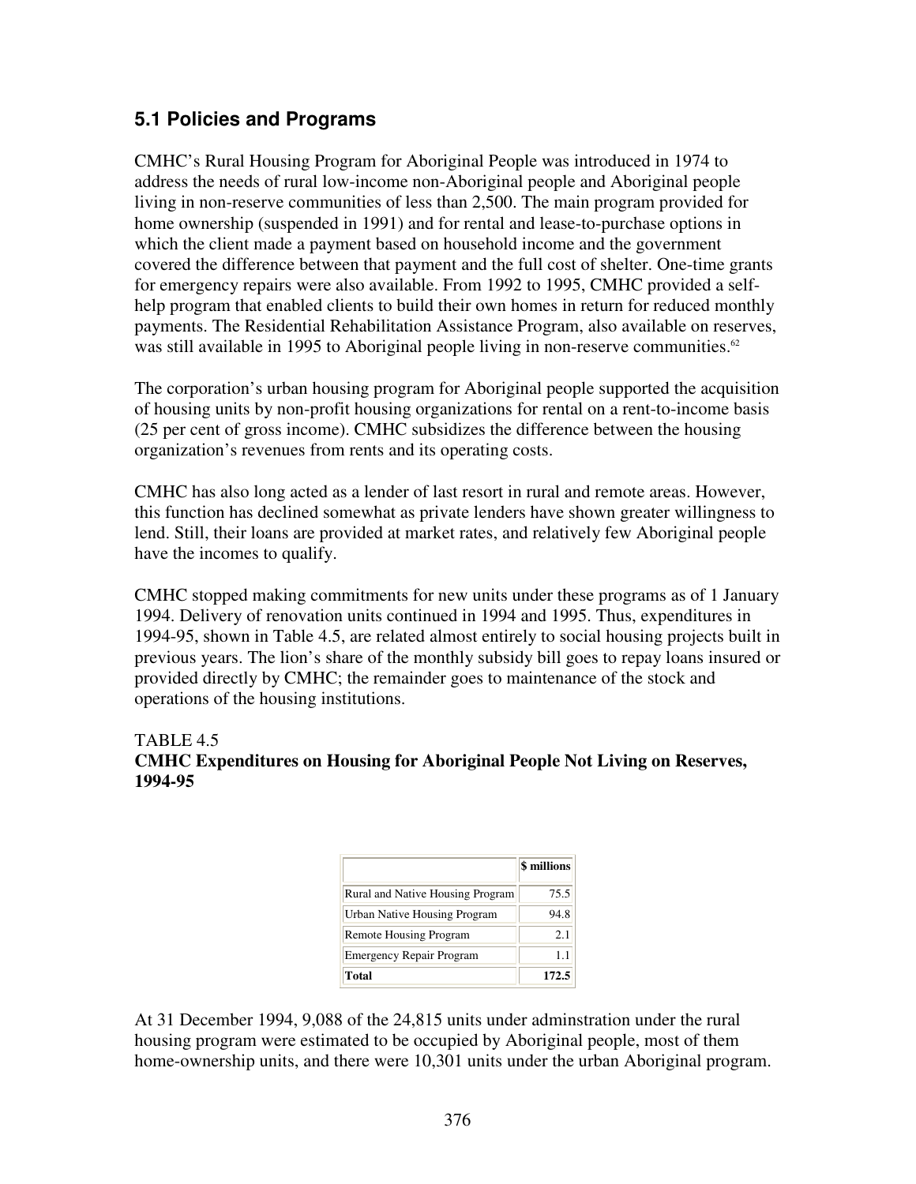## 5.1 Policies and Programs

CMHC's Rural Housing Program for Aboriginal People was introduced in 1974 to address the needs of rural low-income non-Aboriginal people and Aboriginal people living in non-reserve communities of less than 2,500. The main program provided for home ownership (suspended in 1991) and for rental and lease-to-purchase options in which the client made a payment based on household income and the government covered the difference between that payment and the full cost of shelter. One-time grants for emergency repairs were also available. From 1992 to 1995, CMHC provided a self-help program that enabled clients to build their own homes in return for reduced monthly payments. The Residential Rehabilitation Assistance Program, also available on reserves, was still available in 1995 to Aboriginal people living in non-reserve communities.[62]

The corporation's urban housing program for Aboriginal people supported the acquisition of housing units by non-profit housing organizations for rental on a rent-to-income basis (25 per cent of gross income). CMHC subsidizes the difference between the housing organization's revenues from rents and its operating costs.

CMHC has also long acted as a lender of last resort in rural and remote areas. However, this function has declined somewhat as private lenders have shown greater willingness to lend. Still, their loans are provided at market rates, and relatively few Aboriginal people have the incomes to qualify.

CMHC stopped making commitments for new units under these programs as of 1 January 1994. Delivery of renovation units continued in 1994 and 1995. Thus, expenditures in 1994-95, shown in Table 4.5, are related almost entirely to social housing projects built in previous years. The lion's share of the monthly subsidy bill goes to repay loans insured or provided directly by CMHC; the remainder goes to maintenance of the stock and operations of the housing institutions.

TABLE 4.5
**CMHC Expenditures on Housing for Aboriginal People Not Living on Reserves, 1994-95**

| | **$ millions** |
|---|---|
| Rural and Native Housing Program | 75.5 |
| Urban Native Housing Program | 94.8 |
| Remote Housing Program | 2.1 |
| Emergency Repair Program | 1.1 |
| **Total** | **172.5** |

At 31 December 1994, 9,088 of the 24,815 units under adminstration under the rural housing program were estimated to be occupied by Aboriginal people, most of them home-ownership units, and there were 10,301 units under the urban Aboriginal program.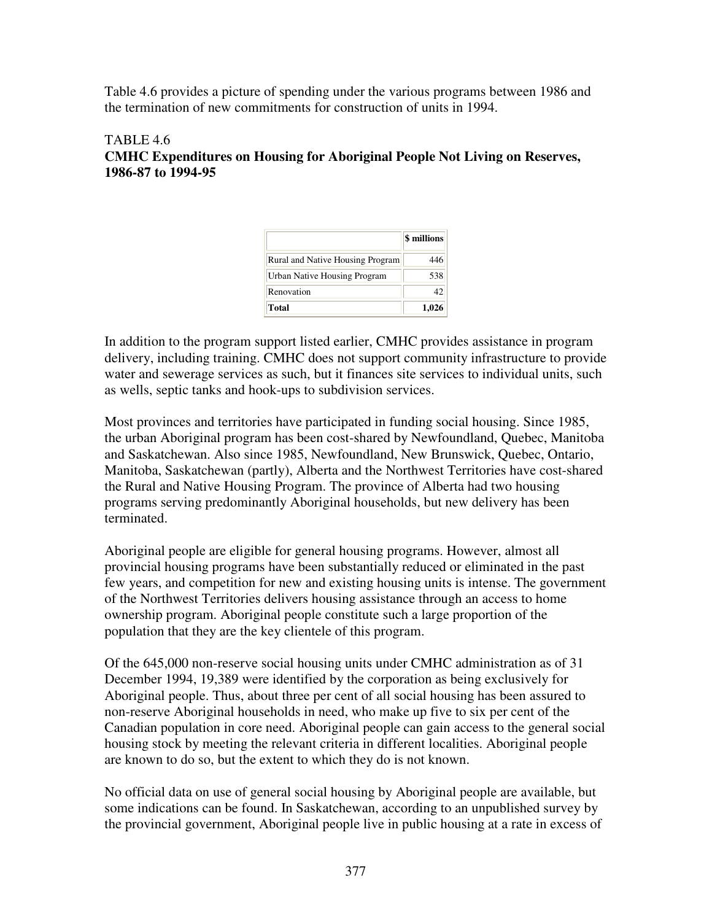Table 4.6 provides a picture of spending under the various programs between 1986 and the termination of new commitments for construction of units in 1994.

TABLE 4.6
**CMHC Expenditures on Housing for Aboriginal People Not Living on Reserves, 1986-87 to 1994-95**

| | **$ millions** |
|---|---|
| Rural and Native Housing Program | 446 |
| Urban Native Housing Program | 538 |
| Renovation | 42 |
| **Total** | **1,026** |

In addition to the program support listed earlier, CMHC provides assistance in program delivery, including training. CMHC does not support community infrastructure to provide water and sewerage services as such, but it finances site services to individual units, such as wells, septic tanks and hook-ups to subdivision services.

Most provinces and territories have participated in funding social housing. Since 1985, the urban Aboriginal program has been cost-shared by Newfoundland, Quebec, Manitoba and Saskatchewan. Also since 1985, Newfoundland, New Brunswick, Quebec, Ontario, Manitoba, Saskatchewan (partly), Alberta and the Northwest Territories have cost-shared the Rural and Native Housing Program. The province of Alberta had two housing programs serving predominantly Aboriginal households, but new delivery has been terminated.

Aboriginal people are eligible for general housing programs. However, almost all provincial housing programs have been substantially reduced or eliminated in the past few years, and competition for new and existing housing units is intense. The government of the Northwest Territories delivers housing assistance through an access to home ownership program. Aboriginal people constitute such a large proportion of the population that they are the key clientele of this program.

Of the 645,000 non-reserve social housing units under CMHC administration as of 31 December 1994, 19,389 were identified by the corporation as being exclusively for Aboriginal people. Thus, about three per cent of all social housing has been assured to non-reserve Aboriginal households in need, who make up five to six per cent of the Canadian population in core need. Aboriginal people can gain access to the general social housing stock by meeting the relevant criteria in different localities. Aboriginal people are known to do so, but the extent to which they do is not known.

No official data on use of general social housing by Aboriginal people are available, but some indications can be found. In Saskatchewan, according to an unpublished survey by the provincial government, Aboriginal people live in public housing at a rate in excess of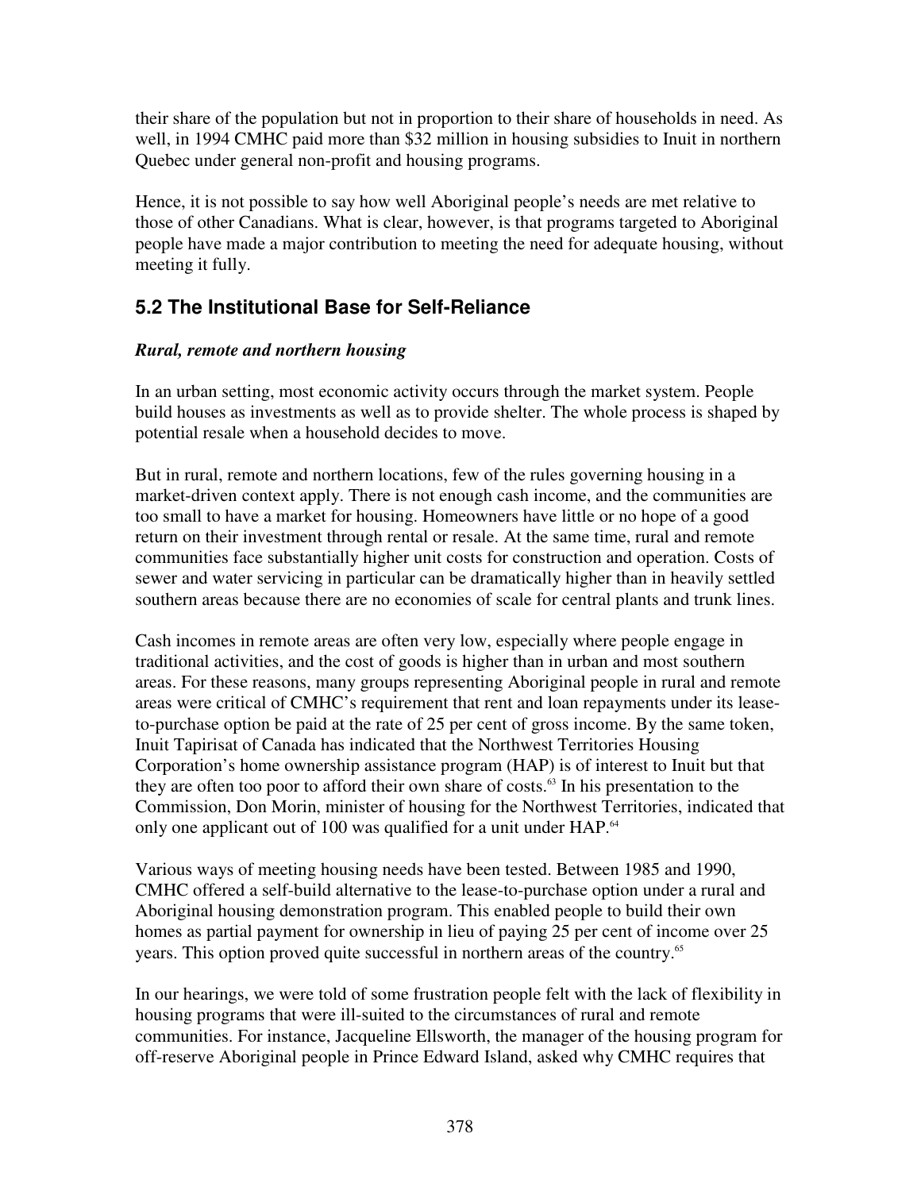their share of the population but not in proportion to their share of households in need. As well, in 1994 CMHC paid more than $32 million in housing subsidies to Inuit in northern Quebec under general non-profit and housing programs.

Hence, it is not possible to say how well Aboriginal people's needs are met relative to those of other Canadians. What is clear, however, is that programs targeted to Aboriginal people have made a major contribution to meeting the need for adequate housing, without meeting it fully.

## 5.2 The Institutional Base for Self-Reliance

***Rural, remote and northern housing***

In an urban setting, most economic activity occurs through the market system. People build houses as investments as well as to provide shelter. The whole process is shaped by potential resale when a household decides to move.

But in rural, remote and northern locations, few of the rules governing housing in a market-driven context apply. There is not enough cash income, and the communities are too small to have a market for housing. Homeowners have little or no hope of a good return on their investment through rental or resale. At the same time, rural and remote communities face substantially higher unit costs for construction and operation. Costs of sewer and water servicing in particular can be dramatically higher than in heavily settled southern areas because there are no economies of scale for central plants and trunk lines.

Cash incomes in remote areas are often very low, especially where people engage in traditional activities, and the cost of goods is higher than in urban and most southern areas. For these reasons, many groups representing Aboriginal people in rural and remote areas were critical of CMHC's requirement that rent and loan repayments under its lease-to-purchase option be paid at the rate of 25 per cent of gross income. By the same token, Inuit Tapirisat of Canada has indicated that the Northwest Territories Housing Corporation's home ownership assistance program (HAP) is of interest to Inuit but that they are often too poor to afford their own share of costs.[63] In his presentation to the Commission, Don Morin, minister of housing for the Northwest Territories, indicated that only one applicant out of 100 was qualified for a unit under HAP.[64]

Various ways of meeting housing needs have been tested. Between 1985 and 1990, CMHC offered a self-build alternative to the lease-to-purchase option under a rural and Aboriginal housing demonstration program. This enabled people to build their own homes as partial payment for ownership in lieu of paying 25 per cent of income over 25 years. This option proved quite successful in northern areas of the country.[65]

In our hearings, we were told of some frustration people felt with the lack of flexibility in housing programs that were ill-suited to the circumstances of rural and remote communities. For instance, Jacqueline Ellsworth, the manager of the housing program for off-reserve Aboriginal people in Prince Edward Island, asked why CMHC requires that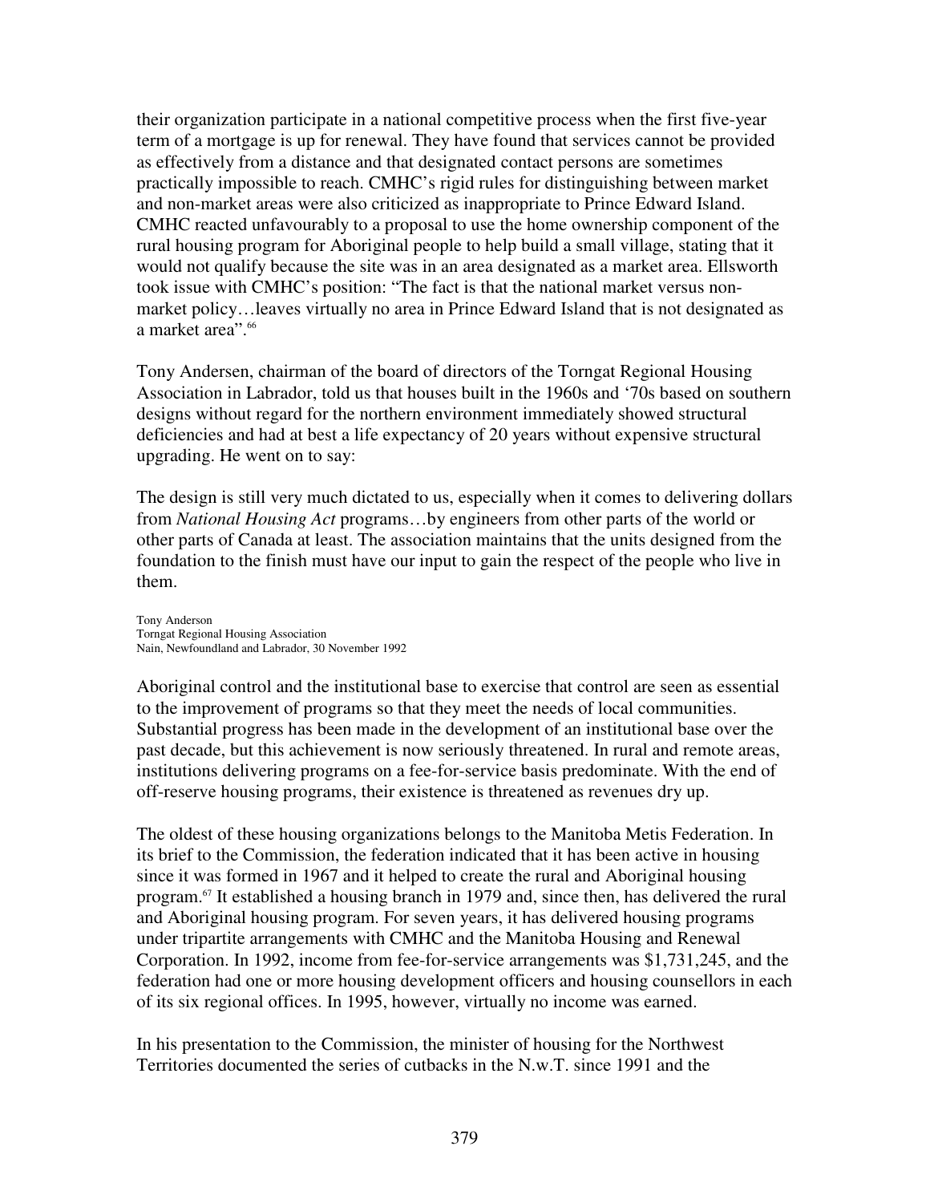their organization participate in a national competitive process when the first five-year term of a mortgage is up for renewal. They have found that services cannot be provided as effectively from a distance and that designated contact persons are sometimes practically impossible to reach. CMHC's rigid rules for distinguishing between market and non-market areas were also criticized as inappropriate to Prince Edward Island. CMHC reacted unfavourably to a proposal to use the home ownership component of the rural housing program for Aboriginal people to help build a small village, stating that it would not qualify because the site was in an area designated as a market area. Ellsworth took issue with CMHC's position: "The fact is that the national market versus non-market policy…leaves virtually no area in Prince Edward Island that is not designated as a market area".[66]

Tony Andersen, chairman of the board of directors of the Torngat Regional Housing Association in Labrador, told us that houses built in the 1960s and '70s based on southern designs without regard for the northern environment immediately showed structural deficiencies and had at best a life expectancy of 20 years without expensive structural upgrading. He went on to say:

The design is still very much dictated to us, especially when it comes to delivering dollars from *National Housing Act* programs…by engineers from other parts of the world or other parts of Canada at least. The association maintains that the units designed from the foundation to the finish must have our input to gain the respect of the people who live in them.

Tony Anderson
Torngat Regional Housing Association
Nain, Newfoundland and Labrador, 30 November 1992

Aboriginal control and the institutional base to exercise that control are seen as essential to the improvement of programs so that they meet the needs of local communities. Substantial progress has been made in the development of an institutional base over the past decade, but this achievement is now seriously threatened. In rural and remote areas, institutions delivering programs on a fee-for-service basis predominate. With the end of off-reserve housing programs, their existence is threatened as revenues dry up.

The oldest of these housing organizations belongs to the Manitoba Metis Federation. In its brief to the Commission, the federation indicated that it has been active in housing since it was formed in 1967 and it helped to create the rural and Aboriginal housing program.[67] It established a housing branch in 1979 and, since then, has delivered the rural and Aboriginal housing program. For seven years, it has delivered housing programs under tripartite arrangements with CMHC and the Manitoba Housing and Renewal Corporation. In 1992, income from fee-for-service arrangements was $1,731,245, and the federation had one or more housing development officers and housing counsellors in each of its six regional offices. In 1995, however, virtually no income was earned.

In his presentation to the Commission, the minister of housing for the Northwest Territories documented the series of cutbacks in the N.w.T. since 1991 and the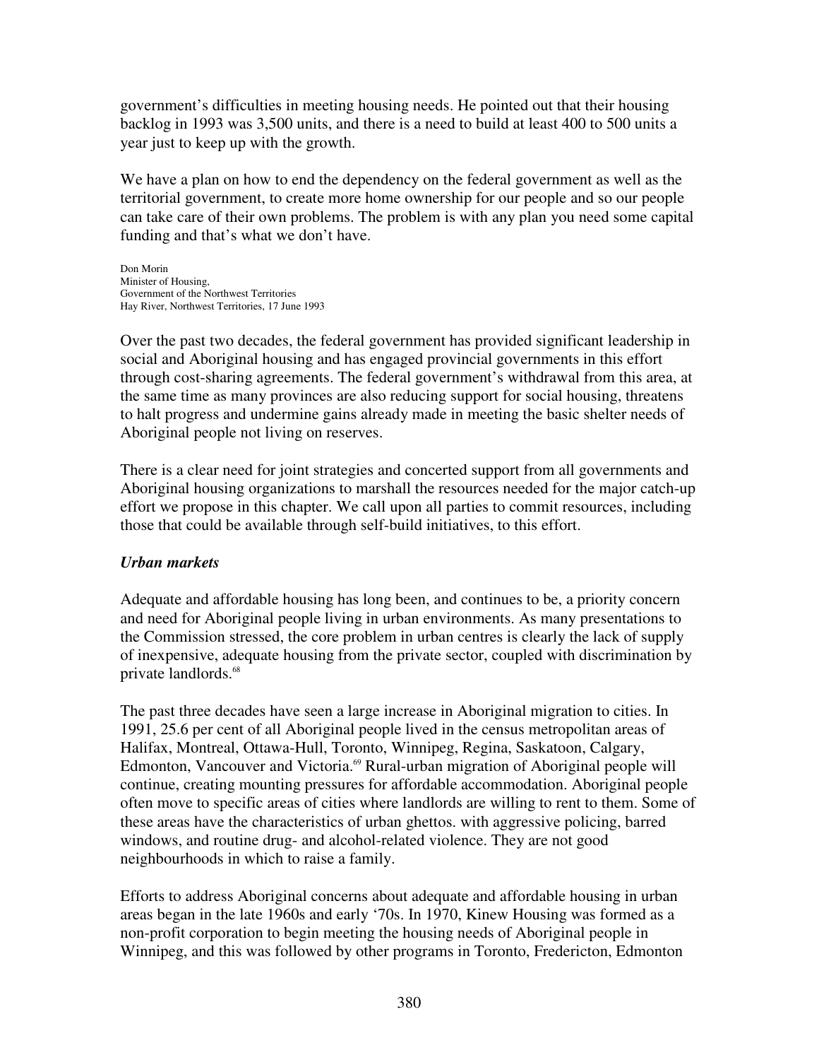government's difficulties in meeting housing needs. He pointed out that their housing backlog in 1993 was 3,500 units, and there is a need to build at least 400 to 500 units a year just to keep up with the growth.

We have a plan on how to end the dependency on the federal government as well as the territorial government, to create more home ownership for our people and so our people can take care of their own problems. The problem is with any plan you need some capital funding and that's what we don't have.

Don Morin
Minister of Housing,
Government of the Northwest Territories
Hay River, Northwest Territories, 17 June 1993

Over the past two decades, the federal government has provided significant leadership in social and Aboriginal housing and has engaged provincial governments in this effort through cost-sharing agreements. The federal government's withdrawal from this area, at the same time as many provinces are also reducing support for social housing, threatens to halt progress and undermine gains already made in meeting the basic shelter needs of Aboriginal people not living on reserves.

There is a clear need for joint strategies and concerted support from all governments and Aboriginal housing organizations to marshall the resources needed for the major catch-up effort we propose in this chapter. We call upon all parties to commit resources, including those that could be available through self-build initiatives, to this effort.

### *Urban markets*

Adequate and affordable housing has long been, and continues to be, a priority concern and need for Aboriginal people living in urban environments. As many presentations to the Commission stressed, the core problem in urban centres is clearly the lack of supply of inexpensive, adequate housing from the private sector, coupled with discrimination by private landlords.[68]

The past three decades have seen a large increase in Aboriginal migration to cities. In 1991, 25.6 per cent of all Aboriginal people lived in the census metropolitan areas of Halifax, Montreal, Ottawa-Hull, Toronto, Winnipeg, Regina, Saskatoon, Calgary, Edmonton, Vancouver and Victoria.[69] Rural-urban migration of Aboriginal people will continue, creating mounting pressures for affordable accommodation. Aboriginal people often move to specific areas of cities where landlords are willing to rent to them. Some of these areas have the characteristics of urban ghettos. with aggressive policing, barred windows, and routine drug- and alcohol-related violence. They are not good neighbourhoods in which to raise a family.

Efforts to address Aboriginal concerns about adequate and affordable housing in urban areas began in the late 1960s and early '70s. In 1970, Kinew Housing was formed as a non-profit corporation to begin meeting the housing needs of Aboriginal people in Winnipeg, and this was followed by other programs in Toronto, Fredericton, Edmonton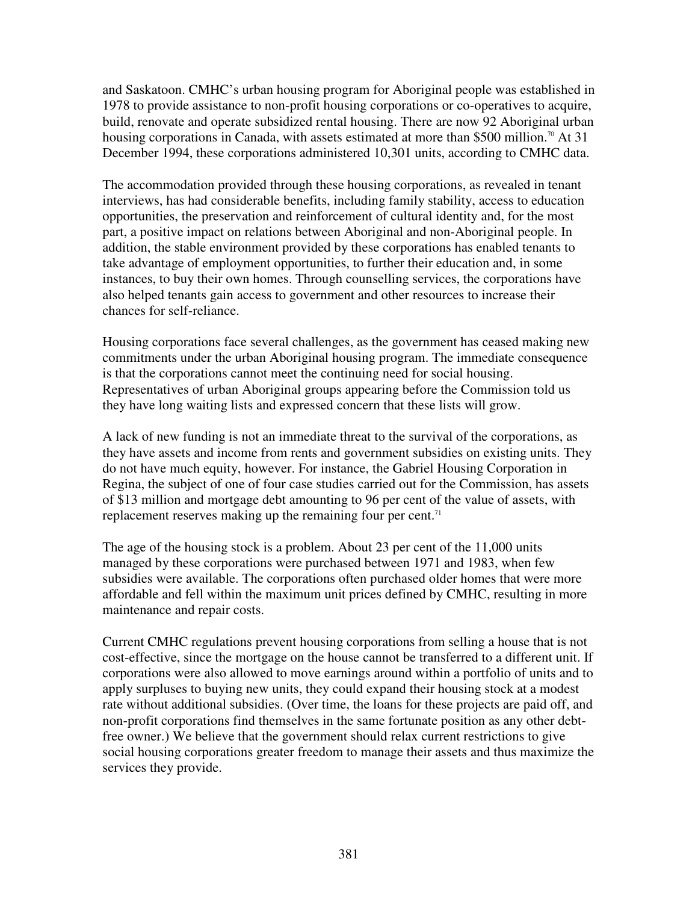and Saskatoon. CMHC's urban housing program for Aboriginal people was established in 1978 to provide assistance to non-profit housing corporations or co-operatives to acquire, build, renovate and operate subsidized rental housing. There are now 92 Aboriginal urban housing corporations in Canada, with assets estimated at more than $500 million.[70] At 31 December 1994, these corporations administered 10,301 units, according to CMHC data.

The accommodation provided through these housing corporations, as revealed in tenant interviews, has had considerable benefits, including family stability, access to education opportunities, the preservation and reinforcement of cultural identity and, for the most part, a positive impact on relations between Aboriginal and non-Aboriginal people. In addition, the stable environment provided by these corporations has enabled tenants to take advantage of employment opportunities, to further their education and, in some instances, to buy their own homes. Through counselling services, the corporations have also helped tenants gain access to government and other resources to increase their chances for self-reliance.

Housing corporations face several challenges, as the government has ceased making new commitments under the urban Aboriginal housing program. The immediate consequence is that the corporations cannot meet the continuing need for social housing. Representatives of urban Aboriginal groups appearing before the Commission told us they have long waiting lists and expressed concern that these lists will grow.

A lack of new funding is not an immediate threat to the survival of the corporations, as they have assets and income from rents and government subsidies on existing units. They do not have much equity, however. For instance, the Gabriel Housing Corporation in Regina, the subject of one of four case studies carried out for the Commission, has assets of $13 million and mortgage debt amounting to 96 per cent of the value of assets, with replacement reserves making up the remaining four per cent.[71]

The age of the housing stock is a problem. About 23 per cent of the 11,000 units managed by these corporations were purchased between 1971 and 1983, when few subsidies were available. The corporations often purchased older homes that were more affordable and fell within the maximum unit prices defined by CMHC, resulting in more maintenance and repair costs.

Current CMHC regulations prevent housing corporations from selling a house that is not cost-effective, since the mortgage on the house cannot be transferred to a different unit. If corporations were also allowed to move earnings around within a portfolio of units and to apply surpluses to buying new units, they could expand their housing stock at a modest rate without additional subsidies. (Over time, the loans for these projects are paid off, and non-profit corporations find themselves in the same fortunate position as any other debt-free owner.) We believe that the government should relax current restrictions to give social housing corporations greater freedom to manage their assets and thus maximize the services they provide.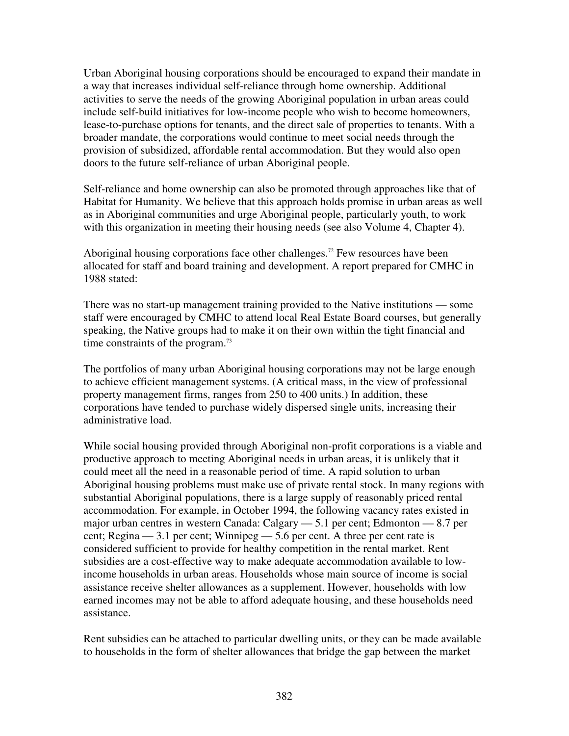Urban Aboriginal housing corporations should be encouraged to expand their mandate in a way that increases individual self-reliance through home ownership. Additional activities to serve the needs of the growing Aboriginal population in urban areas could include self-build initiatives for low-income people who wish to become homeowners, lease-to-purchase options for tenants, and the direct sale of properties to tenants. With a broader mandate, the corporations would continue to meet social needs through the provision of subsidized, affordable rental accommodation. But they would also open doors to the future self-reliance of urban Aboriginal people.

Self-reliance and home ownership can also be promoted through approaches like that of Habitat for Humanity. We believe that this approach holds promise in urban areas as well as in Aboriginal communities and urge Aboriginal people, particularly youth, to work with this organization in meeting their housing needs (see also Volume 4, Chapter 4).

Aboriginal housing corporations face other challenges.[72] Few resources have been allocated for staff and board training and development. A report prepared for CMHC in 1988 stated:

There was no start-up management training provided to the Native institutions — some staff were encouraged by CMHC to attend local Real Estate Board courses, but generally speaking, the Native groups had to make it on their own within the tight financial and time constraints of the program.[73]

The portfolios of many urban Aboriginal housing corporations may not be large enough to achieve efficient management systems. (A critical mass, in the view of professional property management firms, ranges from 250 to 400 units.) In addition, these corporations have tended to purchase widely dispersed single units, increasing their administrative load.

While social housing provided through Aboriginal non-profit corporations is a viable and productive approach to meeting Aboriginal needs in urban areas, it is unlikely that it could meet all the need in a reasonable period of time. A rapid solution to urban Aboriginal housing problems must make use of private rental stock. In many regions with substantial Aboriginal populations, there is a large supply of reasonably priced rental accommodation. For example, in October 1994, the following vacancy rates existed in major urban centres in western Canada: Calgary — 5.1 per cent; Edmonton — 8.7 per cent; Regina — 3.1 per cent; Winnipeg — 5.6 per cent. A three per cent rate is considered sufficient to provide for healthy competition in the rental market. Rent subsidies are a cost-effective way to make adequate accommodation available to low-income households in urban areas. Households whose main source of income is social assistance receive shelter allowances as a supplement. However, households with low earned incomes may not be able to afford adequate housing, and these households need assistance.

Rent subsidies can be attached to particular dwelling units, or they can be made available to households in the form of shelter allowances that bridge the gap between the market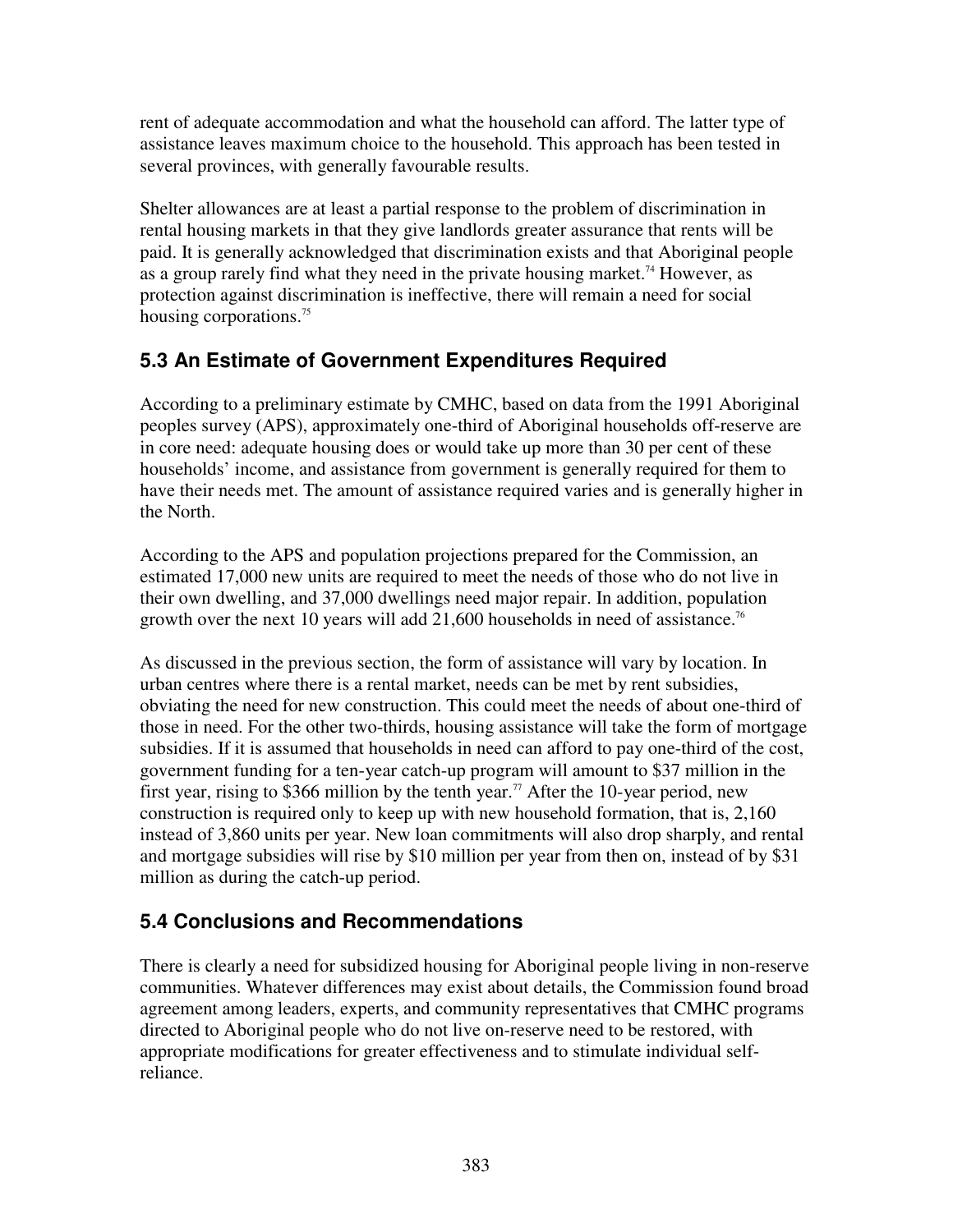rent of adequate accommodation and what the household can afford. The latter type of assistance leaves maximum choice to the household. This approach has been tested in several provinces, with generally favourable results.

Shelter allowances are at least a partial response to the problem of discrimination in rental housing markets in that they give landlords greater assurance that rents will be paid. It is generally acknowledged that discrimination exists and that Aboriginal people as a group rarely find what they need in the private housing market.[74] However, as protection against discrimination is ineffective, there will remain a need for social housing corporations.[75]

## 5.3 An Estimate of Government Expenditures Required

According to a preliminary estimate by CMHC, based on data from the 1991 Aboriginal peoples survey (APS), approximately one-third of Aboriginal households off-reserve are in core need: adequate housing does or would take up more than 30 per cent of these households' income, and assistance from government is generally required for them to have their needs met. The amount of assistance required varies and is generally higher in the North.

According to the APS and population projections prepared for the Commission, an estimated 17,000 new units are required to meet the needs of those who do not live in their own dwelling, and 37,000 dwellings need major repair. In addition, population growth over the next 10 years will add 21,600 households in need of assistance.[76]

As discussed in the previous section, the form of assistance will vary by location. In urban centres where there is a rental market, needs can be met by rent subsidies, obviating the need for new construction. This could meet the needs of about one-third of those in need. For the other two-thirds, housing assistance will take the form of mortgage subsidies. If it is assumed that households in need can afford to pay one-third of the cost, government funding for a ten-year catch-up program will amount to $37 million in the first year, rising to $366 million by the tenth year.[77] After the 10-year period, new construction is required only to keep up with new household formation, that is, 2,160 instead of 3,860 units per year. New loan commitments will also drop sharply, and rental and mortgage subsidies will rise by $10 million per year from then on, instead of by $31 million as during the catch-up period.

## 5.4 Conclusions and Recommendations

There is clearly a need for subsidized housing for Aboriginal people living in non-reserve communities. Whatever differences may exist about details, the Commission found broad agreement among leaders, experts, and community representatives that CMHC programs directed to Aboriginal people who do not live on-reserve need to be restored, with appropriate modifications for greater effectiveness and to stimulate individual self-reliance.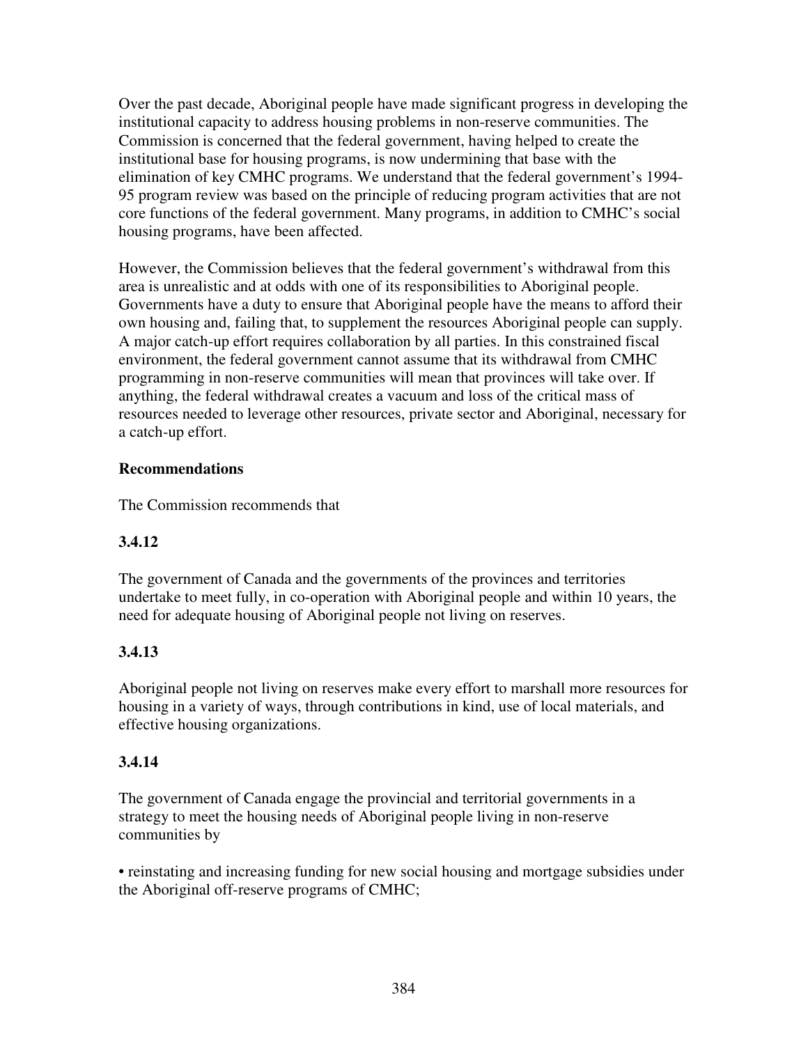Over the past decade, Aboriginal people have made significant progress in developing the institutional capacity to address housing problems in non-reserve communities. The Commission is concerned that the federal government, having helped to create the institutional base for housing programs, is now undermining that base with the elimination of key CMHC programs. We understand that the federal government's 1994-95 program review was based on the principle of reducing program activities that are not core functions of the federal government. Many programs, in addition to CMHC's social housing programs, have been affected.

However, the Commission believes that the federal government's withdrawal from this area is unrealistic and at odds with one of its responsibilities to Aboriginal people. Governments have a duty to ensure that Aboriginal people have the means to afford their own housing and, failing that, to supplement the resources Aboriginal people can supply. A major catch-up effort requires collaboration by all parties. In this constrained fiscal environment, the federal government cannot assume that its withdrawal from CMHC programming in non-reserve communities will mean that provinces will take over. If anything, the federal withdrawal creates a vacuum and loss of the critical mass of resources needed to leverage other resources, private sector and Aboriginal, necessary for a catch-up effort.

**Recommendations**

The Commission recommends that

**3.4.12**

The government of Canada and the governments of the provinces and territories undertake to meet fully, in co-operation with Aboriginal people and within 10 years, the need for adequate housing of Aboriginal people not living on reserves.

**3.4.13**

Aboriginal people not living on reserves make every effort to marshall more resources for housing in a variety of ways, through contributions in kind, use of local materials, and effective housing organizations.

**3.4.14**

The government of Canada engage the provincial and territorial governments in a strategy to meet the housing needs of Aboriginal people living in non-reserve communities by

• reinstating and increasing funding for new social housing and mortgage subsidies under the Aboriginal off-reserve programs of CMHC;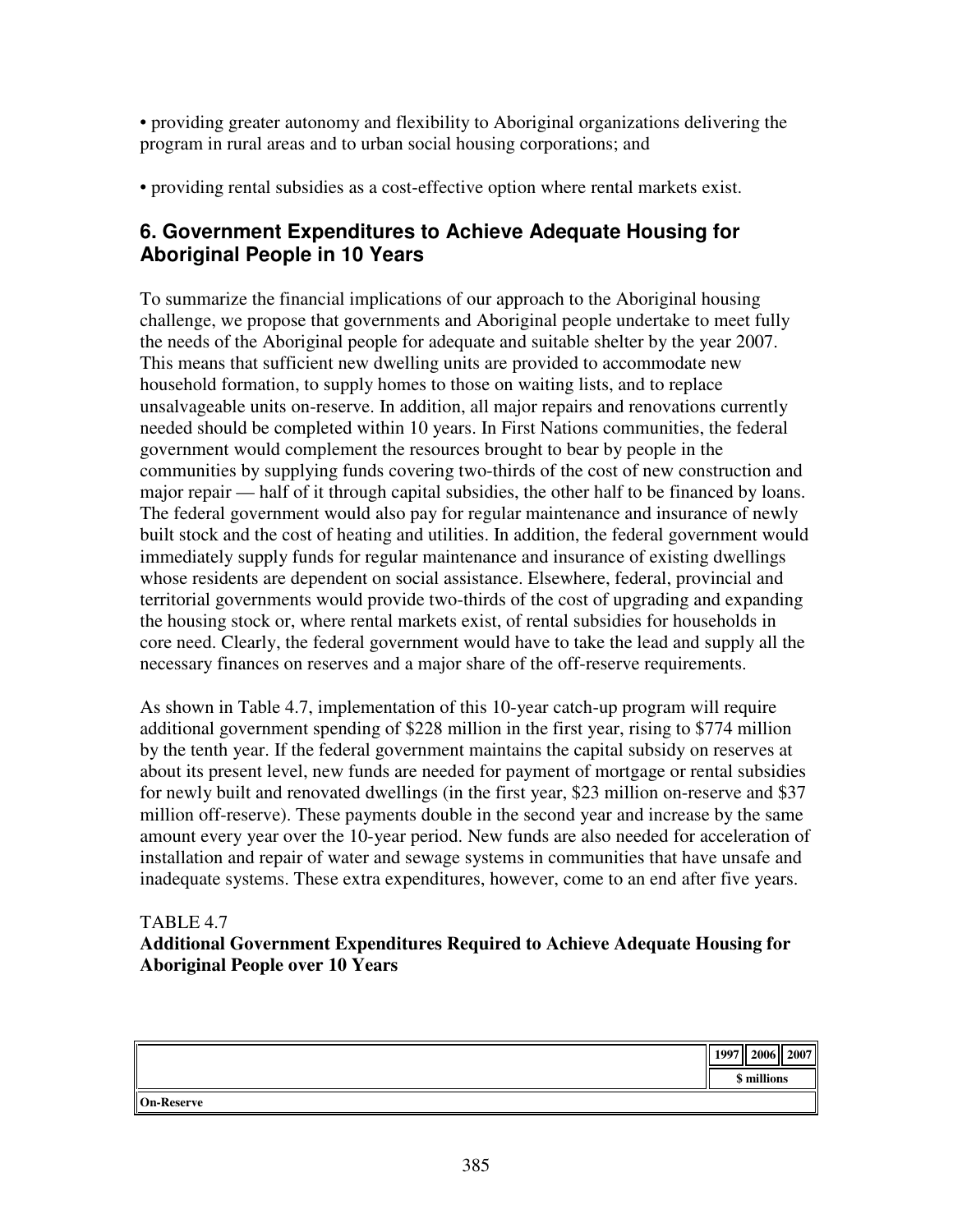• providing greater autonomy and flexibility to Aboriginal organizations delivering the program in rural areas and to urban social housing corporations; and

• providing rental subsidies as a cost-effective option where rental markets exist.

## 6. Government Expenditures to Achieve Adequate Housing for Aboriginal People in 10 Years

To summarize the financial implications of our approach to the Aboriginal housing challenge, we propose that governments and Aboriginal people undertake to meet fully the needs of the Aboriginal people for adequate and suitable shelter by the year 2007. This means that sufficient new dwelling units are provided to accommodate new household formation, to supply homes to those on waiting lists, and to replace unsalvageable units on-reserve. In addition, all major repairs and renovations currently needed should be completed within 10 years. In First Nations communities, the federal government would complement the resources brought to bear by people in the communities by supplying funds covering two-thirds of the cost of new construction and major repair — half of it through capital subsidies, the other half to be financed by loans. The federal government would also pay for regular maintenance and insurance of newly built stock and the cost of heating and utilities. In addition, the federal government would immediately supply funds for regular maintenance and insurance of existing dwellings whose residents are dependent on social assistance. Elsewhere, federal, provincial and territorial governments would provide two-thirds of the cost of upgrading and expanding the housing stock or, where rental markets exist, of rental subsidies for households in core need. Clearly, the federal government would have to take the lead and supply all the necessary finances on reserves and a major share of the off-reserve requirements.

As shown in Table 4.7, implementation of this 10-year catch-up program will require additional government spending of $228 million in the first year, rising to $774 million by the tenth year. If the federal government maintains the capital subsidy on reserves at about its present level, new funds are needed for payment of mortgage or rental subsidies for newly built and renovated dwellings (in the first year, $23 million on-reserve and $37 million off-reserve). These payments double in the second year and increase by the same amount every year over the 10-year period. New funds are also needed for acceleration of installation and repair of water and sewage systems in communities that have unsafe and inadequate systems. These extra expenditures, however, come to an end after five years.

TABLE 4.7

**Additional Government Expenditures Required to Achieve Adequate Housing for Aboriginal People over 10 Years**

| | 1997 | 2006 | 2007 |
|---|---|---|---|
| | $ millions | | |
| **On-Reserve** | | | |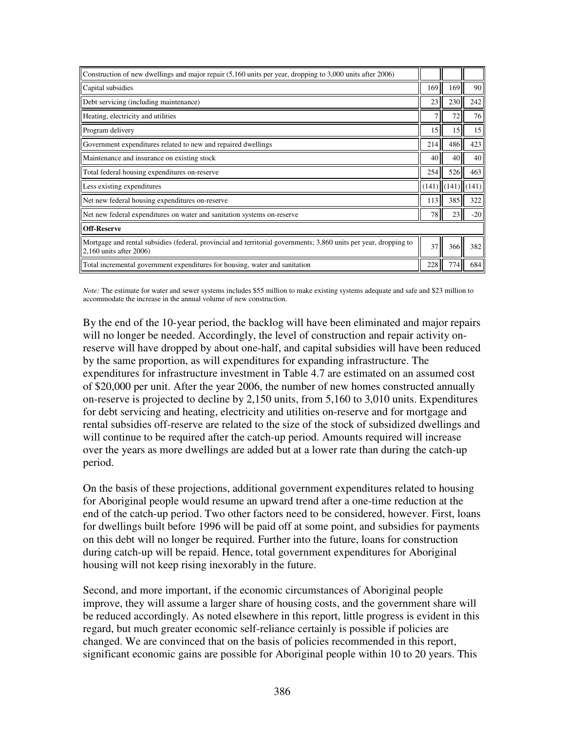| | | | |
|---|---|---|---|
| Construction of new dwellings and major repair (5,160 units per year, dropping to 3,000 units after 2006) | | | |
| Capital subsidies | 169 | 169 | 90 |
| Debt servicing (including maintenance) | 23 | 230 | 242 |
| Heating, electricity and utilities | 7 | 72 | 76 |
| Program delivery | 15 | 15 | 15 |
| Government expenditures related to new and repaired dwellings | 214 | 486 | 423 |
| Maintenance and insurance on existing stock | 40 | 40 | 40 |
| Total federal housing expenditures on-reserve | 254 | 526 | 463 |
| Less existing expenditures | (141) | (141) | (141) |
| Net new federal housing expenditures on-reserve | 113 | 385 | 322 |
| Net new federal expenditures on water and sanitation systems on-reserve | 78 | 23 | -20 |
| **Off-Reserve** | | | |
| Mortgage and rental subsidies (federal, provincial and territorial governments; 3,860 units per year, dropping to 2,160 units after 2006) | 37 | 366 | 382 |
| Total incremental government expenditures for housing, water and sanitation | 228 | 774 | 684 |

*Note:* The estimate for water and sewer systems includes $55 million to make existing systems adequate and safe and $23 million to accommodate the increase in the annual volume of new construction.

By the end of the 10-year period, the backlog will have been eliminated and major repairs will no longer be needed. Accordingly, the level of construction and repair activity on-reserve will have dropped by about one-half, and capital subsidies will have been reduced by the same proportion, as will expenditures for expanding infrastructure. The expenditures for infrastructure investment in Table 4.7 are estimated on an assumed cost of $20,000 per unit. After the year 2006, the number of new homes constructed annually on-reserve is projected to decline by 2,150 units, from 5,160 to 3,010 units. Expenditures for debt servicing and heating, electricity and utilities on-reserve and for mortgage and rental subsidies off-reserve are related to the size of the stock of subsidized dwellings and will continue to be required after the catch-up period. Amounts required will increase over the years as more dwellings are added but at a lower rate than during the catch-up period.

On the basis of these projections, additional government expenditures related to housing for Aboriginal people would resume an upward trend after a one-time reduction at the end of the catch-up period. Two other factors need to be considered, however. First, loans for dwellings built before 1996 will be paid off at some point, and subsidies for payments on this debt will no longer be required. Further into the future, loans for construction during catch-up will be repaid. Hence, total government expenditures for Aboriginal housing will not keep rising inexorably in the future.

Second, and more important, if the economic circumstances of Aboriginal people improve, they will assume a larger share of housing costs, and the government share will be reduced accordingly. As noted elsewhere in this report, little progress is evident in this regard, but much greater economic self-reliance certainly is possible if policies are changed. We are convinced that on the basis of policies recommended in this report, significant economic gains are possible for Aboriginal people within 10 to 20 years. This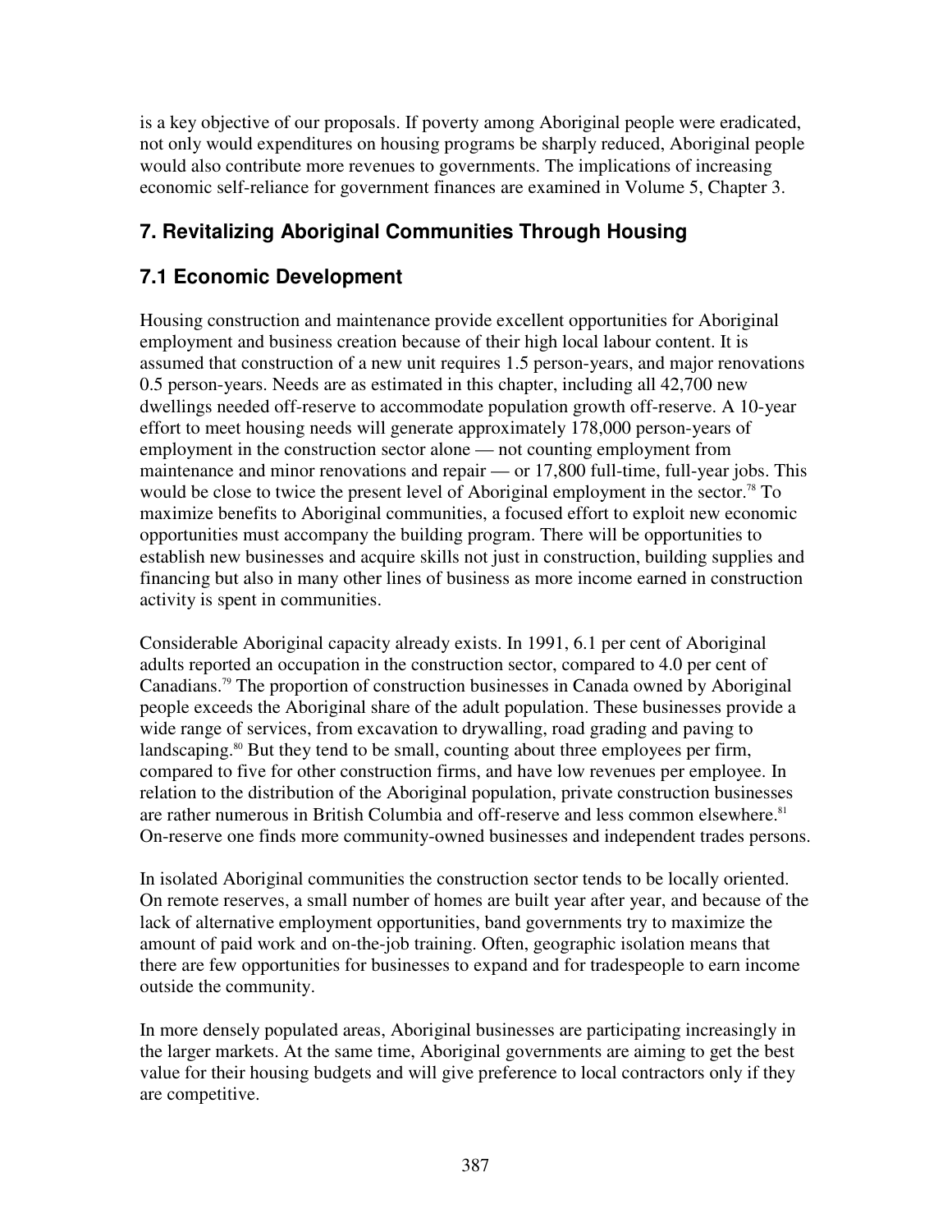is a key objective of our proposals. If poverty among Aboriginal people were eradicated, not only would expenditures on housing programs be sharply reduced, Aboriginal people would also contribute more revenues to governments. The implications of increasing economic self-reliance for government finances are examined in Volume 5, Chapter 3.

## 7. Revitalizing Aboriginal Communities Through Housing

### 7.1 Economic Development

Housing construction and maintenance provide excellent opportunities for Aboriginal employment and business creation because of their high local labour content. It is assumed that construction of a new unit requires 1.5 person-years, and major renovations 0.5 person-years. Needs are as estimated in this chapter, including all 42,700 new dwellings needed off-reserve to accommodate population growth off-reserve. A 10-year effort to meet housing needs will generate approximately 178,000 person-years of employment in the construction sector alone — not counting employment from maintenance and minor renovations and repair — or 17,800 full-time, full-year jobs. This would be close to twice the present level of Aboriginal employment in the sector.[78] To maximize benefits to Aboriginal communities, a focused effort to exploit new economic opportunities must accompany the building program. There will be opportunities to establish new businesses and acquire skills not just in construction, building supplies and financing but also in many other lines of business as more income earned in construction activity is spent in communities.

Considerable Aboriginal capacity already exists. In 1991, 6.1 per cent of Aboriginal adults reported an occupation in the construction sector, compared to 4.0 per cent of Canadians.[79] The proportion of construction businesses in Canada owned by Aboriginal people exceeds the Aboriginal share of the adult population. These businesses provide a wide range of services, from excavation to drywalling, road grading and paving to landscaping.[80] But they tend to be small, counting about three employees per firm, compared to five for other construction firms, and have low revenues per employee. In relation to the distribution of the Aboriginal population, private construction businesses are rather numerous in British Columbia and off-reserve and less common elsewhere.[81] On-reserve one finds more community-owned businesses and independent trades persons.

In isolated Aboriginal communities the construction sector tends to be locally oriented. On remote reserves, a small number of homes are built year after year, and because of the lack of alternative employment opportunities, band governments try to maximize the amount of paid work and on-the-job training. Often, geographic isolation means that there are few opportunities for businesses to expand and for tradespeople to earn income outside the community.

In more densely populated areas, Aboriginal businesses are participating increasingly in the larger markets. At the same time, Aboriginal governments are aiming to get the best value for their housing budgets and will give preference to local contractors only if they are competitive.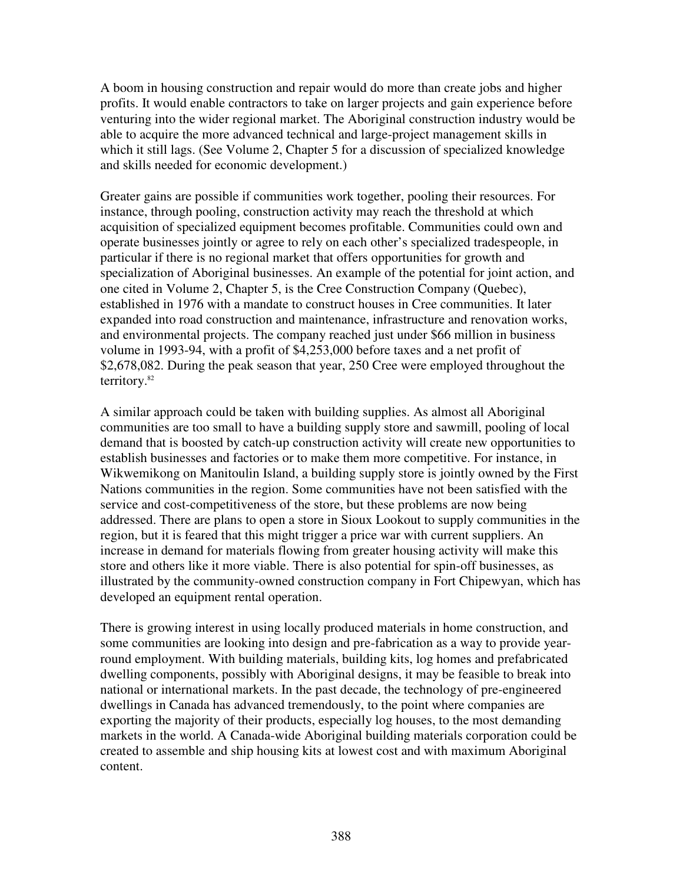A boom in housing construction and repair would do more than create jobs and higher profits. It would enable contractors to take on larger projects and gain experience before venturing into the wider regional market. The Aboriginal construction industry would be able to acquire the more advanced technical and large-project management skills in which it still lags. (See Volume 2, Chapter 5 for a discussion of specialized knowledge and skills needed for economic development.)

Greater gains are possible if communities work together, pooling their resources. For instance, through pooling, construction activity may reach the threshold at which acquisition of specialized equipment becomes profitable. Communities could own and operate businesses jointly or agree to rely on each other's specialized tradespeople, in particular if there is no regional market that offers opportunities for growth and specialization of Aboriginal businesses. An example of the potential for joint action, and one cited in Volume 2, Chapter 5, is the Cree Construction Company (Quebec), established in 1976 with a mandate to construct houses in Cree communities. It later expanded into road construction and maintenance, infrastructure and renovation works, and environmental projects. The company reached just under $66 million in business volume in 1993-94, with a profit of $4,253,000 before taxes and a net profit of $2,678,082. During the peak season that year, 250 Cree were employed throughout the territory.[82]

A similar approach could be taken with building supplies. As almost all Aboriginal communities are too small to have a building supply store and sawmill, pooling of local demand that is boosted by catch-up construction activity will create new opportunities to establish businesses and factories or to make them more competitive. For instance, in Wikwemikong on Manitoulin Island, a building supply store is jointly owned by the First Nations communities in the region. Some communities have not been satisfied with the service and cost-competitiveness of the store, but these problems are now being addressed. There are plans to open a store in Sioux Lookout to supply communities in the region, but it is feared that this might trigger a price war with current suppliers. An increase in demand for materials flowing from greater housing activity will make this store and others like it more viable. There is also potential for spin-off businesses, as illustrated by the community-owned construction company in Fort Chipewyan, which has developed an equipment rental operation.

There is growing interest in using locally produced materials in home construction, and some communities are looking into design and pre-fabrication as a way to provide year-round employment. With building materials, building kits, log homes and prefabricated dwelling components, possibly with Aboriginal designs, it may be feasible to break into national or international markets. In the past decade, the technology of pre-engineered dwellings in Canada has advanced tremendously, to the point where companies are exporting the majority of their products, especially log houses, to the most demanding markets in the world. A Canada-wide Aboriginal building materials corporation could be created to assemble and ship housing kits at lowest cost and with maximum Aboriginal content.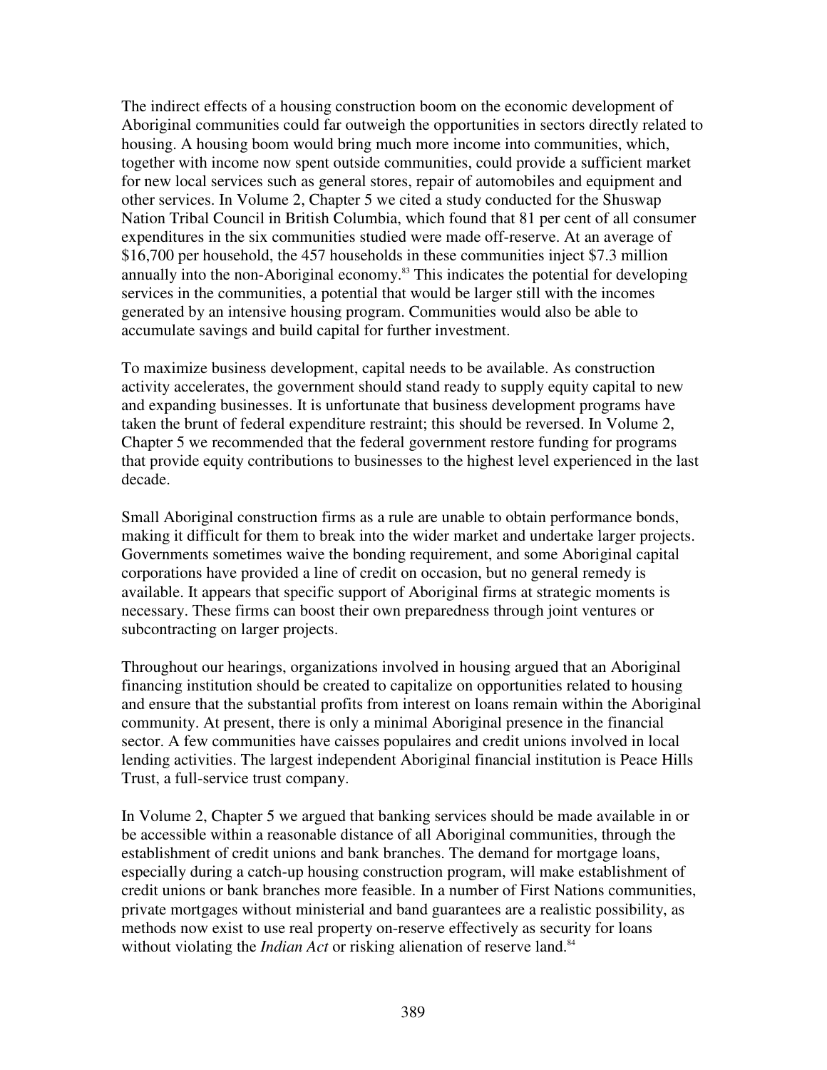The indirect effects of a housing construction boom on the economic development of Aboriginal communities could far outweigh the opportunities in sectors directly related to housing. A housing boom would bring much more income into communities, which, together with income now spent outside communities, could provide a sufficient market for new local services such as general stores, repair of automobiles and equipment and other services. In Volume 2, Chapter 5 we cited a study conducted for the Shuswap Nation Tribal Council in British Columbia, which found that 81 per cent of all consumer expenditures in the six communities studied were made off-reserve. At an average of $16,700 per household, the 457 households in these communities inject $7.3 million annually into the non-Aboriginal economy.[83] This indicates the potential for developing services in the communities, a potential that would be larger still with the incomes generated by an intensive housing program. Communities would also be able to accumulate savings and build capital for further investment.

To maximize business development, capital needs to be available. As construction activity accelerates, the government should stand ready to supply equity capital to new and expanding businesses. It is unfortunate that business development programs have taken the brunt of federal expenditure restraint; this should be reversed. In Volume 2, Chapter 5 we recommended that the federal government restore funding for programs that provide equity contributions to businesses to the highest level experienced in the last decade.

Small Aboriginal construction firms as a rule are unable to obtain performance bonds, making it difficult for them to break into the wider market and undertake larger projects. Governments sometimes waive the bonding requirement, and some Aboriginal capital corporations have provided a line of credit on occasion, but no general remedy is available. It appears that specific support of Aboriginal firms at strategic moments is necessary. These firms can boost their own preparedness through joint ventures or subcontracting on larger projects.

Throughout our hearings, organizations involved in housing argued that an Aboriginal financing institution should be created to capitalize on opportunities related to housing and ensure that the substantial profits from interest on loans remain within the Aboriginal community. At present, there is only a minimal Aboriginal presence in the financial sector. A few communities have caisses populaires and credit unions involved in local lending activities. The largest independent Aboriginal financial institution is Peace Hills Trust, a full-service trust company.

In Volume 2, Chapter 5 we argued that banking services should be made available in or be accessible within a reasonable distance of all Aboriginal communities, through the establishment of credit unions and bank branches. The demand for mortgage loans, especially during a catch-up housing construction program, will make establishment of credit unions or bank branches more feasible. In a number of First Nations communities, private mortgages without ministerial and band guarantees are a realistic possibility, as methods now exist to use real property on-reserve effectively as security for loans without violating the *Indian Act* or risking alienation of reserve land.[84]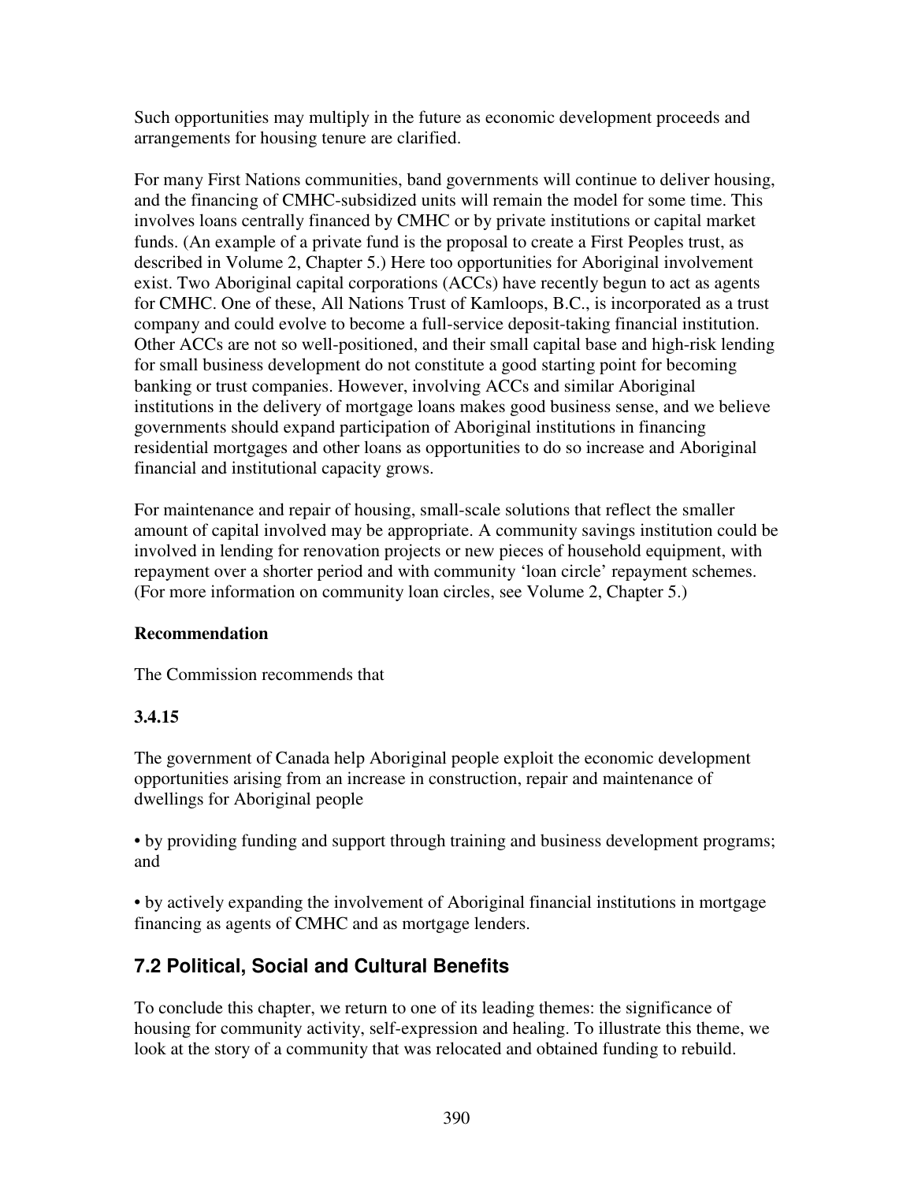Such opportunities may multiply in the future as economic development proceeds and arrangements for housing tenure are clarified.

For many First Nations communities, band governments will continue to deliver housing, and the financing of CMHC-subsidized units will remain the model for some time. This involves loans centrally financed by CMHC or by private institutions or capital market funds. (An example of a private fund is the proposal to create a First Peoples trust, as described in Volume 2, Chapter 5.) Here too opportunities for Aboriginal involvement exist. Two Aboriginal capital corporations (ACCs) have recently begun to act as agents for CMHC. One of these, All Nations Trust of Kamloops, B.C., is incorporated as a trust company and could evolve to become a full-service deposit-taking financial institution. Other ACCs are not so well-positioned, and their small capital base and high-risk lending for small business development do not constitute a good starting point for becoming banking or trust companies. However, involving ACCs and similar Aboriginal institutions in the delivery of mortgage loans makes good business sense, and we believe governments should expand participation of Aboriginal institutions in financing residential mortgages and other loans as opportunities to do so increase and Aboriginal financial and institutional capacity grows.

For maintenance and repair of housing, small-scale solutions that reflect the smaller amount of capital involved may be appropriate. A community savings institution could be involved in lending for renovation projects or new pieces of household equipment, with repayment over a shorter period and with community 'loan circle' repayment schemes. (For more information on community loan circles, see Volume 2, Chapter 5.)

**Recommendation**

The Commission recommends that

**3.4.15**

The government of Canada help Aboriginal people exploit the economic development opportunities arising from an increase in construction, repair and maintenance of dwellings for Aboriginal people

• by providing funding and support through training and business development programs; and

• by actively expanding the involvement of Aboriginal financial institutions in mortgage financing as agents of CMHC and as mortgage lenders.

## 7.2 Political, Social and Cultural Benefits

To conclude this chapter, we return to one of its leading themes: the significance of housing for community activity, self-expression and healing. To illustrate this theme, we look at the story of a community that was relocated and obtained funding to rebuild.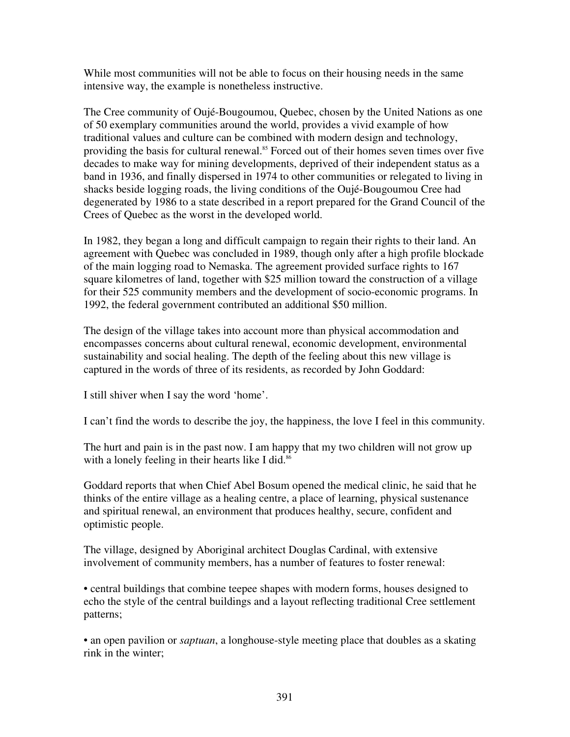While most communities will not be able to focus on their housing needs in the same intensive way, the example is nonetheless instructive.

The Cree community of Oujé-Bougoumou, Quebec, chosen by the United Nations as one of 50 exemplary communities around the world, provides a vivid example of how traditional values and culture can be combined with modern design and technology, providing the basis for cultural renewal.[85] Forced out of their homes seven times over five decades to make way for mining developments, deprived of their independent status as a band in 1936, and finally dispersed in 1974 to other communities or relegated to living in shacks beside logging roads, the living conditions of the Oujé-Bougoumou Cree had degenerated by 1986 to a state described in a report prepared for the Grand Council of the Crees of Quebec as the worst in the developed world.

In 1982, they began a long and difficult campaign to regain their rights to their land. An agreement with Quebec was concluded in 1989, though only after a high profile blockade of the main logging road to Nemaska. The agreement provided surface rights to 167 square kilometres of land, together with $25 million toward the construction of a village for their 525 community members and the development of socio-economic programs. In 1992, the federal government contributed an additional $50 million.

The design of the village takes into account more than physical accommodation and encompasses concerns about cultural renewal, economic development, environmental sustainability and social healing. The depth of the feeling about this new village is captured in the words of three of its residents, as recorded by John Goddard:

I still shiver when I say the word 'home'.

I can't find the words to describe the joy, the happiness, the love I feel in this community.

The hurt and pain is in the past now. I am happy that my two children will not grow up with a lonely feeling in their hearts like I did.[86]

Goddard reports that when Chief Abel Bosum opened the medical clinic, he said that he thinks of the entire village as a healing centre, a place of learning, physical sustenance and spiritual renewal, an environment that produces healthy, secure, confident and optimistic people.

The village, designed by Aboriginal architect Douglas Cardinal, with extensive involvement of community members, has a number of features to foster renewal:

- central buildings that combine teepee shapes with modern forms, houses designed to echo the style of the central buildings and a layout reflecting traditional Cree settlement patterns;

- an open pavilion or *saptuan*, a longhouse-style meeting place that doubles as a skating rink in the winter;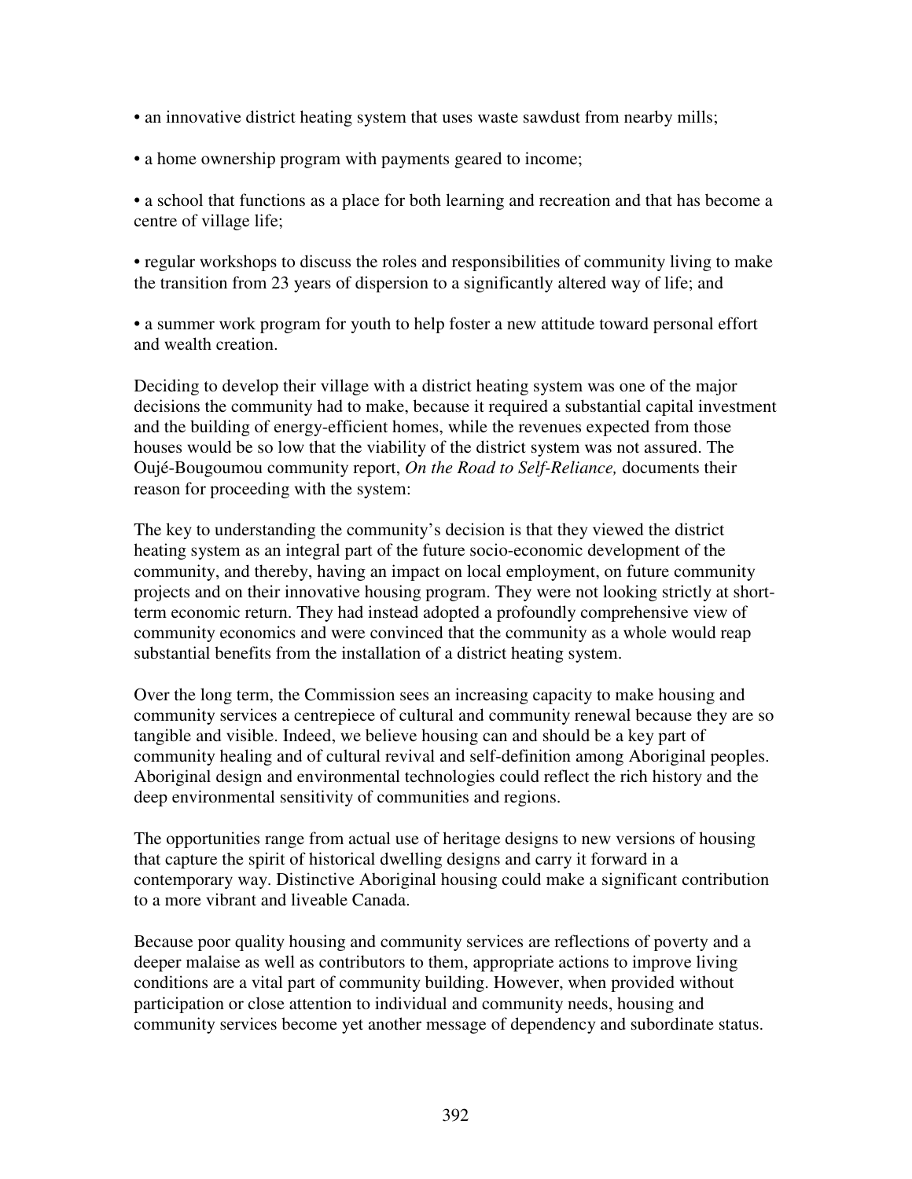- an innovative district heating system that uses waste sawdust from nearby mills;

- a home ownership program with payments geared to income;

- a school that functions as a place for both learning and recreation and that has become a centre of village life;

- regular workshops to discuss the roles and responsibilities of community living to make the transition from 23 years of dispersion to a significantly altered way of life; and

- a summer work program for youth to help foster a new attitude toward personal effort and wealth creation.

Deciding to develop their village with a district heating system was one of the major decisions the community had to make, because it required a substantial capital investment and the building of energy-efficient homes, while the revenues expected from those houses would be so low that the viability of the district system was not assured. The Oujé-Bougoumou community report, *On the Road to Self-Reliance,* documents their reason for proceeding with the system:

The key to understanding the community's decision is that they viewed the district heating system as an integral part of the future socio-economic development of the community, and thereby, having an impact on local employment, on future community projects and on their innovative housing program. They were not looking strictly at short-term economic return. They had instead adopted a profoundly comprehensive view of community economics and were convinced that the community as a whole would reap substantial benefits from the installation of a district heating system.

Over the long term, the Commission sees an increasing capacity to make housing and community services a centrepiece of cultural and community renewal because they are so tangible and visible. Indeed, we believe housing can and should be a key part of community healing and of cultural revival and self-definition among Aboriginal peoples. Aboriginal design and environmental technologies could reflect the rich history and the deep environmental sensitivity of communities and regions.

The opportunities range from actual use of heritage designs to new versions of housing that capture the spirit of historical dwelling designs and carry it forward in a contemporary way. Distinctive Aboriginal housing could make a significant contribution to a more vibrant and liveable Canada.

Because poor quality housing and community services are reflections of poverty and a deeper malaise as well as contributors to them, appropriate actions to improve living conditions are a vital part of community building. However, when provided without participation or close attention to individual and community needs, housing and community services become yet another message of dependency and subordinate status.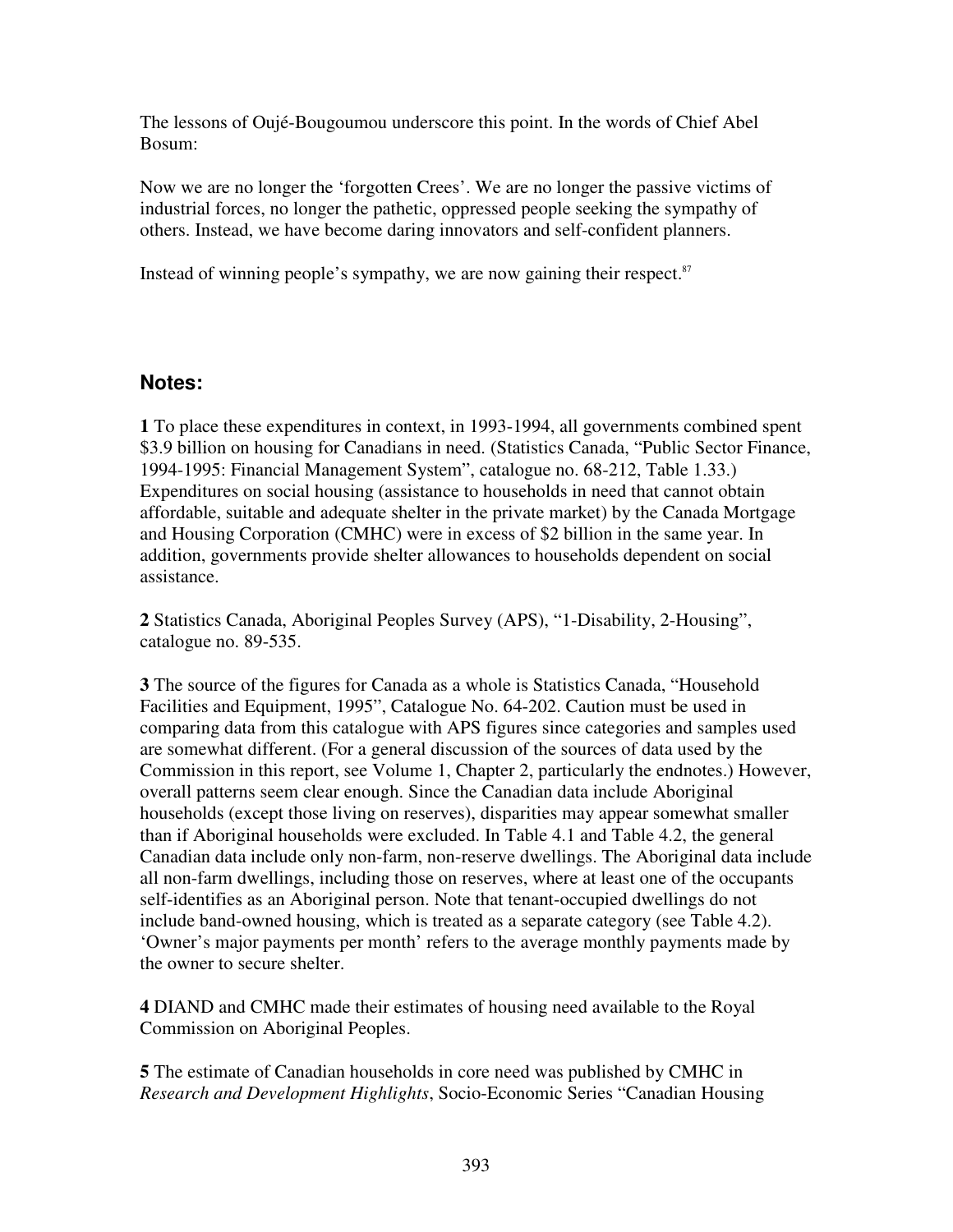The lessons of Oujé-Bougoumou underscore this point. In the words of Chief Abel Bosum:

Now we are no longer the 'forgotten Crees'. We are no longer the passive victims of industrial forces, no longer the pathetic, oppressed people seeking the sympathy of others. Instead, we have become daring innovators and self-confident planners.

Instead of winning people's sympathy, we are now gaining their respect.[87]

## Notes:

**1** To place these expenditures in context, in 1993-1994, all governments combined spent $3.9 billion on housing for Canadians in need. (Statistics Canada, "Public Sector Finance, 1994-1995: Financial Management System", catalogue no. 68-212, Table 1.33.) Expenditures on social housing (assistance to households in need that cannot obtain affordable, suitable and adequate shelter in the private market) by the Canada Mortgage and Housing Corporation (CMHC) were in excess of $2 billion in the same year. In addition, governments provide shelter allowances to households dependent on social assistance.

**2** Statistics Canada, Aboriginal Peoples Survey (APS), "1-Disability, 2-Housing", catalogue no. 89-535.

**3** The source of the figures for Canada as a whole is Statistics Canada, "Household Facilities and Equipment, 1995", Catalogue No. 64-202. Caution must be used in comparing data from this catalogue with APS figures since categories and samples used are somewhat different. (For a general discussion of the sources of data used by the Commission in this report, see Volume 1, Chapter 2, particularly the endnotes.) However, overall patterns seem clear enough. Since the Canadian data include Aboriginal households (except those living on reserves), disparities may appear somewhat smaller than if Aboriginal households were excluded. In Table 4.1 and Table 4.2, the general Canadian data include only non-farm, non-reserve dwellings. The Aboriginal data include all non-farm dwellings, including those on reserves, where at least one of the occupants self-identifies as an Aboriginal person. Note that tenant-occupied dwellings do not include band-owned housing, which is treated as a separate category (see Table 4.2). 'Owner's major payments per month' refers to the average monthly payments made by the owner to secure shelter.

**4** DIAND and CMHC made their estimates of housing need available to the Royal Commission on Aboriginal Peoples.

**5** The estimate of Canadian households in core need was published by CMHC in *Research and Development Highlights*, Socio-Economic Series "Canadian Housing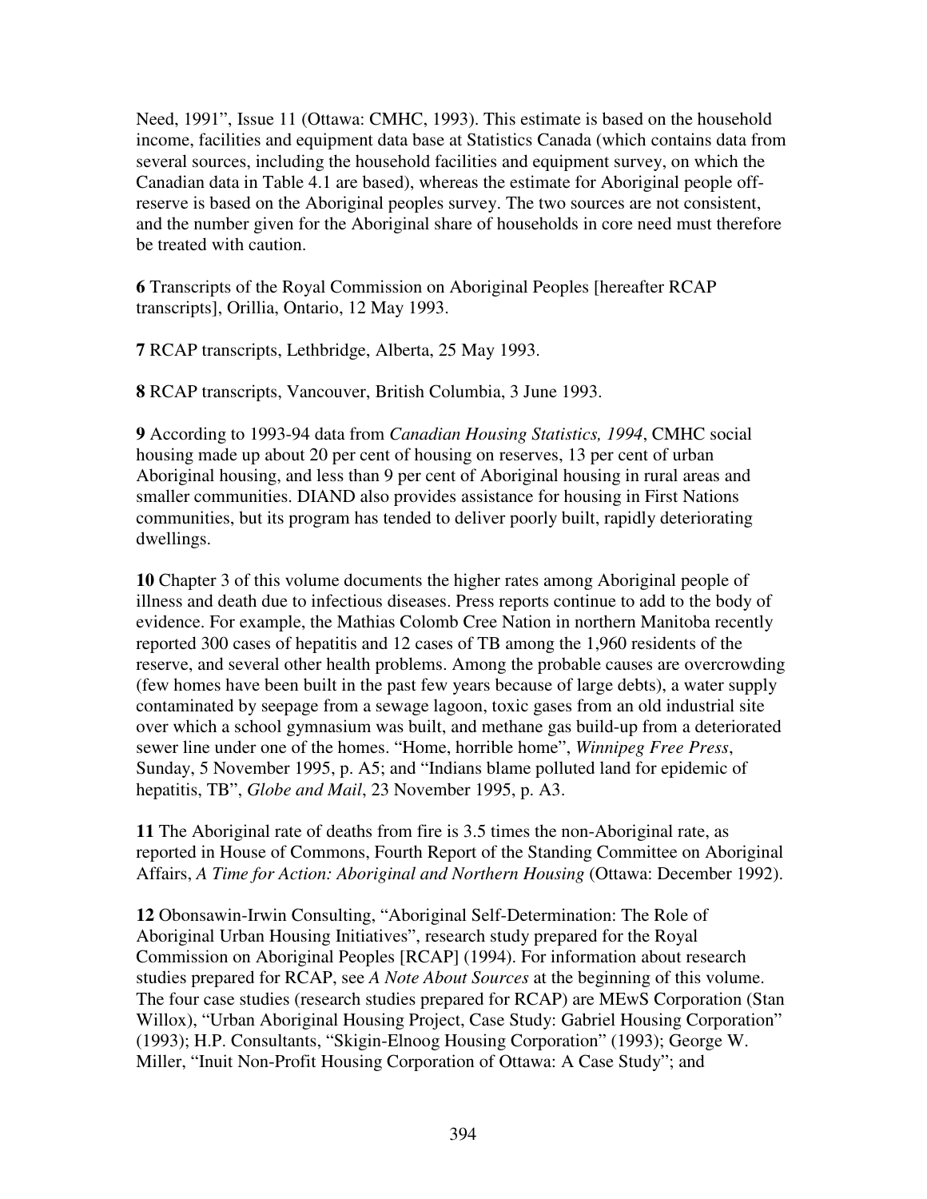Need, 1991", Issue 11 (Ottawa: CMHC, 1993). This estimate is based on the household income, facilities and equipment data base at Statistics Canada (which contains data from several sources, including the household facilities and equipment survey, on which the Canadian data in Table 4.1 are based), whereas the estimate for Aboriginal people off-reserve is based on the Aboriginal peoples survey. The two sources are not consistent, and the number given for the Aboriginal share of households in core need must therefore be treated with caution.

**6** Transcripts of the Royal Commission on Aboriginal Peoples [hereafter RCAP transcripts], Orillia, Ontario, 12 May 1993.

**7** RCAP transcripts, Lethbridge, Alberta, 25 May 1993.

**8** RCAP transcripts, Vancouver, British Columbia, 3 June 1993.

**9** According to 1993-94 data from *Canadian Housing Statistics, 1994*, CMHC social housing made up about 20 per cent of housing on reserves, 13 per cent of urban Aboriginal housing, and less than 9 per cent of Aboriginal housing in rural areas and smaller communities. DIAND also provides assistance for housing in First Nations communities, but its program has tended to deliver poorly built, rapidly deteriorating dwellings.

**10** Chapter 3 of this volume documents the higher rates among Aboriginal people of illness and death due to infectious diseases. Press reports continue to add to the body of evidence. For example, the Mathias Colomb Cree Nation in northern Manitoba recently reported 300 cases of hepatitis and 12 cases of TB among the 1,960 residents of the reserve, and several other health problems. Among the probable causes are overcrowding (few homes have been built in the past few years because of large debts), a water supply contaminated by seepage from a sewage lagoon, toxic gases from an old industrial site over which a school gymnasium was built, and methane gas build-up from a deteriorated sewer line under one of the homes. "Home, horrible home", *Winnipeg Free Press*, Sunday, 5 November 1995, p. A5; and "Indians blame polluted land for epidemic of hepatitis, TB", *Globe and Mail*, 23 November 1995, p. A3.

**11** The Aboriginal rate of deaths from fire is 3.5 times the non-Aboriginal rate, as reported in House of Commons, Fourth Report of the Standing Committee on Aboriginal Affairs, *A Time for Action: Aboriginal and Northern Housing* (Ottawa: December 1992).

**12** Obonsawin-Irwin Consulting, "Aboriginal Self-Determination: The Role of Aboriginal Urban Housing Initiatives", research study prepared for the Royal Commission on Aboriginal Peoples [RCAP] (1994). For information about research studies prepared for RCAP, see *A Note About Sources* at the beginning of this volume. The four case studies (research studies prepared for RCAP) are MEwS Corporation (Stan Willox), "Urban Aboriginal Housing Project, Case Study: Gabriel Housing Corporation" (1993); H.P. Consultants, "Skigin-Elnoog Housing Corporation" (1993); George W. Miller, "Inuit Non-Profit Housing Corporation of Ottawa: A Case Study"; and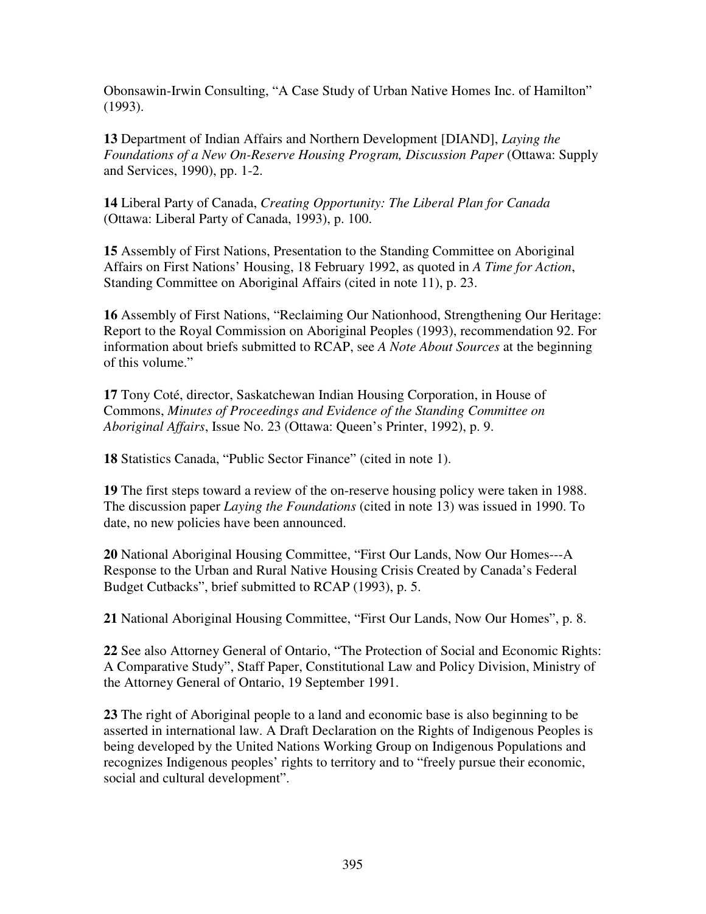Obonsawin-Irwin Consulting, "A Case Study of Urban Native Homes Inc. of Hamilton" (1993).

**13** Department of Indian Affairs and Northern Development [DIAND], *Laying the Foundations of a New On-Reserve Housing Program, Discussion Paper* (Ottawa: Supply and Services, 1990), pp. 1-2.

**14** Liberal Party of Canada, *Creating Opportunity: The Liberal Plan for Canada* (Ottawa: Liberal Party of Canada, 1993), p. 100.

**15** Assembly of First Nations, Presentation to the Standing Committee on Aboriginal Affairs on First Nations' Housing, 18 February 1992, as quoted in *A Time for Action*, Standing Committee on Aboriginal Affairs (cited in note 11), p. 23.

**16** Assembly of First Nations, "Reclaiming Our Nationhood, Strengthening Our Heritage: Report to the Royal Commission on Aboriginal Peoples (1993), recommendation 92. For information about briefs submitted to RCAP, see *A Note About Sources* at the beginning of this volume."

**17** Tony Coté, director, Saskatchewan Indian Housing Corporation, in House of Commons, *Minutes of Proceedings and Evidence of the Standing Committee on Aboriginal Affairs*, Issue No. 23 (Ottawa: Queen's Printer, 1992), p. 9.

**18** Statistics Canada, "Public Sector Finance" (cited in note 1).

**19** The first steps toward a review of the on-reserve housing policy were taken in 1988. The discussion paper *Laying the Foundations* (cited in note 13) was issued in 1990. To date, no new policies have been announced.

**20** National Aboriginal Housing Committee, "First Our Lands, Now Our Homes---A Response to the Urban and Rural Native Housing Crisis Created by Canada's Federal Budget Cutbacks", brief submitted to RCAP (1993), p. 5.

**21** National Aboriginal Housing Committee, "First Our Lands, Now Our Homes", p. 8.

**22** See also Attorney General of Ontario, "The Protection of Social and Economic Rights: A Comparative Study", Staff Paper, Constitutional Law and Policy Division, Ministry of the Attorney General of Ontario, 19 September 1991.

**23** The right of Aboriginal people to a land and economic base is also beginning to be asserted in international law. A Draft Declaration on the Rights of Indigenous Peoples is being developed by the United Nations Working Group on Indigenous Populations and recognizes Indigenous peoples' rights to territory and to "freely pursue their economic, social and cultural development".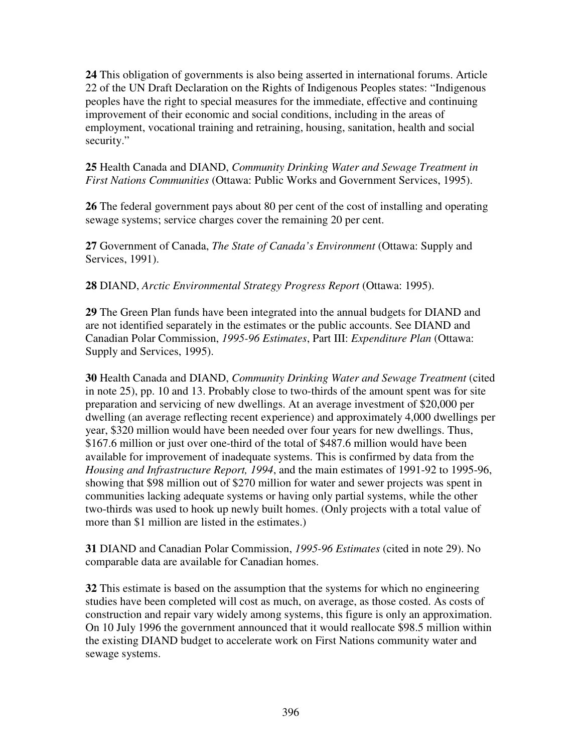**24** This obligation of governments is also being asserted in international forums. Article 22 of the UN Draft Declaration on the Rights of Indigenous Peoples states: "Indigenous peoples have the right to special measures for the immediate, effective and continuing improvement of their economic and social conditions, including in the areas of employment, vocational training and retraining, housing, sanitation, health and social security."

**25** Health Canada and DIAND, *Community Drinking Water and Sewage Treatment in First Nations Communities* (Ottawa: Public Works and Government Services, 1995).

**26** The federal government pays about 80 per cent of the cost of installing and operating sewage systems; service charges cover the remaining 20 per cent.

**27** Government of Canada, *The State of Canada's Environment* (Ottawa: Supply and Services, 1991).

**28** DIAND, *Arctic Environmental Strategy Progress Report* (Ottawa: 1995).

**29** The Green Plan funds have been integrated into the annual budgets for DIAND and are not identified separately in the estimates or the public accounts. See DIAND and Canadian Polar Commission, *1995-96 Estimates*, Part III: *Expenditure Plan* (Ottawa: Supply and Services, 1995).

**30** Health Canada and DIAND, *Community Drinking Water and Sewage Treatment* (cited in note 25), pp. 10 and 13. Probably close to two-thirds of the amount spent was for site preparation and servicing of new dwellings. At an average investment of $20,000 per dwelling (an average reflecting recent experience) and approximately 4,000 dwellings per year, $320 million would have been needed over four years for new dwellings. Thus, $167.6 million or just over one-third of the total of $487.6 million would have been available for improvement of inadequate systems. This is confirmed by data from the *Housing and Infrastructure Report, 1994*, and the main estimates of 1991-92 to 1995-96, showing that $98 million out of $270 million for water and sewer projects was spent in communities lacking adequate systems or having only partial systems, while the other two-thirds was used to hook up newly built homes. (Only projects with a total value of more than $1 million are listed in the estimates.)

**31** DIAND and Canadian Polar Commission, *1995-96 Estimates* (cited in note 29). No comparable data are available for Canadian homes.

**32** This estimate is based on the assumption that the systems for which no engineering studies have been completed will cost as much, on average, as those costed. As costs of construction and repair vary widely among systems, this figure is only an approximation. On 10 July 1996 the government announced that it would reallocate $98.5 million within the existing DIAND budget to accelerate work on First Nations community water and sewage systems.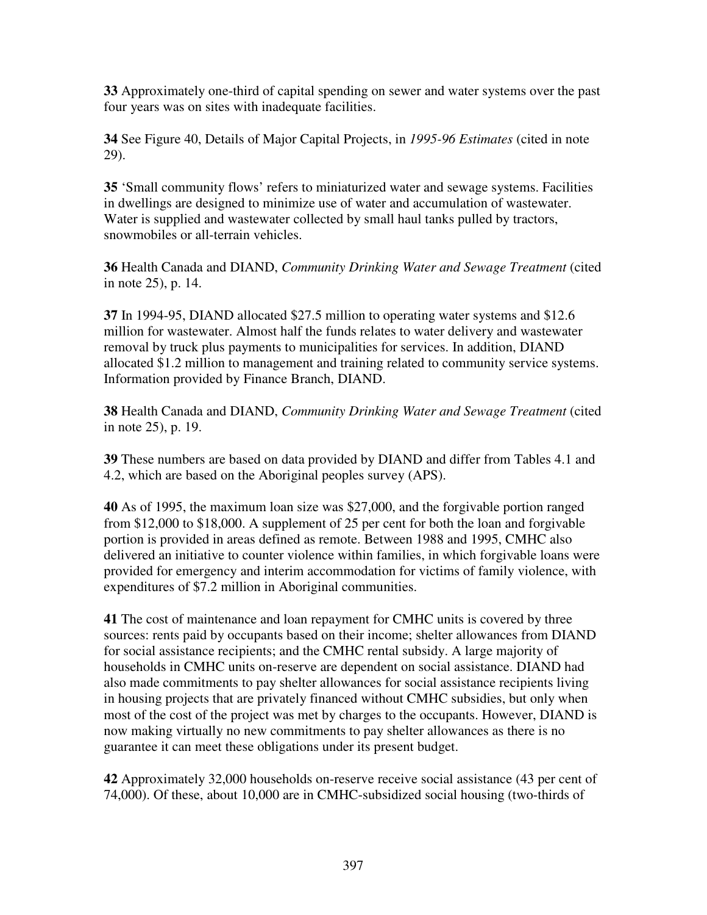**33** Approximately one-third of capital spending on sewer and water systems over the past four years was on sites with inadequate facilities.

**34** See Figure 40, Details of Major Capital Projects, in *1995-96 Estimates* (cited in note 29).

**35** 'Small community flows' refers to miniaturized water and sewage systems. Facilities in dwellings are designed to minimize use of water and accumulation of wastewater. Water is supplied and wastewater collected by small haul tanks pulled by tractors, snowmobiles or all-terrain vehicles.

**36** Health Canada and DIAND, *Community Drinking Water and Sewage Treatment* (cited in note 25), p. 14.

**37** In 1994-95, DIAND allocated $27.5 million to operating water systems and $12.6 million for wastewater. Almost half the funds relates to water delivery and wastewater removal by truck plus payments to municipalities for services. In addition, DIAND allocated $1.2 million to management and training related to community service systems. Information provided by Finance Branch, DIAND.

**38** Health Canada and DIAND, *Community Drinking Water and Sewage Treatment* (cited in note 25), p. 19.

**39** These numbers are based on data provided by DIAND and differ from Tables 4.1 and 4.2, which are based on the Aboriginal peoples survey (APS).

**40** As of 1995, the maximum loan size was $27,000, and the forgivable portion ranged from $12,000 to $18,000. A supplement of 25 per cent for both the loan and forgivable portion is provided in areas defined as remote. Between 1988 and 1995, CMHC also delivered an initiative to counter violence within families, in which forgivable loans were provided for emergency and interim accommodation for victims of family violence, with expenditures of $7.2 million in Aboriginal communities.

**41** The cost of maintenance and loan repayment for CMHC units is covered by three sources: rents paid by occupants based on their income; shelter allowances from DIAND for social assistance recipients; and the CMHC rental subsidy. A large majority of households in CMHC units on-reserve are dependent on social assistance. DIAND had also made commitments to pay shelter allowances for social assistance recipients living in housing projects that are privately financed without CMHC subsidies, but only when most of the cost of the project was met by charges to the occupants. However, DIAND is now making virtually no new commitments to pay shelter allowances as there is no guarantee it can meet these obligations under its present budget.

**42** Approximately 32,000 households on-reserve receive social assistance (43 per cent of 74,000). Of these, about 10,000 are in CMHC-subsidized social housing (two-thirds of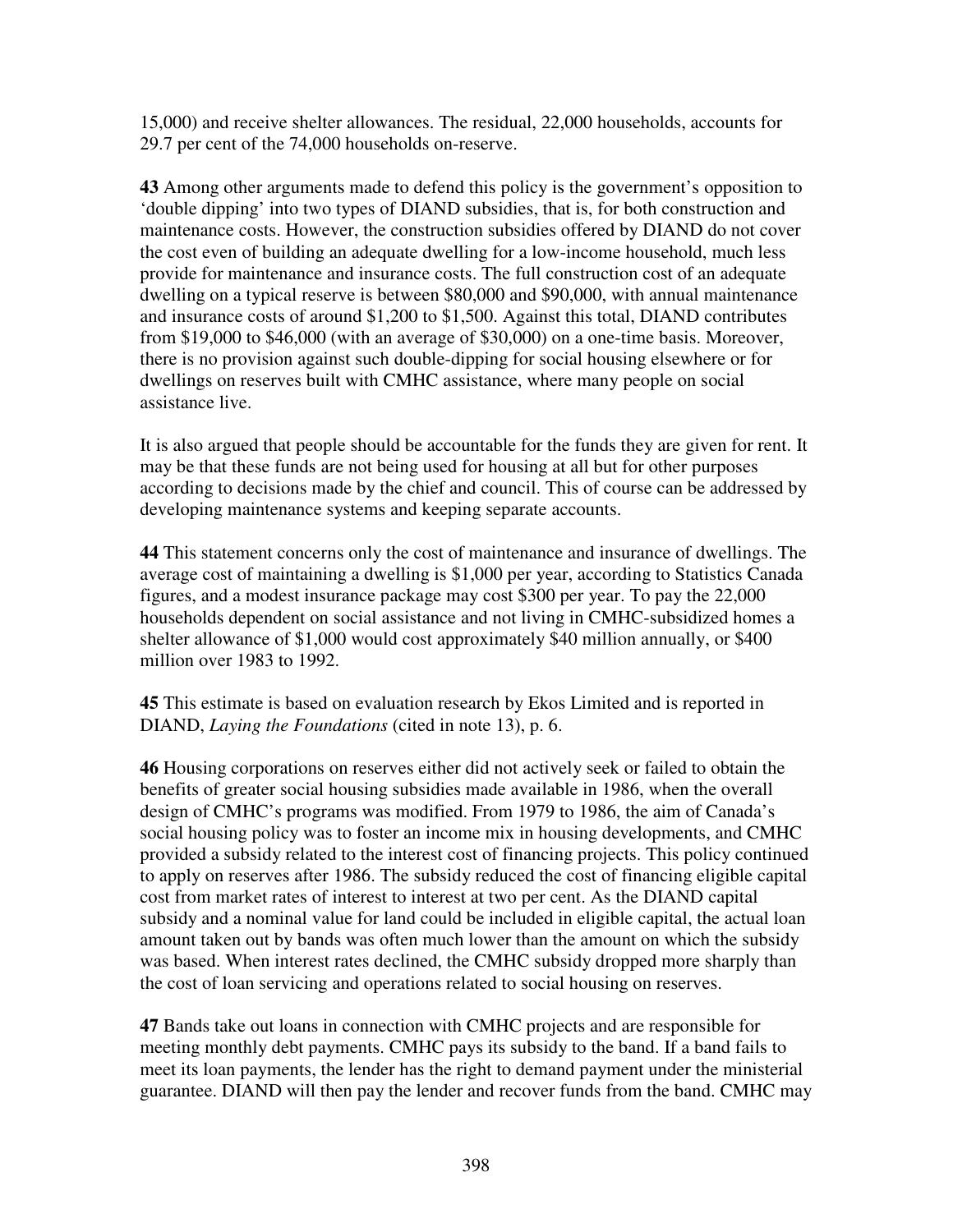15,000) and receive shelter allowances. The residual, 22,000 households, accounts for 29.7 per cent of the 74,000 households on-reserve.

**43** Among other arguments made to defend this policy is the government's opposition to 'double dipping' into two types of DIAND subsidies, that is, for both construction and maintenance costs. However, the construction subsidies offered by DIAND do not cover the cost even of building an adequate dwelling for a low-income household, much less provide for maintenance and insurance costs. The full construction cost of an adequate dwelling on a typical reserve is between $80,000 and $90,000, with annual maintenance and insurance costs of around $1,200 to $1,500. Against this total, DIAND contributes from $19,000 to $46,000 (with an average of $30,000) on a one-time basis. Moreover, there is no provision against such double-dipping for social housing elsewhere or for dwellings on reserves built with CMHC assistance, where many people on social assistance live.

It is also argued that people should be accountable for the funds they are given for rent. It may be that these funds are not being used for housing at all but for other purposes according to decisions made by the chief and council. This of course can be addressed by developing maintenance systems and keeping separate accounts.

**44** This statement concerns only the cost of maintenance and insurance of dwellings. The average cost of maintaining a dwelling is $1,000 per year, according to Statistics Canada figures, and a modest insurance package may cost $300 per year. To pay the 22,000 households dependent on social assistance and not living in CMHC-subsidized homes a shelter allowance of $1,000 would cost approximately $40 million annually, or $400 million over 1983 to 1992.

**45** This estimate is based on evaluation research by Ekos Limited and is reported in DIAND, *Laying the Foundations* (cited in note 13), p. 6.

**46** Housing corporations on reserves either did not actively seek or failed to obtain the benefits of greater social housing subsidies made available in 1986, when the overall design of CMHC's programs was modified. From 1979 to 1986, the aim of Canada's social housing policy was to foster an income mix in housing developments, and CMHC provided a subsidy related to the interest cost of financing projects. This policy continued to apply on reserves after 1986. The subsidy reduced the cost of financing eligible capital cost from market rates of interest to interest at two per cent. As the DIAND capital subsidy and a nominal value for land could be included in eligible capital, the actual loan amount taken out by bands was often much lower than the amount on which the subsidy was based. When interest rates declined, the CMHC subsidy dropped more sharply than the cost of loan servicing and operations related to social housing on reserves.

**47** Bands take out loans in connection with CMHC projects and are responsible for meeting monthly debt payments. CMHC pays its subsidy to the band. If a band fails to meet its loan payments, the lender has the right to demand payment under the ministerial guarantee. DIAND will then pay the lender and recover funds from the band. CMHC may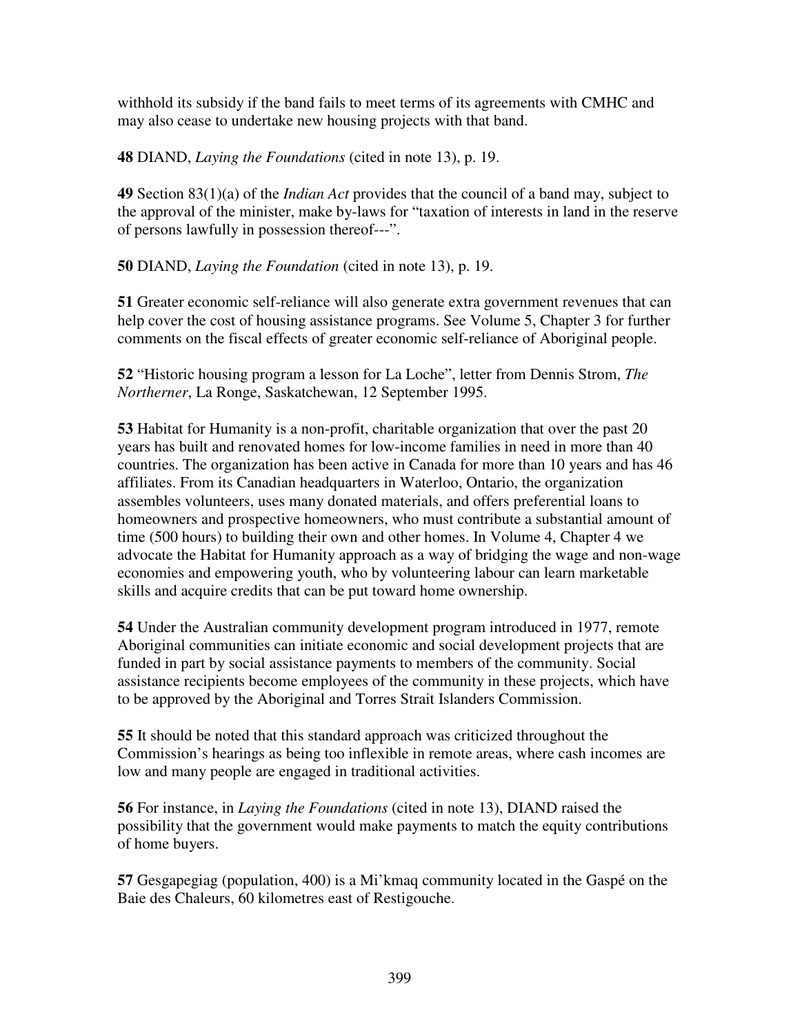withhold its subsidy if the band fails to meet terms of its agreements with CMHC and may also cease to undertake new housing projects with that band.

**48** DIAND, *Laying the Foundations* (cited in note 13), p. 19.

**49** Section 83(1)(a) of the *Indian Act* provides that the council of a band may, subject to the approval of the minister, make by-laws for "taxation of interests in land in the reserve of persons lawfully in possession thereof---".

**50** DIAND, *Laying the Foundation* (cited in note 13), p. 19.

**51** Greater economic self-reliance will also generate extra government revenues that can help cover the cost of housing assistance programs. See Volume 5, Chapter 3 for further comments on the fiscal effects of greater economic self-reliance of Aboriginal people.

**52** "Historic housing program a lesson for La Loche", letter from Dennis Strom, *The Northerner*, La Ronge, Saskatchewan, 12 September 1995.

**53** Habitat for Humanity is a non-profit, charitable organization that over the past 20 years has built and renovated homes for low-income families in need in more than 40 countries. The organization has been active in Canada for more than 10 years and has 46 affiliates. From its Canadian headquarters in Waterloo, Ontario, the organization assembles volunteers, uses many donated materials, and offers preferential loans to homeowners and prospective homeowners, who must contribute a substantial amount of time (500 hours) to building their own and other homes. In Volume 4, Chapter 4 we advocate the Habitat for Humanity approach as a way of bridging the wage and non-wage economies and empowering youth, who by volunteering labour can learn marketable skills and acquire credits that can be put toward home ownership.

**54** Under the Australian community development program introduced in 1977, remote Aboriginal communities can initiate economic and social development projects that are funded in part by social assistance payments to members of the community. Social assistance recipients become employees of the community in these projects, which have to be approved by the Aboriginal and Torres Strait Islanders Commission.

**55** It should be noted that this standard approach was criticized throughout the Commission's hearings as being too inflexible in remote areas, where cash incomes are low and many people are engaged in traditional activities.

**56** For instance, in *Laying the Foundations* (cited in note 13), DIAND raised the possibility that the government would make payments to match the equity contributions of home buyers.

**57** Gesgapegiag (population, 400) is a Mi'kmaq community located in the Gaspé on the Baie des Chaleurs, 60 kilometres east of Restigouche.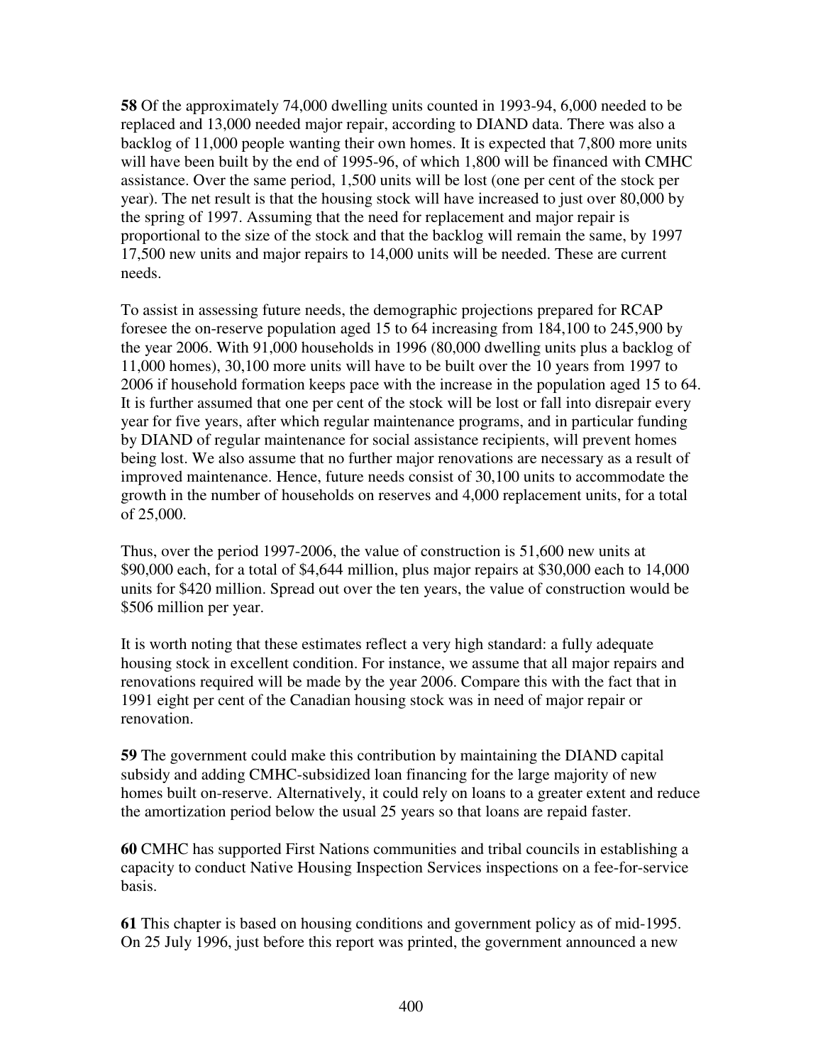**58** Of the approximately 74,000 dwelling units counted in 1993-94, 6,000 needed to be replaced and 13,000 needed major repair, according to DIAND data. There was also a backlog of 11,000 people wanting their own homes. It is expected that 7,800 more units will have been built by the end of 1995-96, of which 1,800 will be financed with CMHC assistance. Over the same period, 1,500 units will be lost (one per cent of the stock per year). The net result is that the housing stock will have increased to just over 80,000 by the spring of 1997. Assuming that the need for replacement and major repair is proportional to the size of the stock and that the backlog will remain the same, by 1997 17,500 new units and major repairs to 14,000 units will be needed. These are current needs.

To assist in assessing future needs, the demographic projections prepared for RCAP foresee the on-reserve population aged 15 to 64 increasing from 184,100 to 245,900 by the year 2006. With 91,000 households in 1996 (80,000 dwelling units plus a backlog of 11,000 homes), 30,100 more units will have to be built over the 10 years from 1997 to 2006 if household formation keeps pace with the increase in the population aged 15 to 64. It is further assumed that one per cent of the stock will be lost or fall into disrepair every year for five years, after which regular maintenance programs, and in particular funding by DIAND of regular maintenance for social assistance recipients, will prevent homes being lost. We also assume that no further major renovations are necessary as a result of improved maintenance. Hence, future needs consist of 30,100 units to accommodate the growth in the number of households on reserves and 4,000 replacement units, for a total of 25,000.

Thus, over the period 1997-2006, the value of construction is 51,600 new units at $90,000 each, for a total of $4,644 million, plus major repairs at $30,000 each to 14,000 units for $420 million. Spread out over the ten years, the value of construction would be $506 million per year.

It is worth noting that these estimates reflect a very high standard: a fully adequate housing stock in excellent condition. For instance, we assume that all major repairs and renovations required will be made by the year 2006. Compare this with the fact that in 1991 eight per cent of the Canadian housing stock was in need of major repair or renovation.

**59** The government could make this contribution by maintaining the DIAND capital subsidy and adding CMHC-subsidized loan financing for the large majority of new homes built on-reserve. Alternatively, it could rely on loans to a greater extent and reduce the amortization period below the usual 25 years so that loans are repaid faster.

**60** CMHC has supported First Nations communities and tribal councils in establishing a capacity to conduct Native Housing Inspection Services inspections on a fee-for-service basis.

**61** This chapter is based on housing conditions and government policy as of mid-1995. On 25 July 1996, just before this report was printed, the government announced a new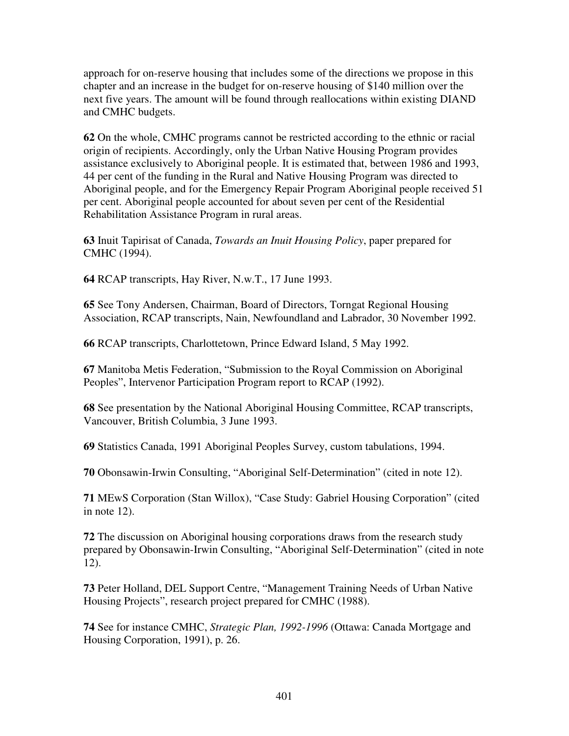approach for on-reserve housing that includes some of the directions we propose in this chapter and an increase in the budget for on-reserve housing of $140 million over the next five years. The amount will be found through reallocations within existing DIAND and CMHC budgets.

**62** On the whole, CMHC programs cannot be restricted according to the ethnic or racial origin of recipients. Accordingly, only the Urban Native Housing Program provides assistance exclusively to Aboriginal people. It is estimated that, between 1986 and 1993, 44 per cent of the funding in the Rural and Native Housing Program was directed to Aboriginal people, and for the Emergency Repair Program Aboriginal people received 51 per cent. Aboriginal people accounted for about seven per cent of the Residential Rehabilitation Assistance Program in rural areas.

**63** Inuit Tapirisat of Canada, *Towards an Inuit Housing Policy*, paper prepared for CMHC (1994).

**64** RCAP transcripts, Hay River, N.w.T., 17 June 1993.

**65** See Tony Andersen, Chairman, Board of Directors, Torngat Regional Housing Association, RCAP transcripts, Nain, Newfoundland and Labrador, 30 November 1992.

**66** RCAP transcripts, Charlottetown, Prince Edward Island, 5 May 1992.

**67** Manitoba Metis Federation, "Submission to the Royal Commission on Aboriginal Peoples", Intervenor Participation Program report to RCAP (1992).

**68** See presentation by the National Aboriginal Housing Committee, RCAP transcripts, Vancouver, British Columbia, 3 June 1993.

**69** Statistics Canada, 1991 Aboriginal Peoples Survey, custom tabulations, 1994.

**70** Obonsawin-Irwin Consulting, "Aboriginal Self-Determination" (cited in note 12).

**71** MEwS Corporation (Stan Willox), "Case Study: Gabriel Housing Corporation" (cited in note 12).

**72** The discussion on Aboriginal housing corporations draws from the research study prepared by Obonsawin-Irwin Consulting, "Aboriginal Self-Determination" (cited in note 12).

**73** Peter Holland, DEL Support Centre, "Management Training Needs of Urban Native Housing Projects", research project prepared for CMHC (1988).

**74** See for instance CMHC, *Strategic Plan, 1992-1996* (Ottawa: Canada Mortgage and Housing Corporation, 1991), p. 26.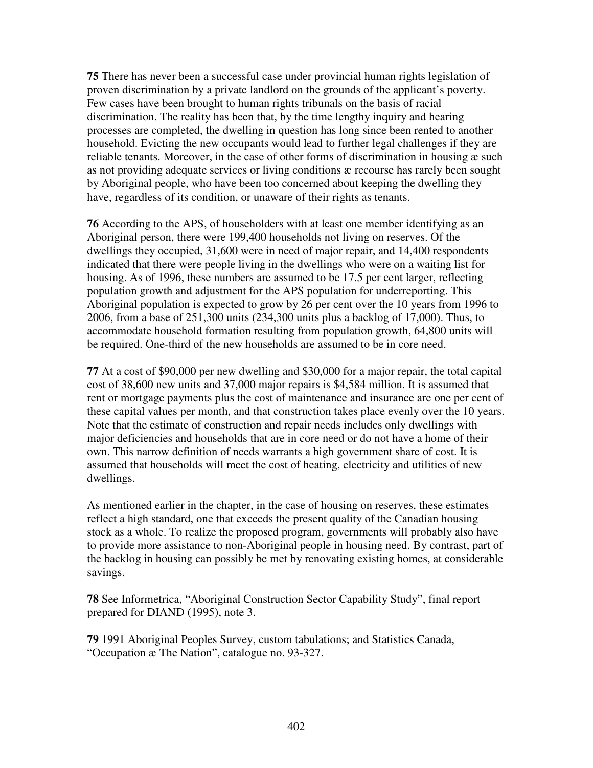**75** There has never been a successful case under provincial human rights legislation of proven discrimination by a private landlord on the grounds of the applicant's poverty. Few cases have been brought to human rights tribunals on the basis of racial discrimination. The reality has been that, by the time lengthy inquiry and hearing processes are completed, the dwelling in question has long since been rented to another household. Evicting the new occupants would lead to further legal challenges if they are reliable tenants. Moreover, in the case of other forms of discrimination in housing æ such as not providing adequate services or living conditions æ recourse has rarely been sought by Aboriginal people, who have been too concerned about keeping the dwelling they have, regardless of its condition, or unaware of their rights as tenants.

**76** According to the APS, of householders with at least one member identifying as an Aboriginal person, there were 199,400 households not living on reserves. Of the dwellings they occupied, 31,600 were in need of major repair, and 14,400 respondents indicated that there were people living in the dwellings who were on a waiting list for housing. As of 1996, these numbers are assumed to be 17.5 per cent larger, reflecting population growth and adjustment for the APS population for underreporting. This Aboriginal population is expected to grow by 26 per cent over the 10 years from 1996 to 2006, from a base of 251,300 units (234,300 units plus a backlog of 17,000). Thus, to accommodate household formation resulting from population growth, 64,800 units will be required. One-third of the new households are assumed to be in core need.

**77** At a cost of $90,000 per new dwelling and $30,000 for a major repair, the total capital cost of 38,600 new units and 37,000 major repairs is $4,584 million. It is assumed that rent or mortgage payments plus the cost of maintenance and insurance are one per cent of these capital values per month, and that construction takes place evenly over the 10 years. Note that the estimate of construction and repair needs includes only dwellings with major deficiencies and households that are in core need or do not have a home of their own. This narrow definition of needs warrants a high government share of cost. It is assumed that households will meet the cost of heating, electricity and utilities of new dwellings.

As mentioned earlier in the chapter, in the case of housing on reserves, these estimates reflect a high standard, one that exceeds the present quality of the Canadian housing stock as a whole. To realize the proposed program, governments will probably also have to provide more assistance to non-Aboriginal people in housing need. By contrast, part of the backlog in housing can possibly be met by renovating existing homes, at considerable savings.

**78** See Informetrica, "Aboriginal Construction Sector Capability Study", final report prepared for DIAND (1995), note 3.

**79** 1991 Aboriginal Peoples Survey, custom tabulations; and Statistics Canada, "Occupation æ The Nation", catalogue no. 93-327.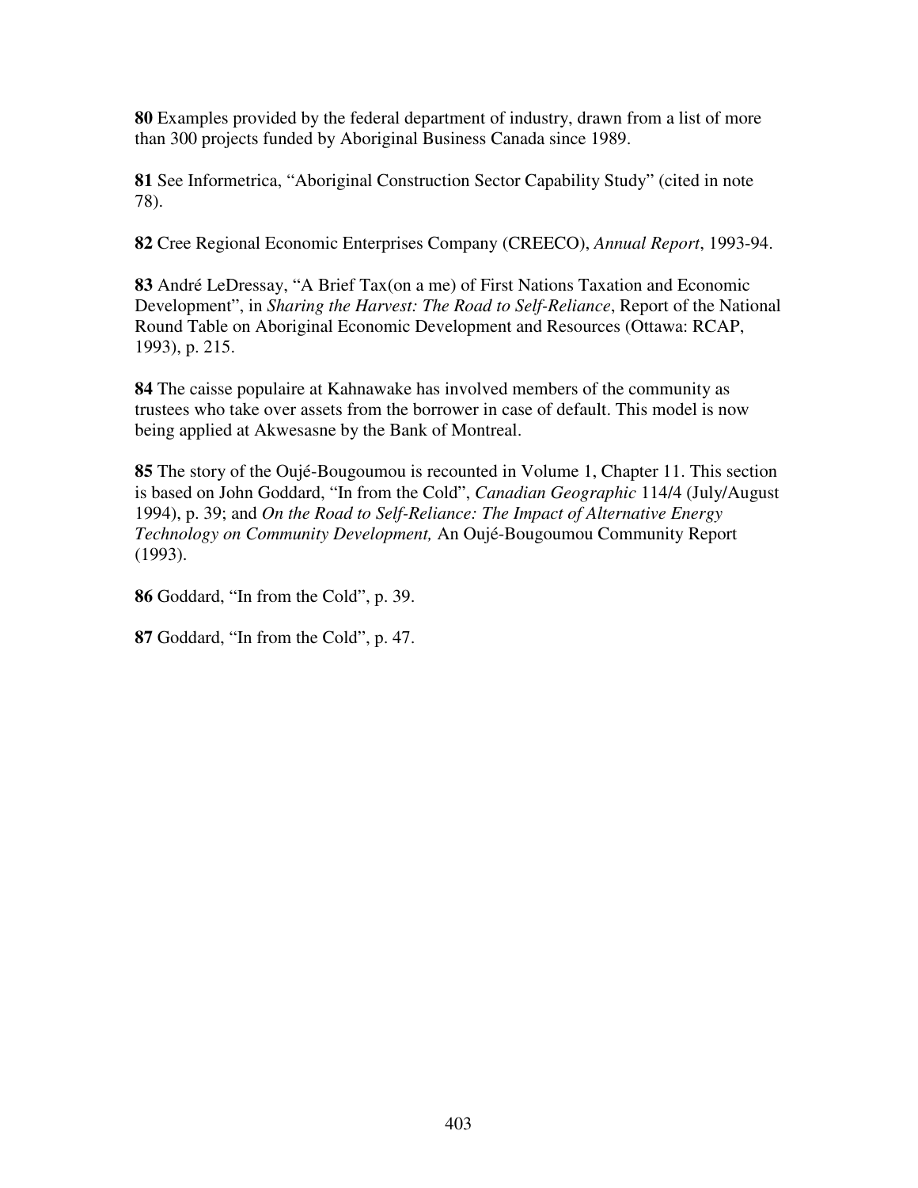**80** Examples provided by the federal department of industry, drawn from a list of more than 300 projects funded by Aboriginal Business Canada since 1989.

**81** See Informetrica, "Aboriginal Construction Sector Capability Study" (cited in note 78).

**82** Cree Regional Economic Enterprises Company (CREECO), *Annual Report*, 1993-94.

**83** André LeDressay, "A Brief Tax(on a me) of First Nations Taxation and Economic Development", in *Sharing the Harvest: The Road to Self-Reliance*, Report of the National Round Table on Aboriginal Economic Development and Resources (Ottawa: RCAP, 1993), p. 215.

**84** The caisse populaire at Kahnawake has involved members of the community as trustees who take over assets from the borrower in case of default. This model is now being applied at Akwesasne by the Bank of Montreal.

**85** The story of the Oujé-Bougoumou is recounted in Volume 1, Chapter 11. This section is based on John Goddard, "In from the Cold", *Canadian Geographic* 114/4 (July/August 1994), p. 39; and *On the Road to Self-Reliance: The Impact of Alternative Energy Technology on Community Development,* An Oujé-Bougoumou Community Report (1993).

**86** Goddard, "In from the Cold", p. 39.

**87** Goddard, "In from the Cold", p. 47.